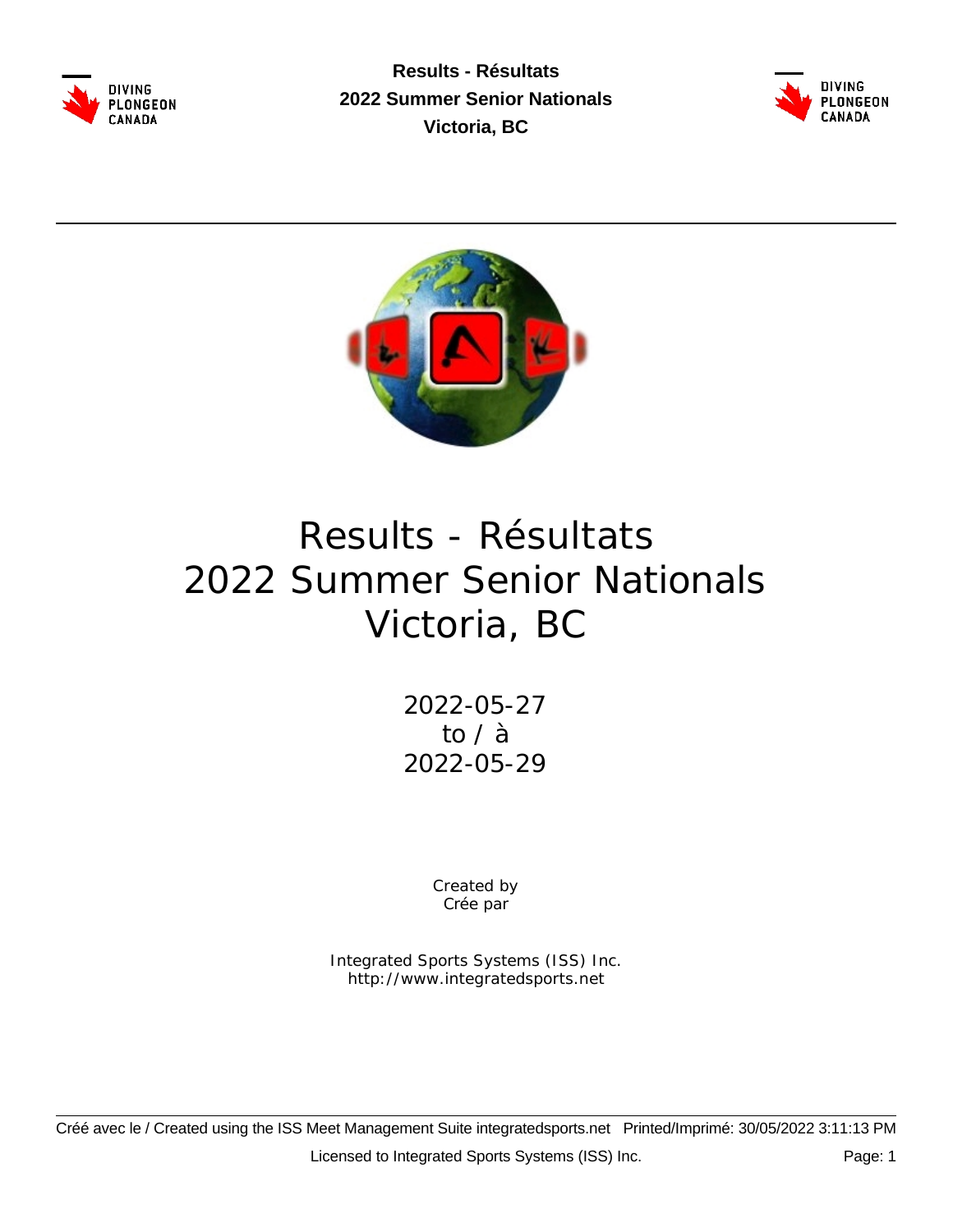# Results - Résultats
# 2022 Summer Senior Nationals
# Victoria, BC

2022-05-27
to / à
2022-05-29

Created by
Crée par

Integrated Sports Systems (ISS) Inc.
http://www.integratedsports.net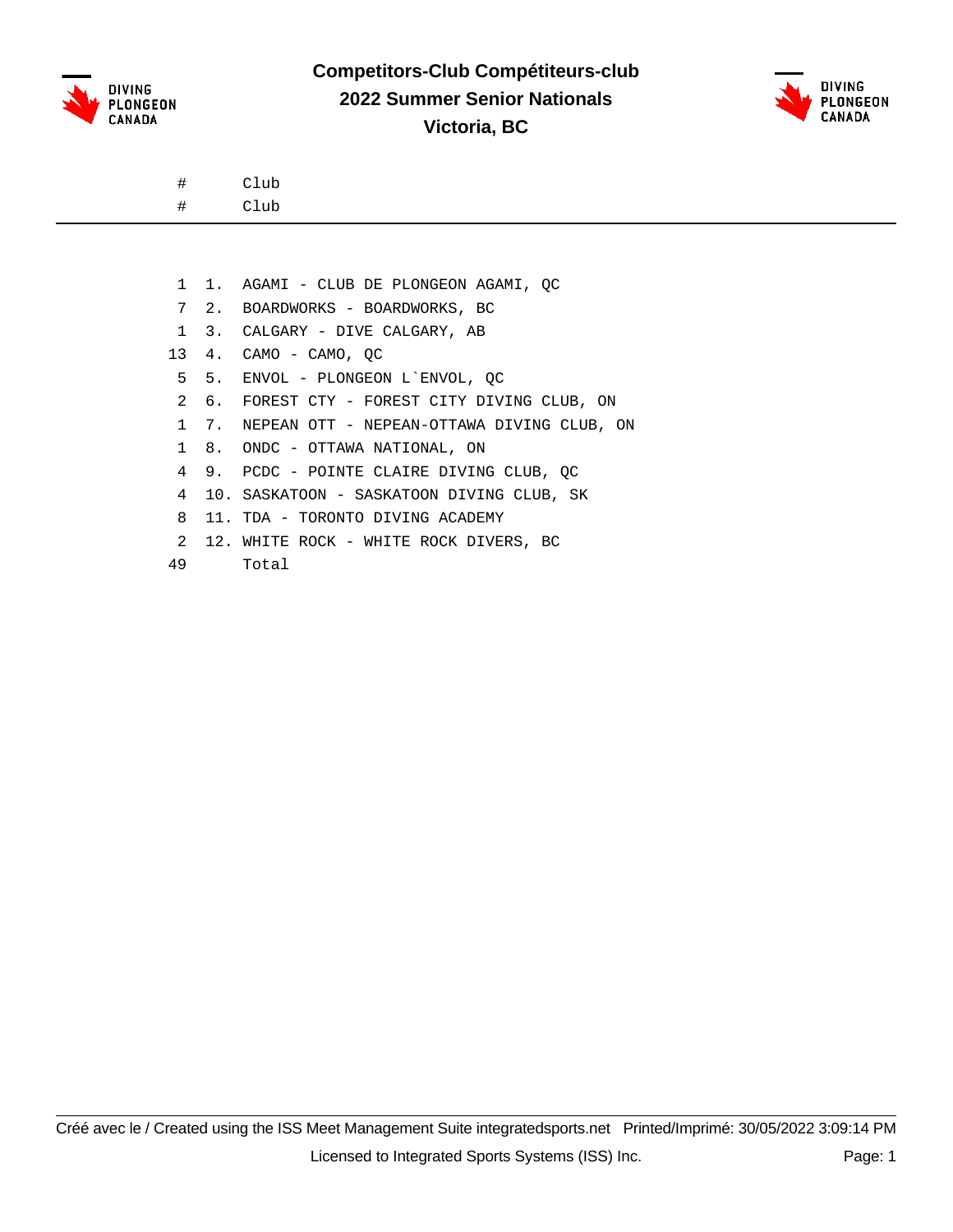# Competitors-Club Compétiteurs-club
## 2022 Summer Senior Nationals
## Victoria, BC

| # | | Club |
|---|---|---|
| 1 | 1. | AGAMI - CLUB DE PLONGEON AGAMI, QC |
| 7 | 2. | BOARDWORKS - BOARDWORKS, BC |
| 1 | 3. | CALGARY - DIVE CALGARY, AB |
| 13 | 4. | CAMO - CAMO, QC |
| 5 | 5. | ENVOL - PLONGEON L`ENVOL, QC |
| 2 | 6. | FOREST CTY - FOREST CITY DIVING CLUB, ON |
| 1 | 7. | NEPEAN OTT - NEPEAN-OTTAWA DIVING CLUB, ON |
| 1 | 8. | ONDC - OTTAWA NATIONAL, ON |
| 4 | 9. | PCDC - POINTE CLAIRE DIVING CLUB, QC |
| 4 | 10. | SASKATOON - SASKATOON DIVING CLUB, SK |
| 8 | 11. | TDA - TORONTO DIVING ACADEMY |
| 2 | 12. | WHITE ROCK - WHITE ROCK DIVERS, BC |
| 49 | | Total |

Créé avec le / Created using the ISS Meet Management Suite integratedsports.net Printed/Imprimé: 30/05/2022 3:09:14 PM

Licensed to Integrated Sports Systems (ISS) Inc.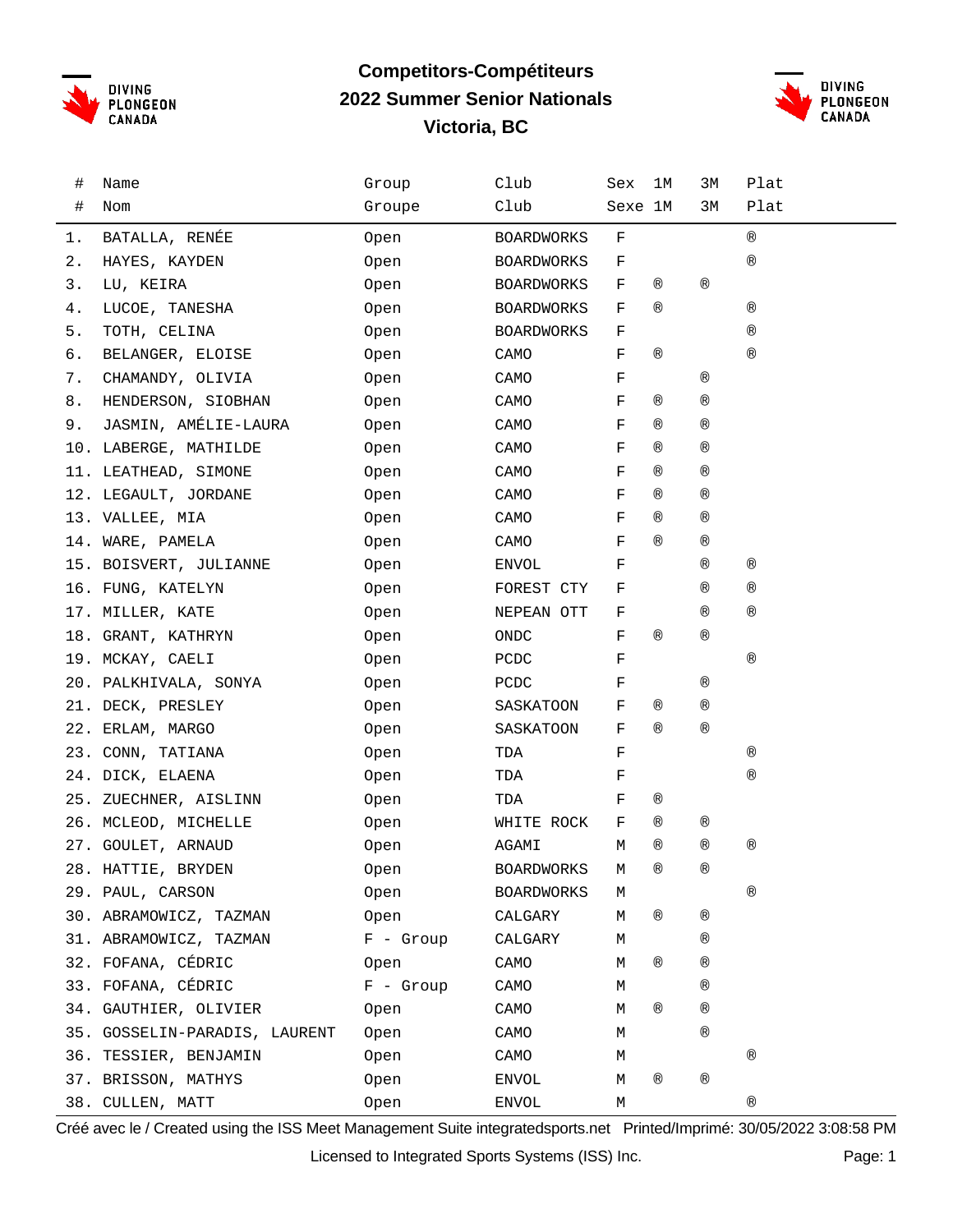# Competitors-Compétiteurs
## 2022 Summer Senior Nationals
## Victoria, BC

| # | Name | Group | Club | Sex | 1M | 3M | Plat |
|---|---|---|---|---|---|---|---|
| # | Nom | Groupe | Club | Sexe | 1M | 3M | Plat |
| 1. | BATALLA, RENÉE | Open | BOARDWORKS | F | | | ® |
| 2. | HAYES, KAYDEN | Open | BOARDWORKS | F | | | ® |
| 3. | LU, KEIRA | Open | BOARDWORKS | F | ® | ® | |
| 4. | LUCOE, TANESHA | Open | BOARDWORKS | F | ® | | ® |
| 5. | TOTH, CELINA | Open | BOARDWORKS | F | | | ® |
| 6. | BELANGER, ELOISE | Open | CAMO | F | ® | | ® |
| 7. | CHAMANDY, OLIVIA | Open | CAMO | F | | ® | |
| 8. | HENDERSON, SIOBHAN | Open | CAMO | F | ® | ® | |
| 9. | JASMIN, AMÉLIE-LAURA | Open | CAMO | F | ® | ® | |
| 10. | LABERGE, MATHILDE | Open | CAMO | F | ® | ® | |
| 11. | LEATHEAD, SIMONE | Open | CAMO | F | ® | ® | |
| 12. | LEGAULT, JORDANE | Open | CAMO | F | ® | ® | |
| 13. | VALLEE, MIA | Open | CAMO | F | ® | ® | |
| 14. | WARE, PAMELA | Open | CAMO | F | ® | ® | |
| 15. | BOISVERT, JULIANNE | Open | ENVOL | F | | ® | ® |
| 16. | FUNG, KATELYN | Open | FOREST CTY | F | | ® | ® |
| 17. | MILLER, KATE | Open | NEPEAN OTT | F | | ® | ® |
| 18. | GRANT, KATHRYN | Open | ONDC | F | ® | ® | |
| 19. | MCKAY, CAELI | Open | PCDC | F | | | ® |
| 20. | PALKHIVALA, SONYA | Open | PCDC | F | | ® | |
| 21. | DECK, PRESLEY | Open | SASKATOON | F | ® | ® | |
| 22. | ERLAM, MARGO | Open | SASKATOON | F | ® | ® | |
| 23. | CONN, TATIANA | Open | TDA | F | | | ® |
| 24. | DICK, ELAENA | Open | TDA | F | | | ® |
| 25. | ZUECHNER, AISLINN | Open | TDA | F | ® | | |
| 26. | MCLEOD, MICHELLE | Open | WHITE ROCK | F | ® | ® | |
| 27. | GOULET, ARNAUD | Open | AGAMI | M | ® | ® | ® |
| 28. | HATTIE, BRYDEN | Open | BOARDWORKS | M | ® | ® | |
| 29. | PAUL, CARSON | Open | BOARDWORKS | M | | | ® |
| 30. | ABRAMOWICZ, TAZMAN | Open | CALGARY | M | ® | ® | |
| 31. | ABRAMOWICZ, TAZMAN | F - Group | CALGARY | M | | ® | |
| 32. | FOFANA, CÉDRIC | Open | CAMO | M | ® | ® | |
| 33. | FOFANA, CÉDRIC | F - Group | CAMO | M | | ® | |
| 34. | GAUTHIER, OLIVIER | Open | CAMO | M | ® | ® | |
| 35. | GOSSELIN-PARADIS, LAURENT | Open | CAMO | M | | ® | |
| 36. | TESSIER, BENJAMIN | Open | CAMO | M | | | ® |
| 37. | BRISSON, MATHYS | Open | ENVOL | M | ® | ® | |
| 38. | CULLEN, MATT | Open | ENVOL | M | | | ® |

Créé avec le / Created using the ISS Meet Management Suite integratedsports.net Printed/Imprimé: 30/05/2022 3:08:58 PM

Licensed to Integrated Sports Systems (ISS) Inc.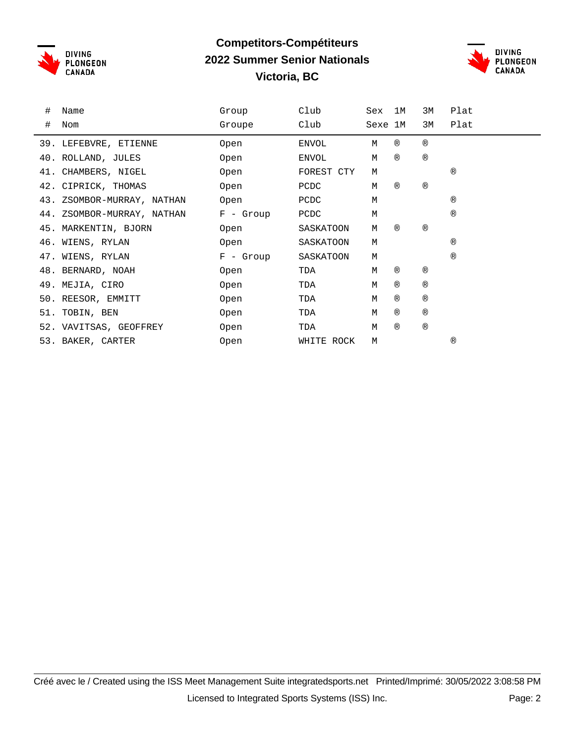# Competitors-Compétiteurs

## 2022 Summer Senior Nationals

## Victoria, BC

| # | Name | Group | Club | Sex | 1M | 3M | Plat |
|---|---|---|---|---|---|---|---|
| # | Nom | Groupe | Club | Sexe | 1M | 3M | Plat |
| 39. | LEFEBVRE, ETIENNE | Open | ENVOL | M | ® | ® | |
| 40. | ROLLAND, JULES | Open | ENVOL | M | ® | ® | |
| 41. | CHAMBERS, NIGEL | Open | FOREST CTY | M | | | ® |
| 42. | CIPRICK, THOMAS | Open | PCDC | M | ® | ® | |
| 43. | ZSOMBOR-MURRAY, NATHAN | Open | PCDC | M | | | ® |
| 44. | ZSOMBOR-MURRAY, NATHAN | F - Group | PCDC | M | | | ® |
| 45. | MARKENTIN, BJORN | Open | SASKATOON | M | ® | ® | |
| 46. | WIENS, RYLAN | Open | SASKATOON | M | | | ® |
| 47. | WIENS, RYLAN | F - Group | SASKATOON | M | | | ® |
| 48. | BERNARD, NOAH | Open | TDA | M | ® | ® | |
| 49. | MEJIA, CIRO | Open | TDA | M | ® | ® | |
| 50. | REESOR, EMMITT | Open | TDA | M | ® | ® | |
| 51. | TOBIN, BEN | Open | TDA | M | ® | ® | |
| 52. | VAVITSAS, GEOFFREY | Open | TDA | M | ® | ® | |
| 53. | BAKER, CARTER | Open | WHITE ROCK | M | | | ® |

Créé avec le / Created using the ISS Meet Management Suite integratedsports.net Printed/Imprimé: 30/05/2022 3:08:58 PM

Licensed to Integrated Sports Systems (ISS) Inc.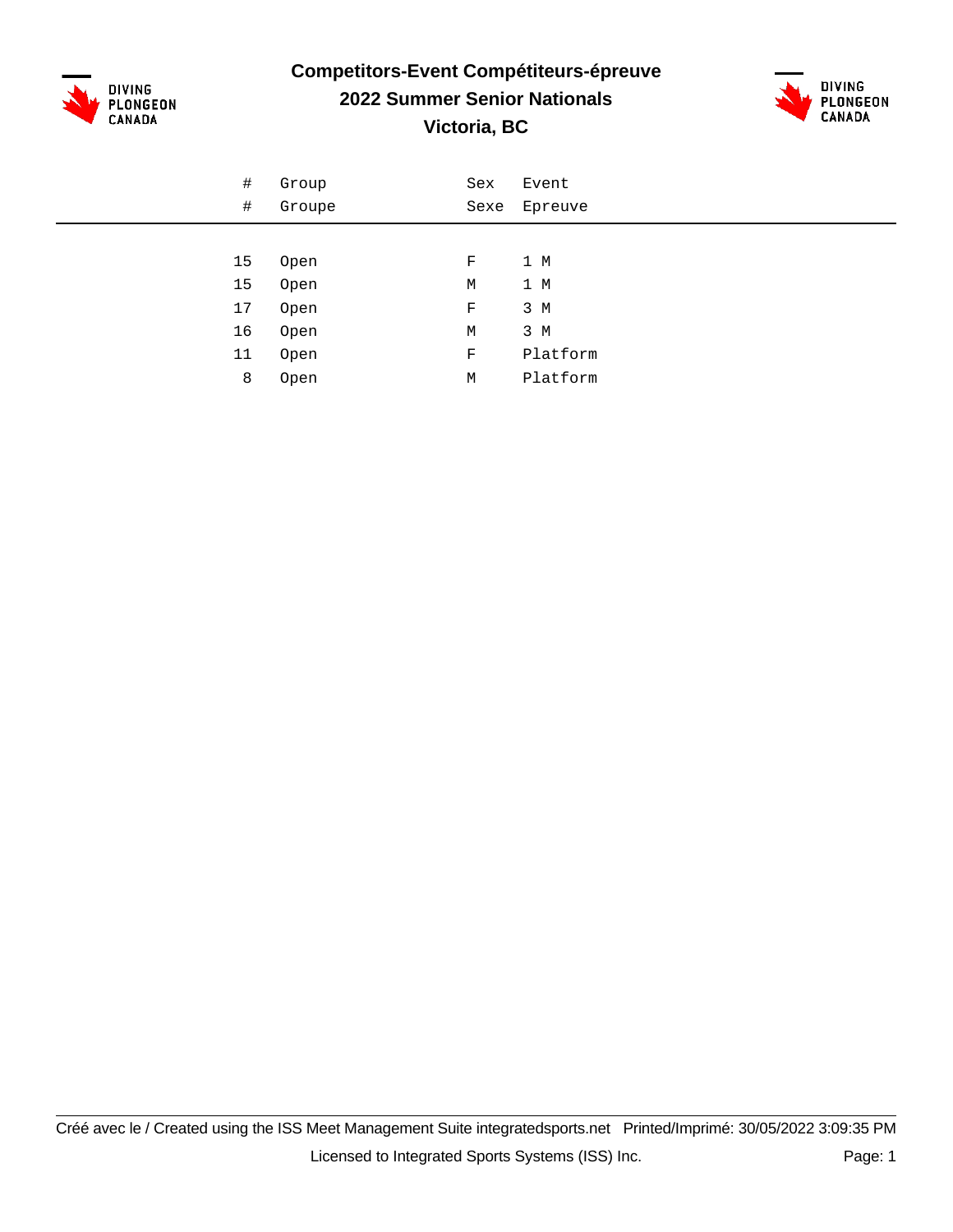# Competitors-Event Compétiteurs-épreuve

## 2022 Summer Senior Nationals

## Victoria, BC

| # / # | Group / Groupe | Sex / Sexe | Event / Epreuve |
|---|---|---|---|
| 15 | Open | F | 1 M |
| 15 | Open | M | 1 M |
| 17 | Open | F | 3 M |
| 16 | Open | M | 3 M |
| 11 | Open | F | Platform |
| 8 | Open | M | Platform |

Créé avec le / Created using the ISS Meet Management Suite integratedsports.net Printed/Imprimé: 30/05/2022 3:09:35 PM

Licensed to Integrated Sports Systems (ISS) Inc.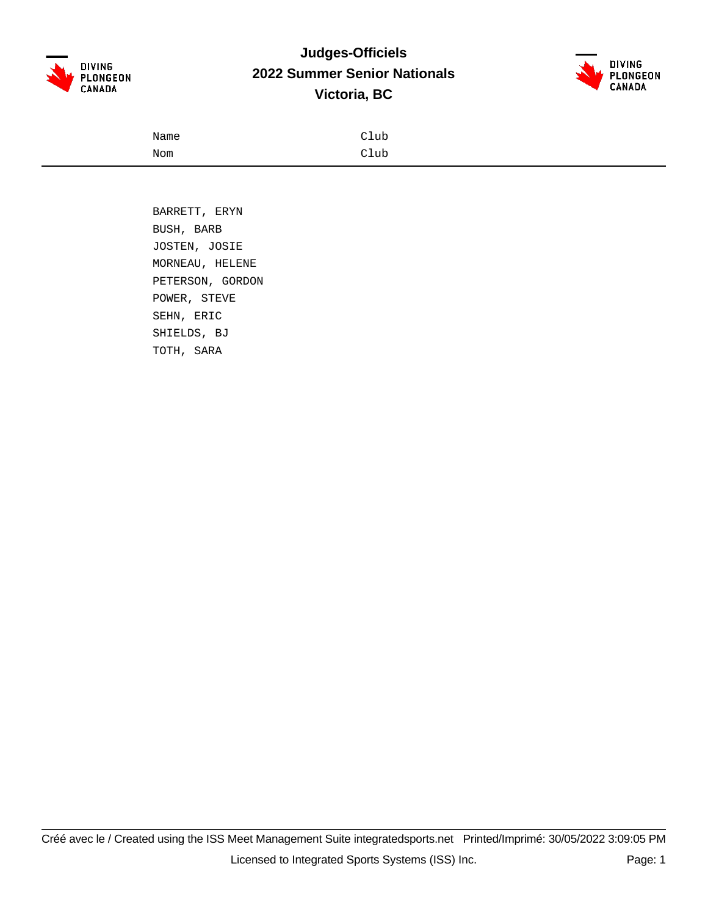# Judges-Officiels

## 2022 Summer Senior Nationals

## Victoria, BC

| Name<br>Nom | Club<br>Club |
|---|---|
| BARRETT, ERYN | |
| BUSH, BARB | |
| JOSTEN, JOSIE | |
| MORNEAU, HELENE | |
| PETERSON, GORDON | |
| POWER, STEVE | |
| SEHN, ERIC | |
| SHIELDS, BJ | |
| TOTH, SARA | |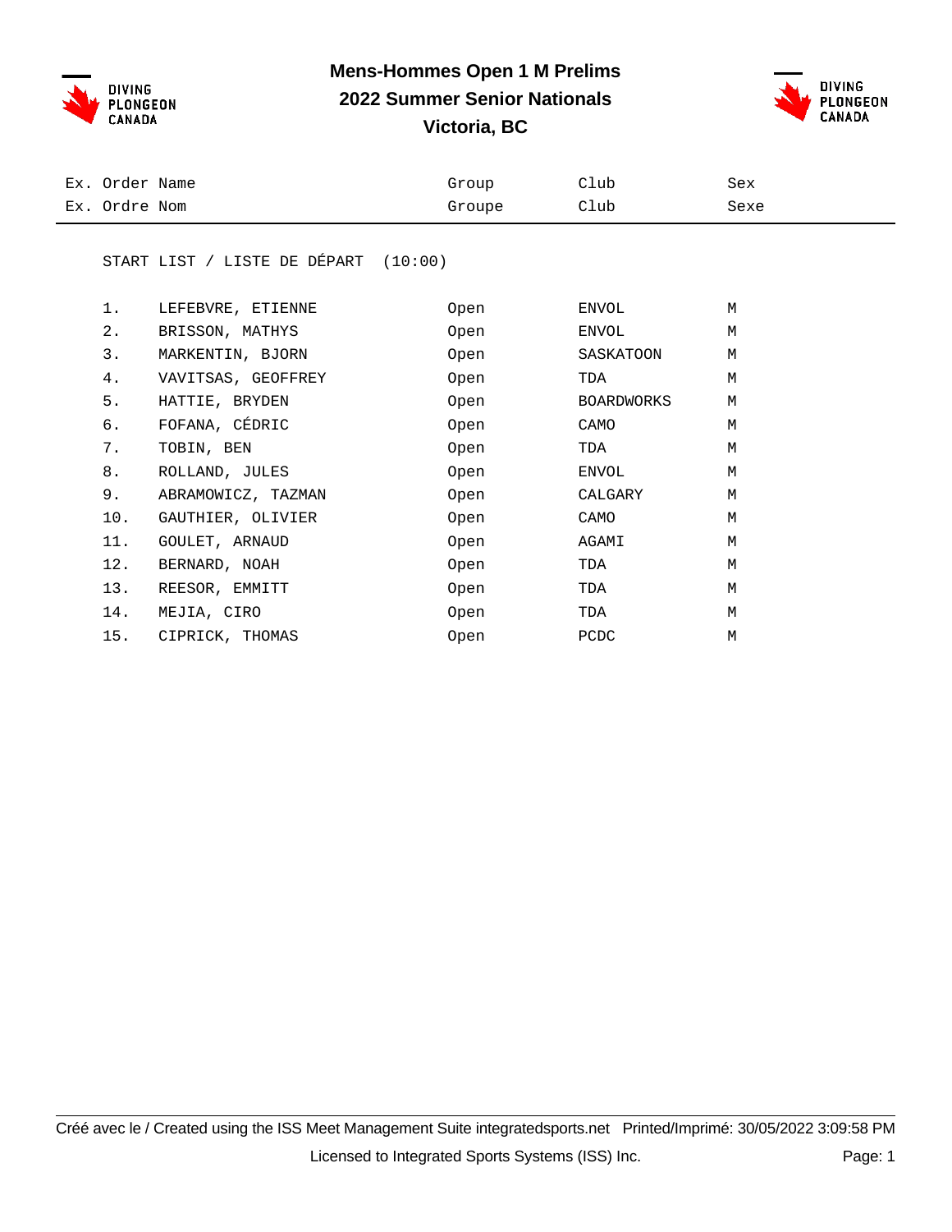# Mens-Hommes Open 1 M Prelims
## 2022 Summer Senior Nationals
## Victoria, BC

START LIST / LISTE DE DÉPART (10:00)

| Ex. Order / Ex. Ordre | Name / Nom | Group / Groupe | Club / Club | Sex / Sexe |
|---|---|---|---|---|
| 1. | LEFEBVRE, ETIENNE | Open | ENVOL | M |
| 2. | BRISSON, MATHYS | Open | ENVOL | M |
| 3. | MARKENTIN, BJORN | Open | SASKATOON | M |
| 4. | VAVITSAS, GEOFFREY | Open | TDA | M |
| 5. | HATTIE, BRYDEN | Open | BOARDWORKS | M |
| 6. | FOFANA, CÉDRIC | Open | CAMO | M |
| 7. | TOBIN, BEN | Open | TDA | M |
| 8. | ROLLAND, JULES | Open | ENVOL | M |
| 9. | ABRAMOWICZ, TAZMAN | Open | CALGARY | M |
| 10. | GAUTHIER, OLIVIER | Open | CAMO | M |
| 11. | GOULET, ARNAUD | Open | AGAMI | M |
| 12. | BERNARD, NOAH | Open | TDA | M |
| 13. | REESOR, EMMITT | Open | TDA | M |
| 14. | MEJIA, CIRO | Open | TDA | M |
| 15. | CIPRICK, THOMAS | Open | PCDC | M |

Créé avec le / Created using the ISS Meet Management Suite integratedsports.net Printed/Imprimé: 30/05/2022 3:09:58 PM

Licensed to Integrated Sports Systems (ISS) Inc.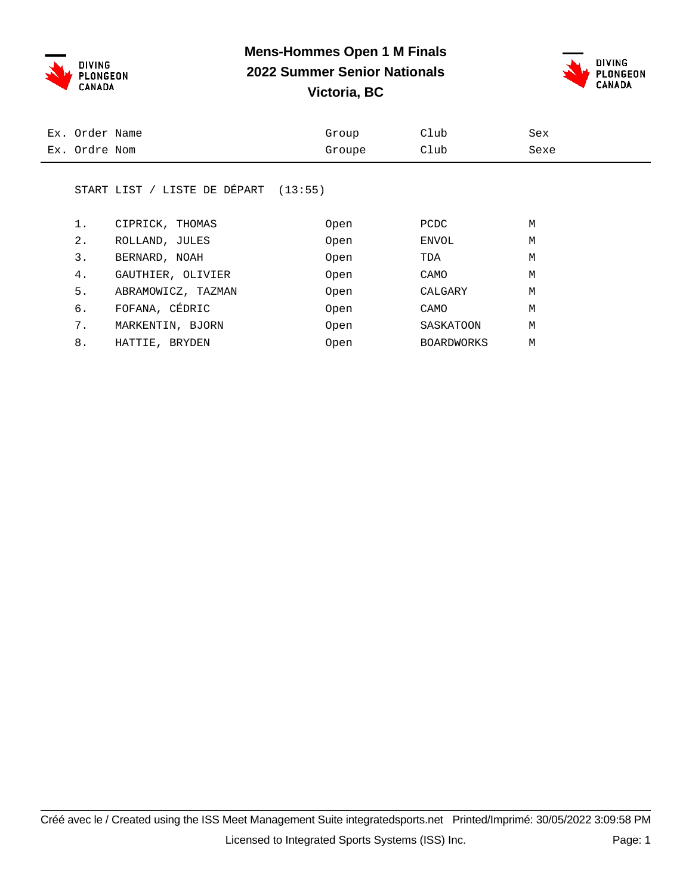# Mens-Hommes Open 1 M Finals
## 2022 Summer Senior Nationals
## Victoria, BC

| Ex. Order / Ex. Ordre | Name / Nom | Group / Groupe | Club / Club | Sex / Sexe |
|---|---|---|---|---|

START LIST / LISTE DE DÉPART (13:55)

| Ex. Order | Name | Group | Club | Sex |
|---|---|---|---|---|
| 1. | CIPRICK, THOMAS | Open | PCDC | M |
| 2. | ROLLAND, JULES | Open | ENVOL | M |
| 3. | BERNARD, NOAH | Open | TDA | M |
| 4. | GAUTHIER, OLIVIER | Open | CAMO | M |
| 5. | ABRAMOWICZ, TAZMAN | Open | CALGARY | M |
| 6. | FOFANA, CÉDRIC | Open | CAMO | M |
| 7. | MARKENTIN, BJORN | Open | SASKATOON | M |
| 8. | HATTIE, BRYDEN | Open | BOARDWORKS | M |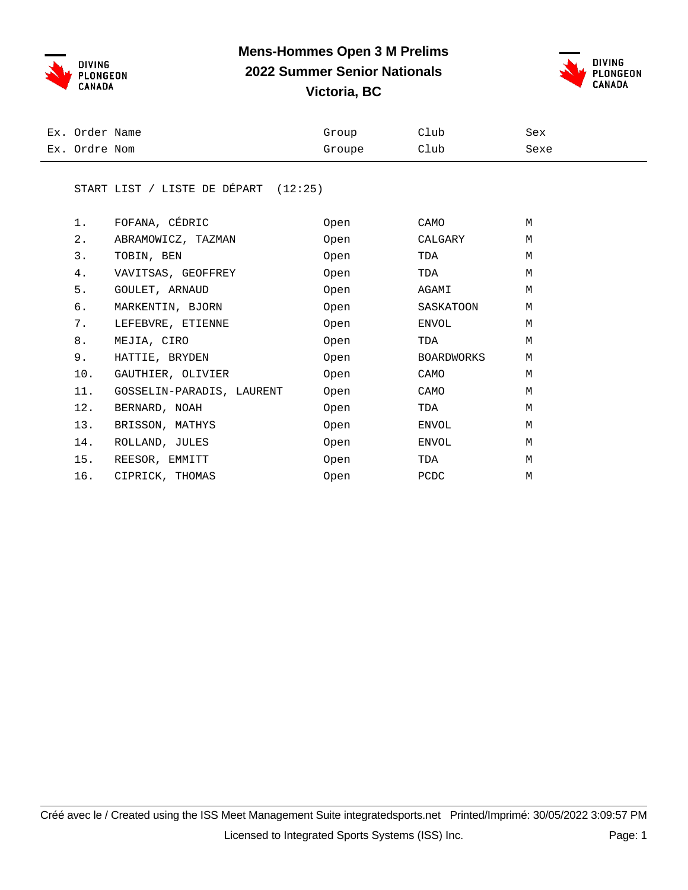# Mens-Hommes Open 3 M Prelims
## 2022 Summer Senior Nationals
## Victoria, BC

START LIST / LISTE DE DÉPART (12:25)

| Ex. Order<br>Ex. Ordre | Name<br>Nom | Group<br>Groupe | Club<br>Club | Sex<br>Sexe |
|---|---|---|---|---|
| 1. | FOFANA, CÉDRIC | Open | CAMO | M |
| 2. | ABRAMOWICZ, TAZMAN | Open | CALGARY | M |
| 3. | TOBIN, BEN | Open | TDA | M |
| 4. | VAVITSAS, GEOFFREY | Open | TDA | M |
| 5. | GOULET, ARNAUD | Open | AGAMI | M |
| 6. | MARKENTIN, BJORN | Open | SASKATOON | M |
| 7. | LEFEBVRE, ETIENNE | Open | ENVOL | M |
| 8. | MEJIA, CIRO | Open | TDA | M |
| 9. | HATTIE, BRYDEN | Open | BOARDWORKS | M |
| 10. | GAUTHIER, OLIVIER | Open | CAMO | M |
| 11. | GOSSELIN-PARADIS, LAURENT | Open | CAMO | M |
| 12. | BERNARD, NOAH | Open | TDA | M |
| 13. | BRISSON, MATHYS | Open | ENVOL | M |
| 14. | ROLLAND, JULES | Open | ENVOL | M |
| 15. | REESOR, EMMITT | Open | TDA | M |
| 16. | CIPRICK, THOMAS | Open | PCDC | M |

Créé avec le / Created using the ISS Meet Management Suite integratedsports.net Printed/Imprimé: 30/05/2022 3:09:57 PM

Licensed to Integrated Sports Systems (ISS) Inc.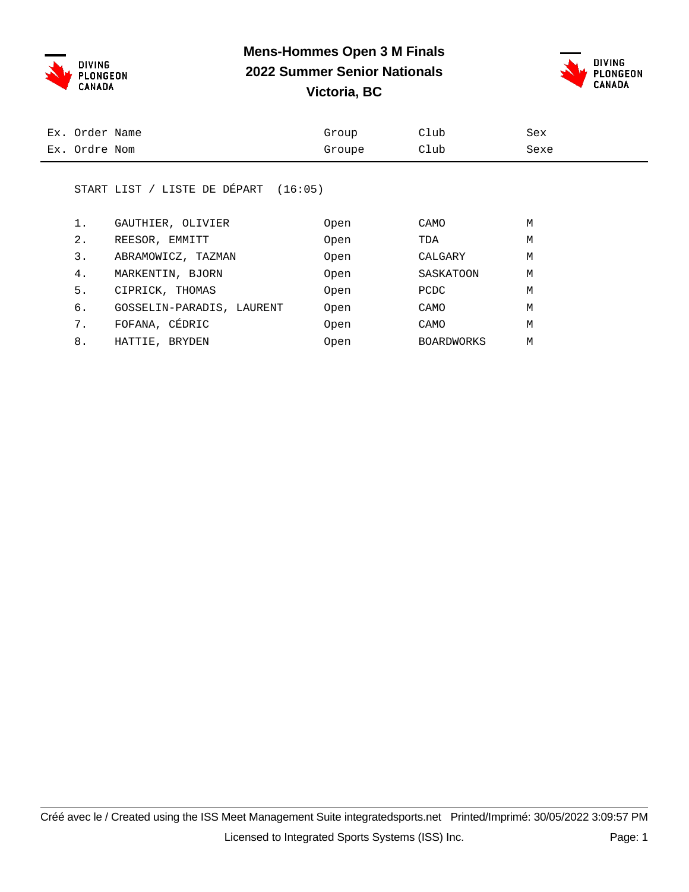# Mens-Hommes Open 3 M Finals
## 2022 Summer Senior Nationals
## Victoria, BC

START LIST / LISTE DE DÉPART (16:05)

| Ex. Order<br>Ex. Ordre | Name<br>Nom | Group<br>Groupe | Club<br>Club | Sex<br>Sexe |
|---|---|---|---|---|
| 1. | GAUTHIER, OLIVIER | Open | CAMO | M |
| 2. | REESOR, EMMITT | Open | TDA | M |
| 3. | ABRAMOWICZ, TAZMAN | Open | CALGARY | M |
| 4. | MARKENTIN, BJORN | Open | SASKATOON | M |
| 5. | CIPRICK, THOMAS | Open | PCDC | M |
| 6. | GOSSELIN-PARADIS, LAURENT | Open | CAMO | M |
| 7. | FOFANA, CÉDRIC | Open | CAMO | M |
| 8. | HATTIE, BRYDEN | Open | BOARDWORKS | M |

Créé avec le / Created using the ISS Meet Management Suite integratedsports.net Printed/Imprimé: 30/05/2022 3:09:57 PM

Licensed to Integrated Sports Systems (ISS) Inc.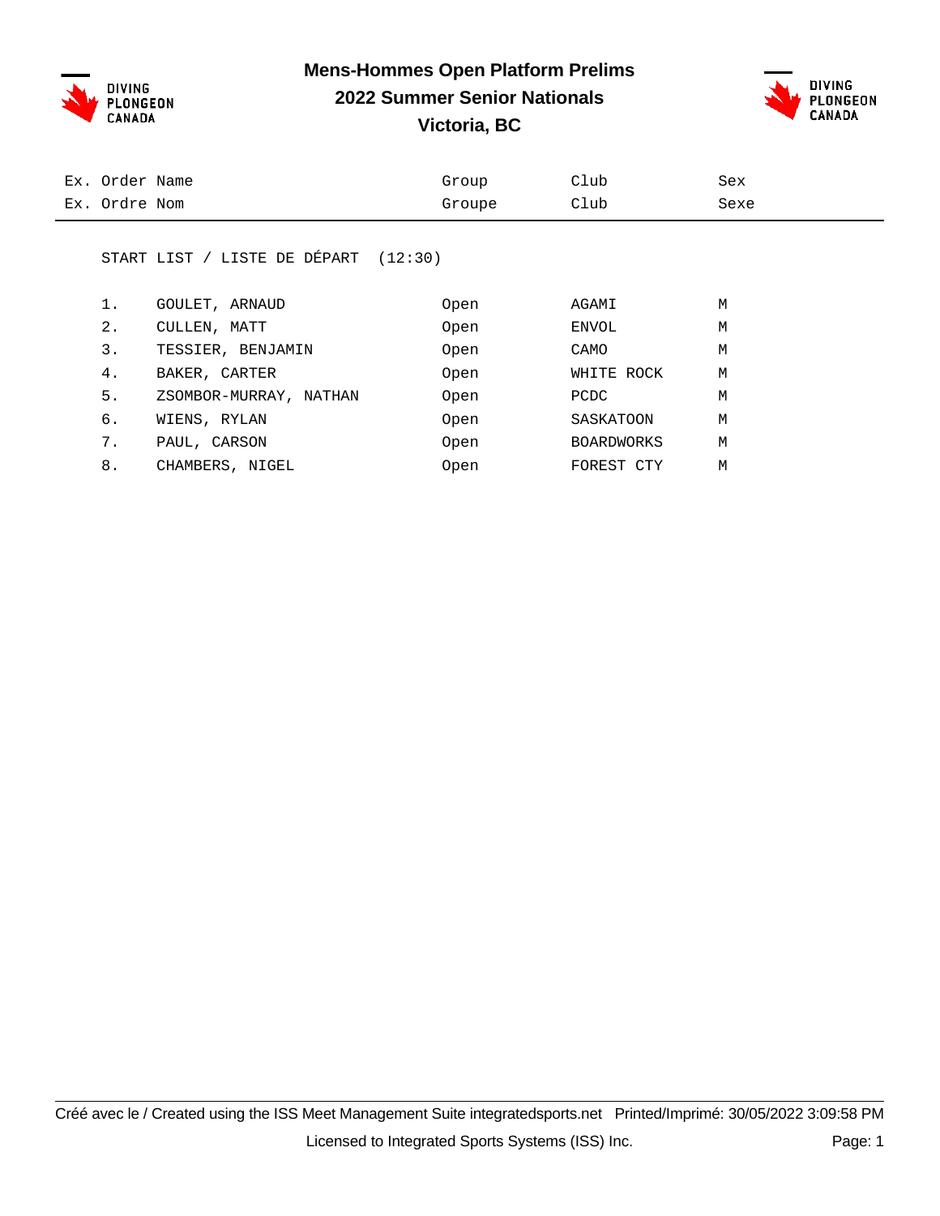# Mens-Hommes Open Platform Prelims

## 2022 Summer Senior Nationals

## Victoria, BC

| Ex. | Order / Ordre | Name / Nom | Group / Groupe | Club / Club | Sex / Sexe |
|---|---|---|---|---|---|

START LIST / LISTE DE DÉPART (12:30)

| Ex. | Order / Ordre | Name / Nom | Group / Groupe | Club / Club | Sex / Sexe |
|---|---|---|---|---|---|
| | 1. | GOULET, ARNAUD | Open | AGAMI | M |
| | 2. | CULLEN, MATT | Open | ENVOL | M |
| | 3. | TESSIER, BENJAMIN | Open | CAMO | M |
| | 4. | BAKER, CARTER | Open | WHITE ROCK | M |
| | 5. | ZSOMBOR-MURRAY, NATHAN | Open | PCDC | M |
| | 6. | WIENS, RYLAN | Open | SASKATOON | M |
| | 7. | PAUL, CARSON | Open | BOARDWORKS | M |
| | 8. | CHAMBERS, NIGEL | Open | FOREST CTY | M |

Créé avec le / Created using the ISS Meet Management Suite integratedsports.net Printed/Imprimé: 30/05/2022 3:09:58 PM

Licensed to Integrated Sports Systems (ISS) Inc.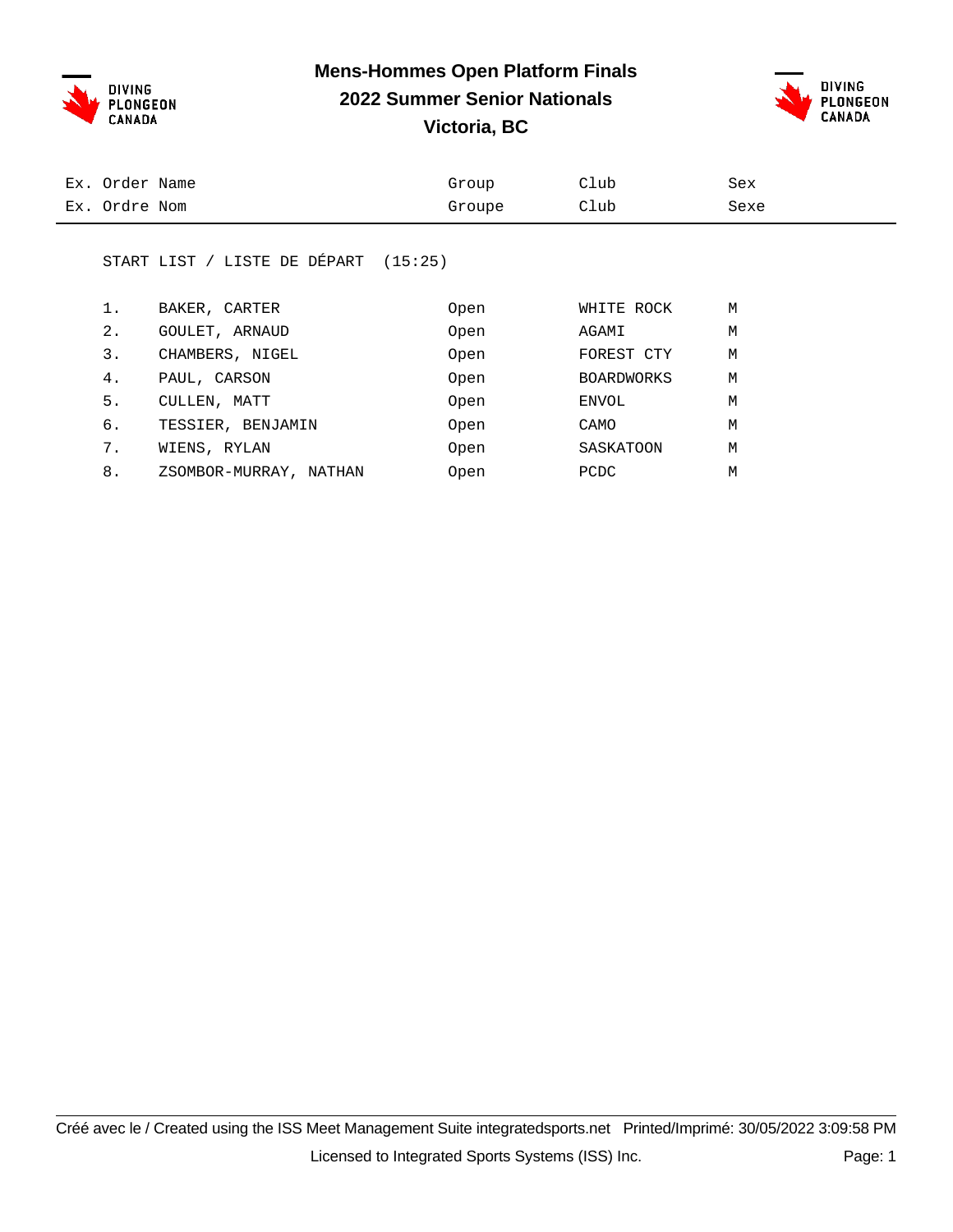# Mens-Hommes Open Platform Finals

## 2022 Summer Senior Nationals

## Victoria, BC

| Ex. Order / Ex. Ordre | Name / Nom | Group / Groupe | Club / Club | Sex / Sexe |
|---|---|---|---|---|

START LIST / LISTE DE DÉPART (15:25)

| Ex. Order | Name | Group | Club | Sex |
|---|---|---|---|---|
| 1. | BAKER, CARTER | Open | WHITE ROCK | M |
| 2. | GOULET, ARNAUD | Open | AGAMI | M |
| 3. | CHAMBERS, NIGEL | Open | FOREST CTY | M |
| 4. | PAUL, CARSON | Open | BOARDWORKS | M |
| 5. | CULLEN, MATT | Open | ENVOL | M |
| 6. | TESSIER, BENJAMIN | Open | CAMO | M |
| 7. | WIENS, RYLAN | Open | SASKATOON | M |
| 8. | ZSOMBOR-MURRAY, NATHAN | Open | PCDC | M |

Créé avec le / Created using the ISS Meet Management Suite integratedsports.net Printed/Imprimé: 30/05/2022 3:09:58 PM

Licensed to Integrated Sports Systems (ISS) Inc.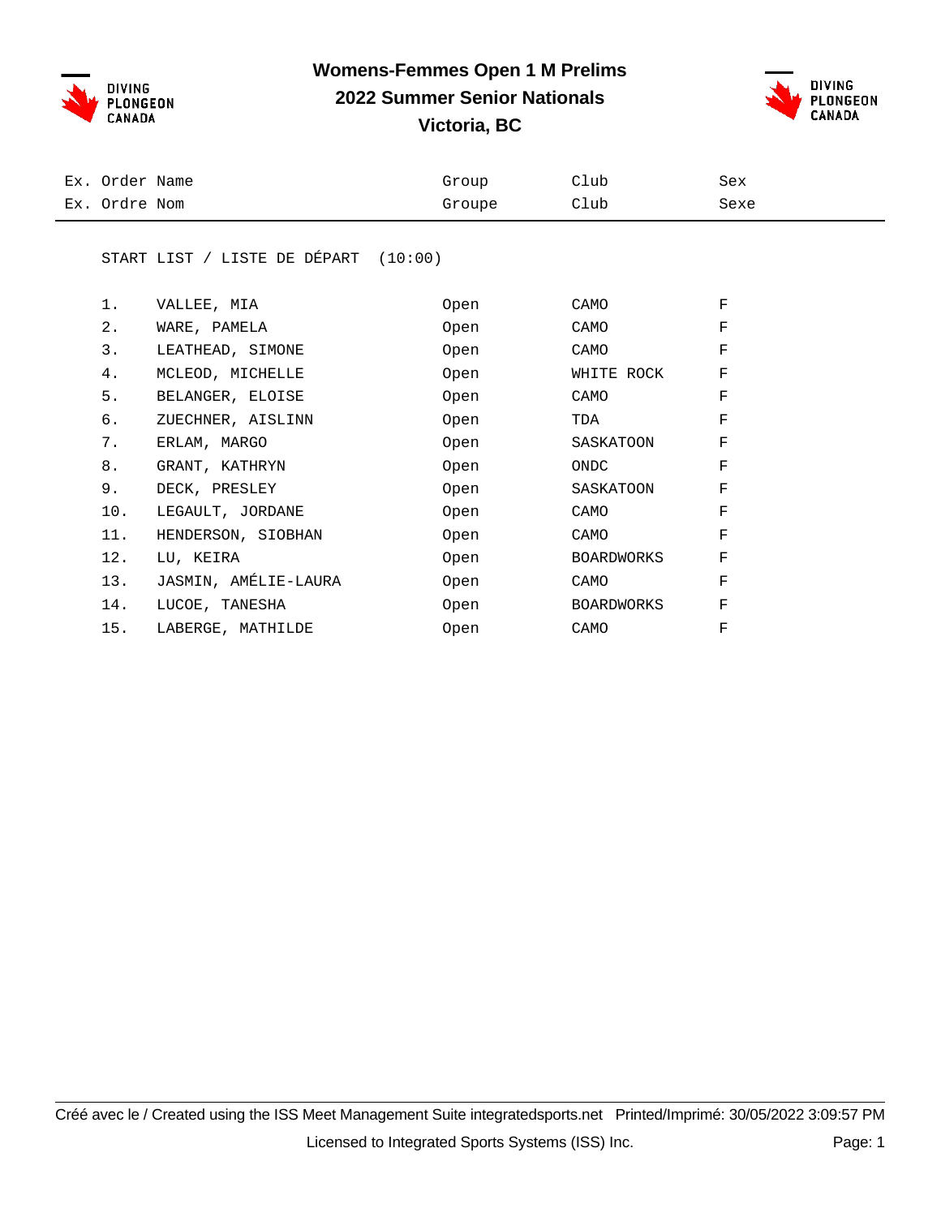# Womens-Femmes Open 1 M Prelims

## 2022 Summer Senior Nationals

## Victoria, BC

START LIST / LISTE DE DÉPART (10:00)

| Ex. Order<br>Ex. Ordre | Name<br>Nom | Group<br>Groupe | Club<br>Club | Sex<br>Sexe |
|---|---|---|---|---|
| 1. | VALLEE, MIA | Open | CAMO | F |
| 2. | WARE, PAMELA | Open | CAMO | F |
| 3. | LEATHEAD, SIMONE | Open | CAMO | F |
| 4. | MCLEOD, MICHELLE | Open | WHITE ROCK | F |
| 5. | BELANGER, ELOISE | Open | CAMO | F |
| 6. | ZUECHNER, AISLINN | Open | TDA | F |
| 7. | ERLAM, MARGO | Open | SASKATOON | F |
| 8. | GRANT, KATHRYN | Open | ONDC | F |
| 9. | DECK, PRESLEY | Open | SASKATOON | F |
| 10. | LEGAULT, JORDANE | Open | CAMO | F |
| 11. | HENDERSON, SIOBHAN | Open | CAMO | F |
| 12. | LU, KEIRA | Open | BOARDWORKS | F |
| 13. | JASMIN, AMÉLIE-LAURA | Open | CAMO | F |
| 14. | LUCOE, TANESHA | Open | BOARDWORKS | F |
| 15. | LABERGE, MATHILDE | Open | CAMO | F |

Créé avec le / Created using the ISS Meet Management Suite integratedsports.net Printed/Imprimé: 30/05/2022 3:09:57 PM

Licensed to Integrated Sports Systems (ISS) Inc.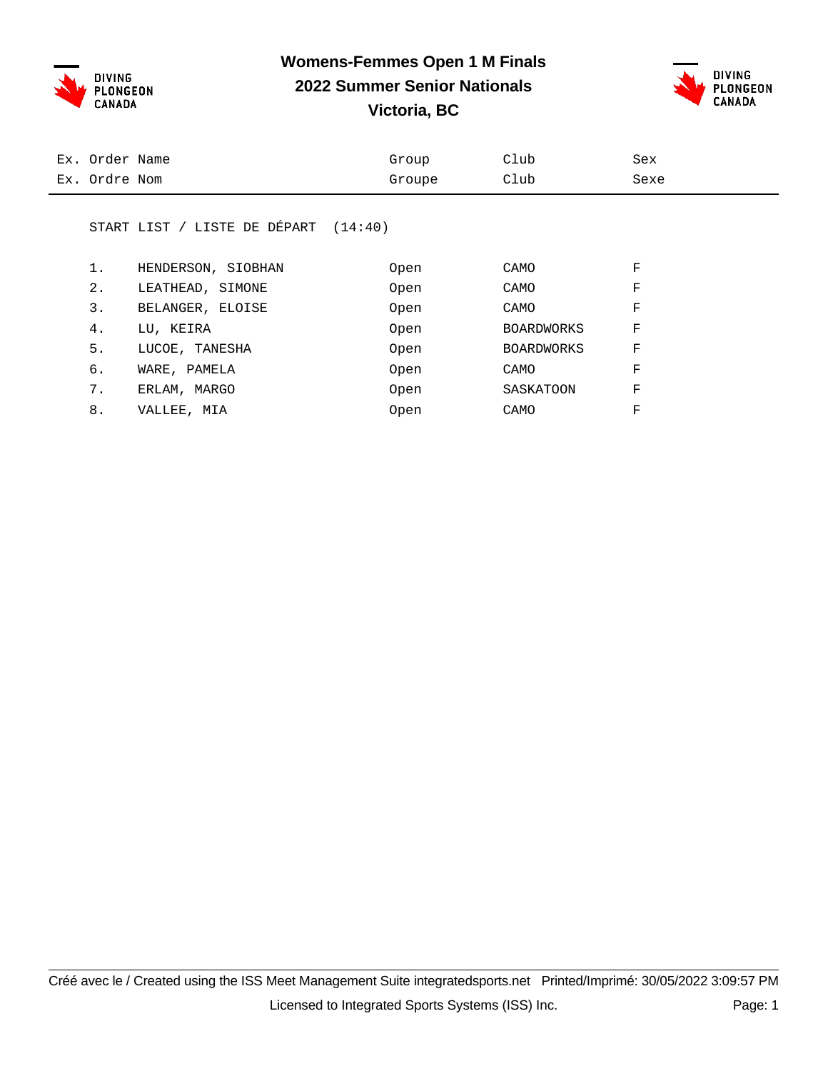# Womens-Femmes Open 1 M Finals
## 2022 Summer Senior Nationals
## Victoria, BC

| Ex. Order / Ex. Ordre | Name / Nom | Group / Groupe | Club / Club | Sex / Sexe |
|---|---|---|---|---|

START LIST / LISTE DE DÉPART (14:40)

| Order | Name | Group | Club | Sex |
|---|---|---|---|---|
| 1. | HENDERSON, SIOBHAN | Open | CAMO | F |
| 2. | LEATHEAD, SIMONE | Open | CAMO | F |
| 3. | BELANGER, ELOISE | Open | CAMO | F |
| 4. | LU, KEIRA | Open | BOARDWORKS | F |
| 5. | LUCOE, TANESHA | Open | BOARDWORKS | F |
| 6. | WARE, PAMELA | Open | CAMO | F |
| 7. | ERLAM, MARGO | Open | SASKATOON | F |
| 8. | VALLEE, MIA | Open | CAMO | F |

Créé avec le / Created using the ISS Meet Management Suite integratedsports.net Printed/Imprimé: 30/05/2022 3:09:57 PM

Licensed to Integrated Sports Systems (ISS) Inc.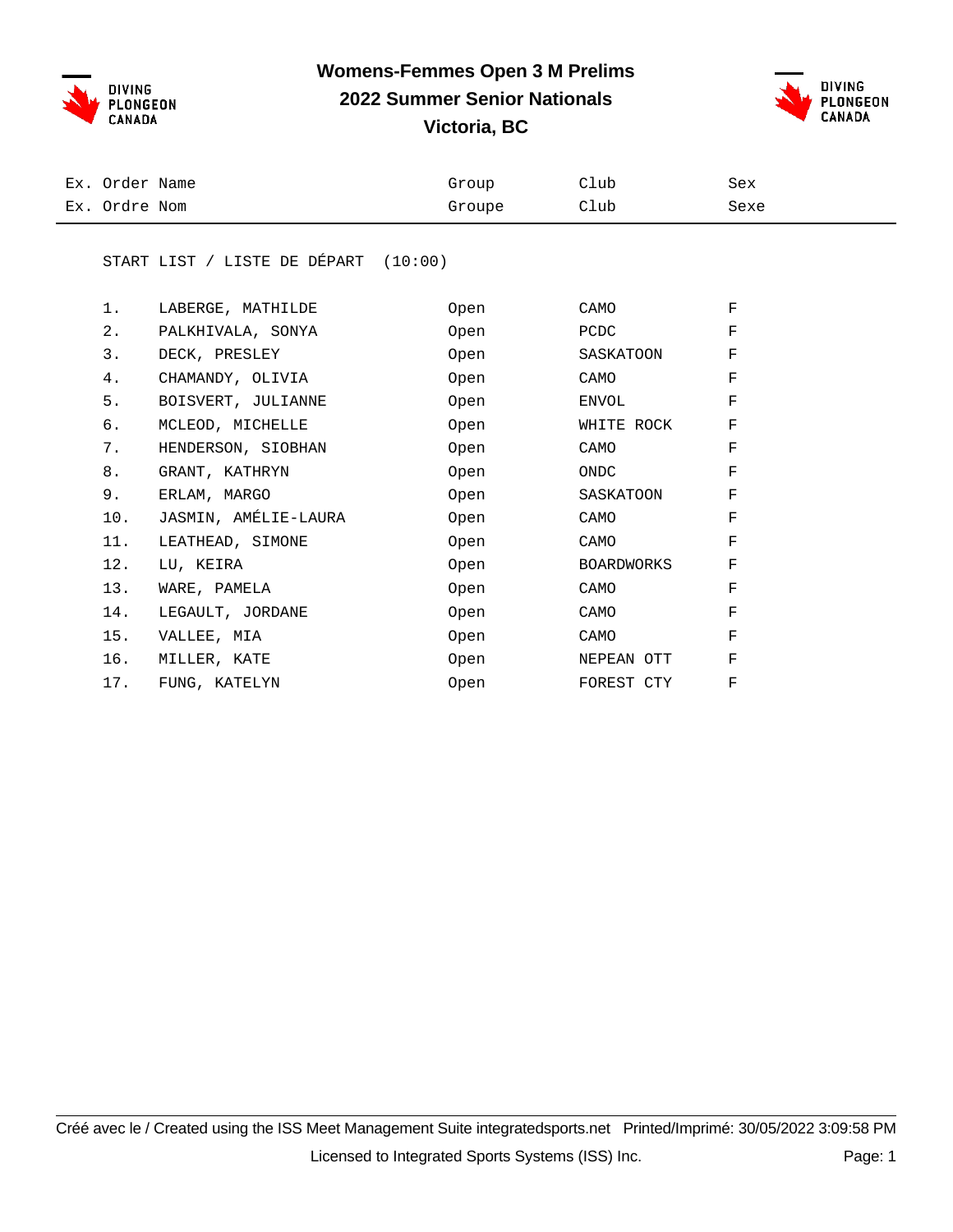# Womens-Femmes Open 3 M Prelims
## 2022 Summer Senior Nationals
## Victoria, BC

START LIST / LISTE DE DÉPART (10:00)

| Ex. Order / Ex. Ordre | Name / Nom | Group / Groupe | Club / Club | Sex / Sexe |
|---|---|---|---|---|
| 1. | LABERGE, MATHILDE | Open | CAMO | F |
| 2. | PALKHIVALA, SONYA | Open | PCDC | F |
| 3. | DECK, PRESLEY | Open | SASKATOON | F |
| 4. | CHAMANDY, OLIVIA | Open | CAMO | F |
| 5. | BOISVERT, JULIANNE | Open | ENVOL | F |
| 6. | MCLEOD, MICHELLE | Open | WHITE ROCK | F |
| 7. | HENDERSON, SIOBHAN | Open | CAMO | F |
| 8. | GRANT, KATHRYN | Open | ONDC | F |
| 9. | ERLAM, MARGO | Open | SASKATOON | F |
| 10. | JASMIN, AMÉLIE-LAURA | Open | CAMO | F |
| 11. | LEATHEAD, SIMONE | Open | CAMO | F |
| 12. | LU, KEIRA | Open | BOARDWORKS | F |
| 13. | WARE, PAMELA | Open | CAMO | F |
| 14. | LEGAULT, JORDANE | Open | CAMO | F |
| 15. | VALLEE, MIA | Open | CAMO | F |
| 16. | MILLER, KATE | Open | NEPEAN OTT | F |
| 17. | FUNG, KATELYN | Open | FOREST CTY | F |

Créé avec le / Created using the ISS Meet Management Suite integratedsports.net Printed/Imprimé: 30/05/2022 3:09:58 PM

Licensed to Integrated Sports Systems (ISS) Inc.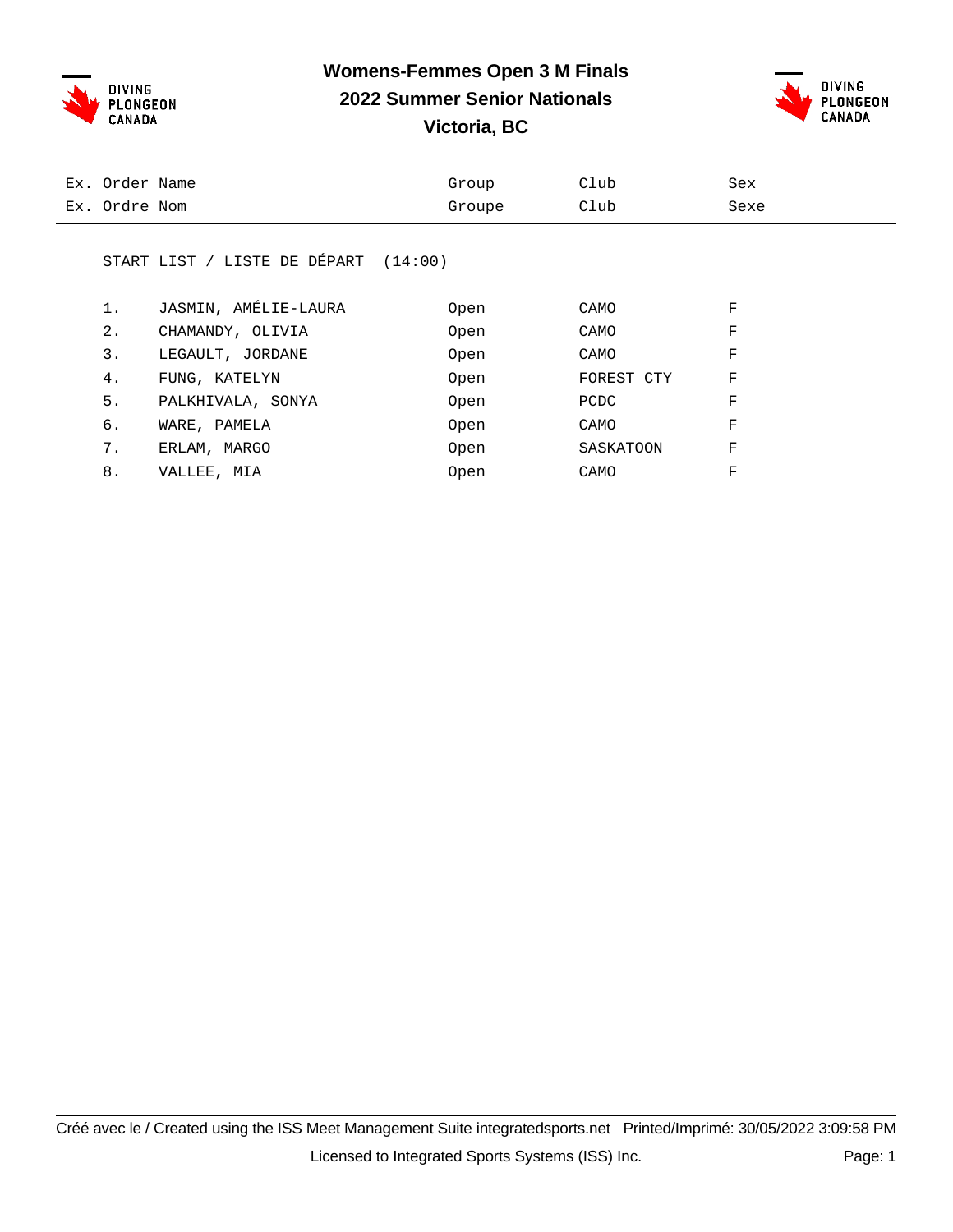# Womens-Femmes Open 3 M Finals

## 2022 Summer Senior Nationals

## Victoria, BC

| Ex. Order / Ex. Ordre | Name / Nom | Group / Groupe | Club / Club | Sex / Sexe |
|---|---|---|---|---|

START LIST / LISTE DE DÉPART (14:00)

| Ex. Order | Name | Group | Club | Sex |
|---|---|---|---|---|
| 1. | JASMIN, AMÉLIE-LAURA | Open | CAMO | F |
| 2. | CHAMANDY, OLIVIA | Open | CAMO | F |
| 3. | LEGAULT, JORDANE | Open | CAMO | F |
| 4. | FUNG, KATELYN | Open | FOREST CTY | F |
| 5. | PALKHIVALA, SONYA | Open | PCDC | F |
| 6. | WARE, PAMELA | Open | CAMO | F |
| 7. | ERLAM, MARGO | Open | SASKATOON | F |
| 8. | VALLEE, MIA | Open | CAMO | F |

Créé avec le / Created using the ISS Meet Management Suite integratedsports.net Printed/Imprimé: 30/05/2022 3:09:58 PM

Licensed to Integrated Sports Systems (ISS) Inc.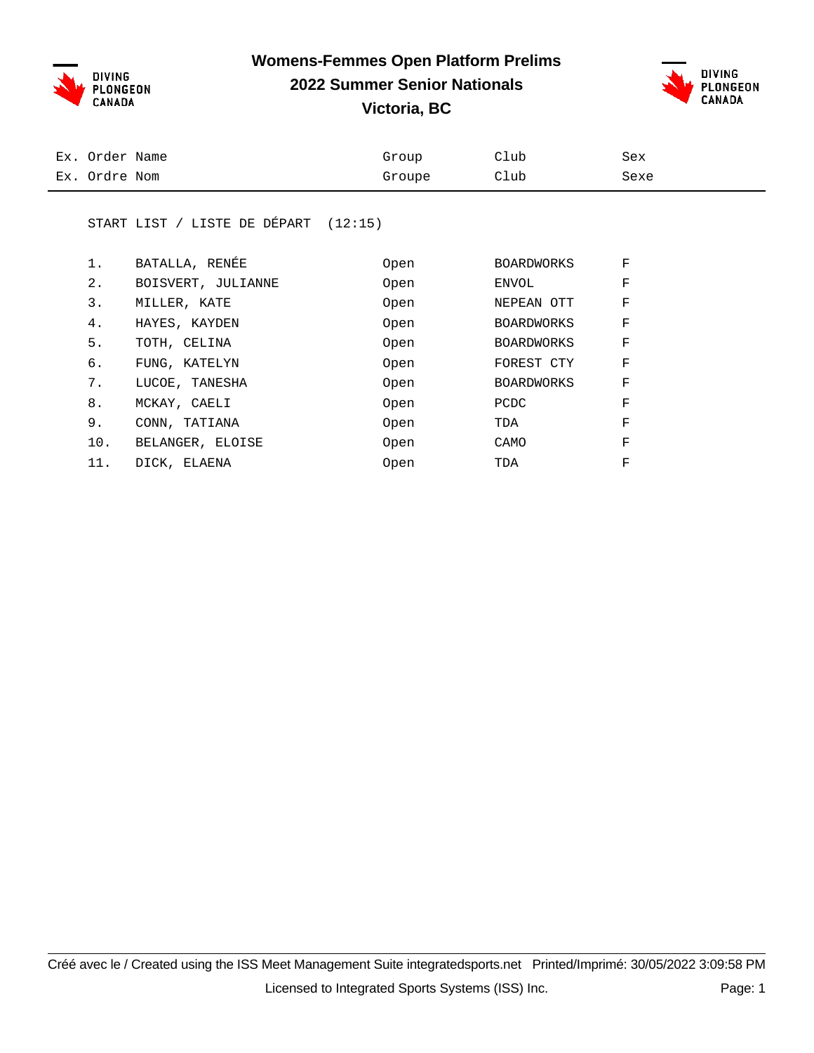# Womens-Femmes Open Platform Prelims

## 2022 Summer Senior Nationals

## Victoria, BC

START LIST / LISTE DE DÉPART (12:15)

| Ex. Order<br>Ex. Ordre | Name<br>Nom | Group<br>Groupe | Club<br>Club | Sex<br>Sexe |
|---|---|---|---|---|
| 1. | BATALLA, RENÉE | Open | BOARDWORKS | F |
| 2. | BOISVERT, JULIANNE | Open | ENVOL | F |
| 3. | MILLER, KATE | Open | NEPEAN OTT | F |
| 4. | HAYES, KAYDEN | Open | BOARDWORKS | F |
| 5. | TOTH, CELINA | Open | BOARDWORKS | F |
| 6. | FUNG, KATELYN | Open | FOREST CTY | F |
| 7. | LUCOE, TANESHA | Open | BOARDWORKS | F |
| 8. | MCKAY, CAELI | Open | PCDC | F |
| 9. | CONN, TATIANA | Open | TDA | F |
| 10. | BELANGER, ELOISE | Open | CAMO | F |
| 11. | DICK, ELAENA | Open | TDA | F |

Créé avec le / Created using the ISS Meet Management Suite integratedsports.net Printed/Imprimé: 30/05/2022 3:09:58 PM

Licensed to Integrated Sports Systems (ISS) Inc.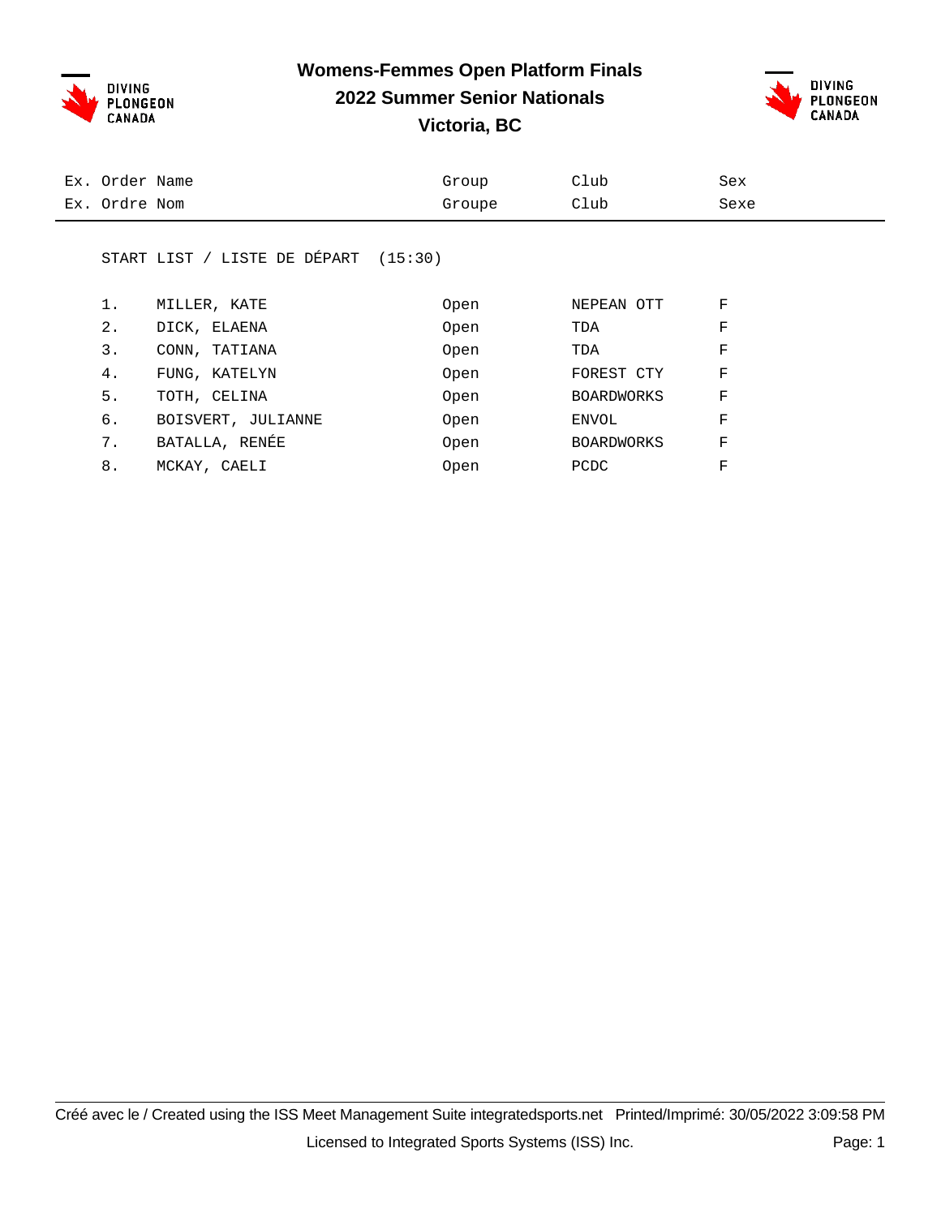# Womens-Femmes Open Platform Finals

## 2022 Summer Senior Nationals

## Victoria, BC

| Ex. Order Ex. Ordre | Name Nom | Group Groupe | Club Club | Sex Sexe |
|---|---|---|---|---|

START LIST / LISTE DE DÉPART (15:30)

| Order | Name | Group | Club | Sex |
|---|---|---|---|---|
| 1. | MILLER, KATE | Open | NEPEAN OTT | F |
| 2. | DICK, ELAENA | Open | TDA | F |
| 3. | CONN, TATIANA | Open | TDA | F |
| 4. | FUNG, KATELYN | Open | FOREST CTY | F |
| 5. | TOTH, CELINA | Open | BOARDWORKS | F |
| 6. | BOISVERT, JULIANNE | Open | ENVOL | F |
| 7. | BATALLA, RENÉE | Open | BOARDWORKS | F |
| 8. | MCKAY, CAELI | Open | PCDC | F |

Créé avec le / Created using the ISS Meet Management Suite integratedsports.net Printed/Imprimé: 30/05/2022 3:09:58 PM

Licensed to Integrated Sports Systems (ISS) Inc.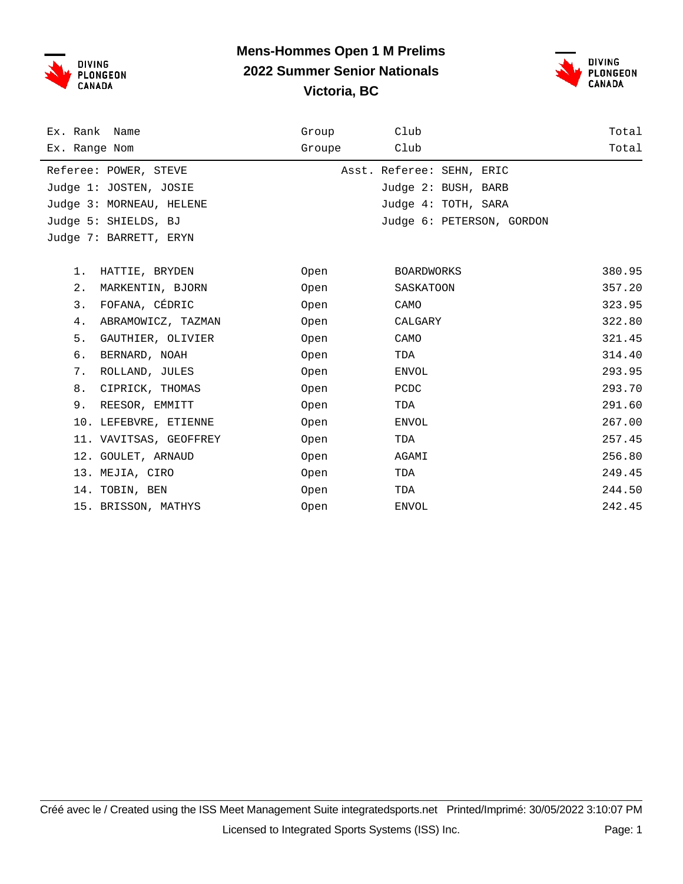# Mens-Hommes Open 1 M Prelims
## 2022 Summer Senior Nationals
## Victoria, BC

| Ex. Rank / Ex. Range | Name / Nom | Group / Groupe | Club / Club | Total / Total |
|---|---|---|---|---|

Referee: POWER, STEVE — Asst. Referee: SEHN, ERIC
Judge 1: JOSTEN, JOSIE — Judge 2: BUSH, BARB
Judge 3: MORNEAU, HELENE — Judge 4: TOTH, SARA
Judge 5: SHIELDS, BJ — Judge 6: PETERSON, GORDON
Judge 7: BARRETT, ERYN

| Rank | Name | Group | Club | Total |
|---|---|---|---|---|
| 1. | HATTIE, BRYDEN | Open | BOARDWORKS | 380.95 |
| 2. | MARKENTIN, BJORN | Open | SASKATOON | 357.20 |
| 3. | FOFANA, CÉDRIC | Open | CAMO | 323.95 |
| 4. | ABRAMOWICZ, TAZMAN | Open | CALGARY | 322.80 |
| 5. | GAUTHIER, OLIVIER | Open | CAMO | 321.45 |
| 6. | BERNARD, NOAH | Open | TDA | 314.40 |
| 7. | ROLLAND, JULES | Open | ENVOL | 293.95 |
| 8. | CIPRICK, THOMAS | Open | PCDC | 293.70 |
| 9. | REESOR, EMMITT | Open | TDA | 291.60 |
| 10. | LEFEBVRE, ETIENNE | Open | ENVOL | 267.00 |
| 11. | VAVITSAS, GEOFFREY | Open | TDA | 257.45 |
| 12. | GOULET, ARNAUD | Open | AGAMI | 256.80 |
| 13. | MEJIA, CIRO | Open | TDA | 249.45 |
| 14. | TOBIN, BEN | Open | TDA | 244.50 |
| 15. | BRISSON, MATHYS | Open | ENVOL | 242.45 |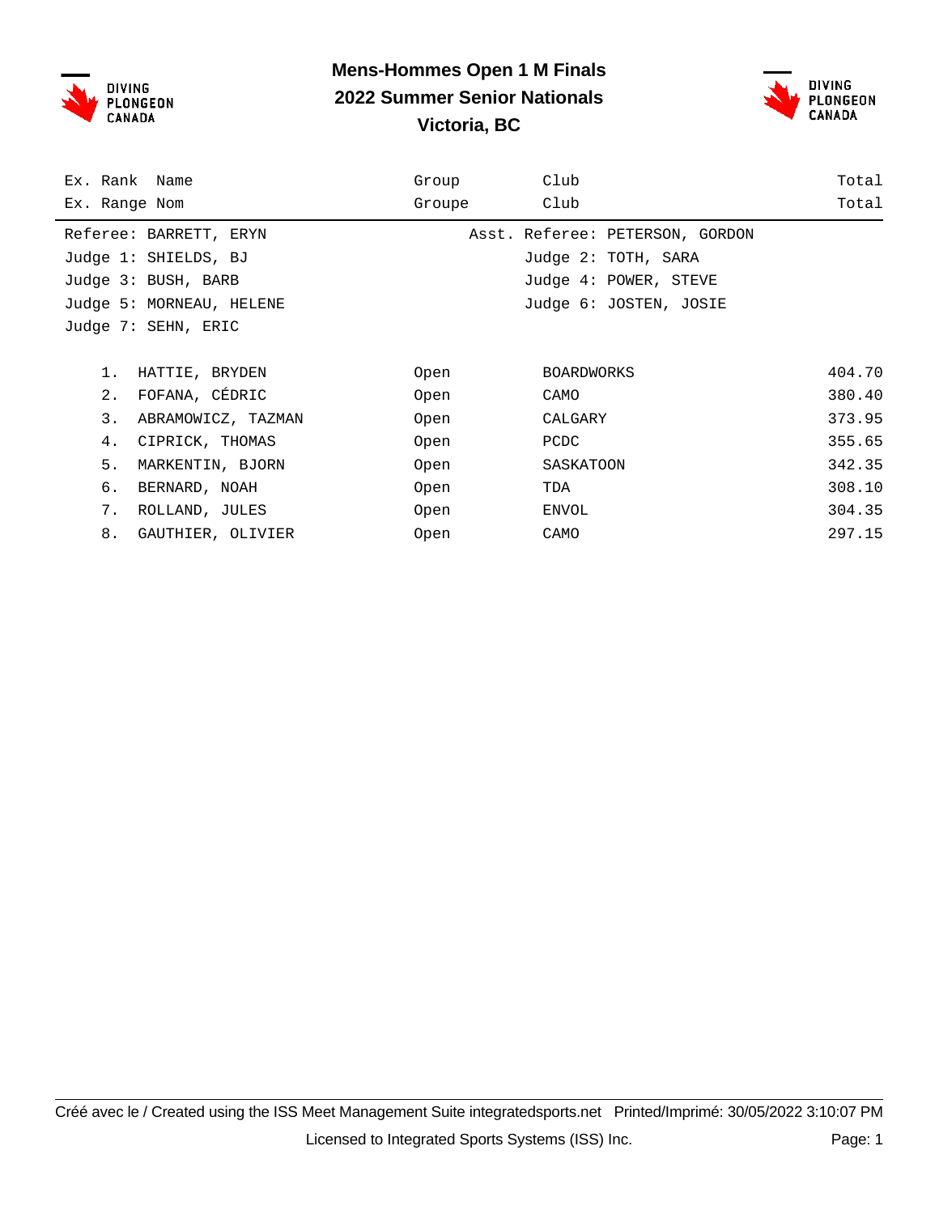# Mens-Hommes Open 1 M Finals
## 2022 Summer Senior Nationals
### Victoria, BC

| Ex. Rank<br>Ex. Range | Name<br>Nom | Group<br>Groupe | Club<br>Club | Total<br>Total |
|---|---|---|---|---|

Referee: BARRETT, ERYN — Asst. Referee: PETERSON, GORDON
Judge 1: SHIELDS, BJ — Judge 2: TOTH, SARA
Judge 3: BUSH, BARB — Judge 4: POWER, STEVE
Judge 5: MORNEAU, HELENE — Judge 6: JOSTEN, JOSIE
Judge 7: SEHN, ERIC

| Ex. Rank | Name | Group | Club | Total |
|---|---|---|---|---|
| 1. | HATTIE, BRYDEN | Open | BOARDWORKS | 404.70 |
| 2. | FOFANA, CÉDRIC | Open | CAMO | 380.40 |
| 3. | ABRAMOWICZ, TAZMAN | Open | CALGARY | 373.95 |
| 4. | CIPRICK, THOMAS | Open | PCDC | 355.65 |
| 5. | MARKENTIN, BJORN | Open | SASKATOON | 342.35 |
| 6. | BERNARD, NOAH | Open | TDA | 308.10 |
| 7. | ROLLAND, JULES | Open | ENVOL | 304.35 |
| 8. | GAUTHIER, OLIVIER | Open | CAMO | 297.15 |

Créé avec le / Created using the ISS Meet Management Suite integratedsports.net Printed/Imprimé: 30/05/2022 3:10:07 PM
Licensed to Integrated Sports Systems (ISS) Inc.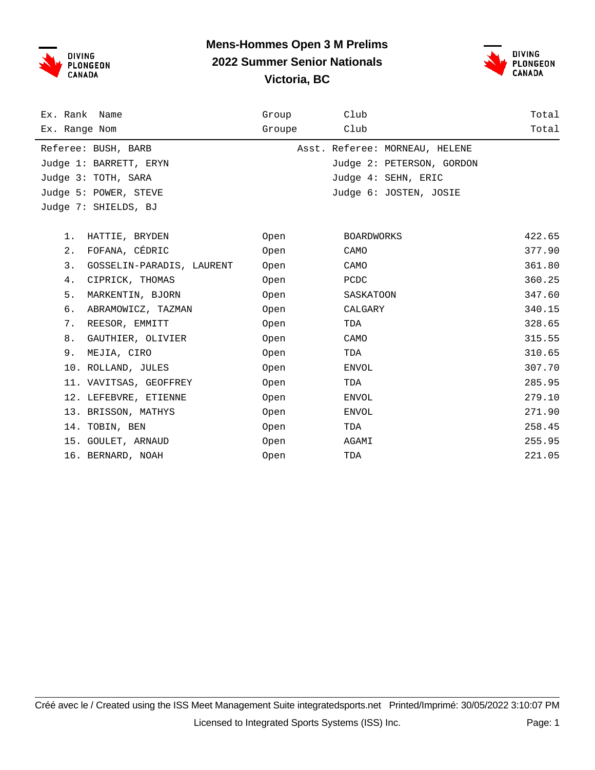# Mens-Hommes Open 3 M Prelims
## 2022 Summer Senior Nationals
## Victoria, BC

| Ex. Rank / Ex. Range | Name / Nom | Group / Groupe | Club / Club | Total / Total |
|---|---|---|---|---|

Referee: BUSH, BARB    Asst. Referee: MORNEAU, HELENE
Judge 1: BARRETT, ERYN    Judge 2: PETERSON, GORDON
Judge 3: TOTH, SARA    Judge 4: SEHN, ERIC
Judge 5: POWER, STEVE    Judge 6: JOSTEN, JOSIE
Judge 7: SHIELDS, BJ

| Rank | Name | Group | Club | Total |
|---|---|---|---|---|
| 1. | HATTIE, BRYDEN | Open | BOARDWORKS | 422.65 |
| 2. | FOFANA, CÉDRIC | Open | CAMO | 377.90 |
| 3. | GOSSELIN-PARADIS, LAURENT | Open | CAMO | 361.80 |
| 4. | CIPRICK, THOMAS | Open | PCDC | 360.25 |
| 5. | MARKENTIN, BJORN | Open | SASKATOON | 347.60 |
| 6. | ABRAMOWICZ, TAZMAN | Open | CALGARY | 340.15 |
| 7. | REESOR, EMMITT | Open | TDA | 328.65 |
| 8. | GAUTHIER, OLIVIER | Open | CAMO | 315.55 |
| 9. | MEJIA, CIRO | Open | TDA | 310.65 |
| 10. | ROLLAND, JULES | Open | ENVOL | 307.70 |
| 11. | VAVITSAS, GEOFFREY | Open | TDA | 285.95 |
| 12. | LEFEBVRE, ETIENNE | Open | ENVOL | 279.10 |
| 13. | BRISSON, MATHYS | Open | ENVOL | 271.90 |
| 14. | TOBIN, BEN | Open | TDA | 258.45 |
| 15. | GOULET, ARNAUD | Open | AGAMI | 255.95 |
| 16. | BERNARD, NOAH | Open | TDA | 221.05 |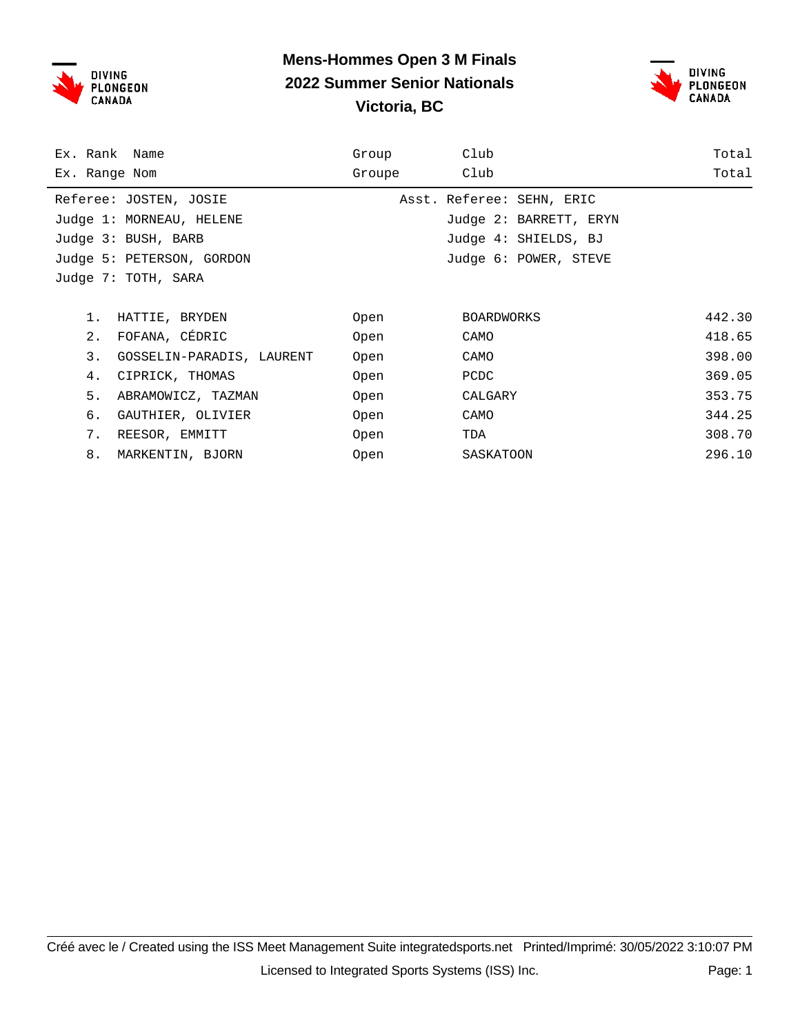# Mens-Hommes Open 3 M Finals

## 2022 Summer Senior Nationals

## Victoria, BC

| Ex. Rank | Name | Group | Club | Total |
|---|---|---|---|---|
| Ex. Range | Nom | Groupe | Club | Total |

Referee: JOSTEN, JOSIE — Asst. Referee: SEHN, ERIC

Judge 1: MORNEAU, HELENE — Judge 2: BARRETT, ERYN

Judge 3: BUSH, BARB — Judge 4: SHIELDS, BJ

Judge 5: PETERSON, GORDON — Judge 6: POWER, STEVE

Judge 7: TOTH, SARA

| Rank | Name | Group | Club | Total |
|---|---|---|---|---|
| 1. | HATTIE, BRYDEN | Open | BOARDWORKS | 442.30 |
| 2. | FOFANA, CÉDRIC | Open | CAMO | 418.65 |
| 3. | GOSSELIN-PARADIS, LAURENT | Open | CAMO | 398.00 |
| 4. | CIPRICK, THOMAS | Open | PCDC | 369.05 |
| 5. | ABRAMOWICZ, TAZMAN | Open | CALGARY | 353.75 |
| 6. | GAUTHIER, OLIVIER | Open | CAMO | 344.25 |
| 7. | REESOR, EMMITT | Open | TDA | 308.70 |
| 8. | MARKENTIN, BJORN | Open | SASKATOON | 296.10 |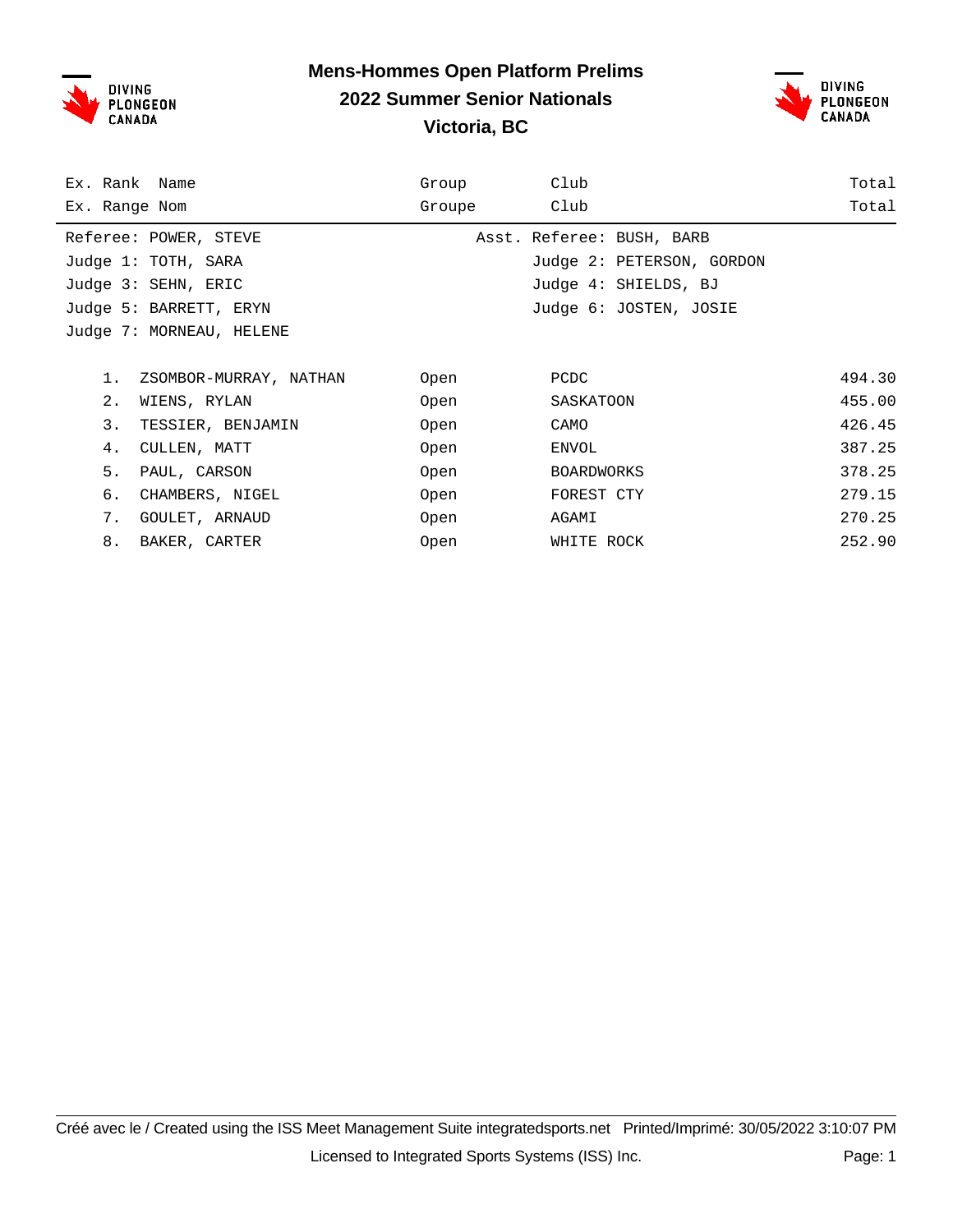# Mens-Hommes Open Platform Prelims
## 2022 Summer Senior Nationals
## Victoria, BC

| Ex. Rank / Ex. Range | Name / Nom | Group / Groupe | Club / Club | Total / Total |
|---|---|---|---|---|

Referee: POWER, STEVE — Asst. Referee: BUSH, BARB
Judge 1: TOTH, SARA — Judge 2: PETERSON, GORDON
Judge 3: SEHN, ERIC — Judge 4: SHIELDS, BJ
Judge 5: BARRETT, ERYN — Judge 6: JOSTEN, JOSIE
Judge 7: MORNEAU, HELENE

| Rank | Name | Group | Club | Total |
|---|---|---|---|---|
| 1. | ZSOMBOR-MURRAY, NATHAN | Open | PCDC | 494.30 |
| 2. | WIENS, RYLAN | Open | SASKATOON | 455.00 |
| 3. | TESSIER, BENJAMIN | Open | CAMO | 426.45 |
| 4. | CULLEN, MATT | Open | ENVOL | 387.25 |
| 5. | PAUL, CARSON | Open | BOARDWORKS | 378.25 |
| 6. | CHAMBERS, NIGEL | Open | FOREST CTY | 279.15 |
| 7. | GOULET, ARNAUD | Open | AGAMI | 270.25 |
| 8. | BAKER, CARTER | Open | WHITE ROCK | 252.90 |

Créé avec le / Created using the ISS Meet Management Suite integratedsports.net Printed/Imprimé: 30/05/2022 3:10:07 PM
Licensed to Integrated Sports Systems (ISS) Inc.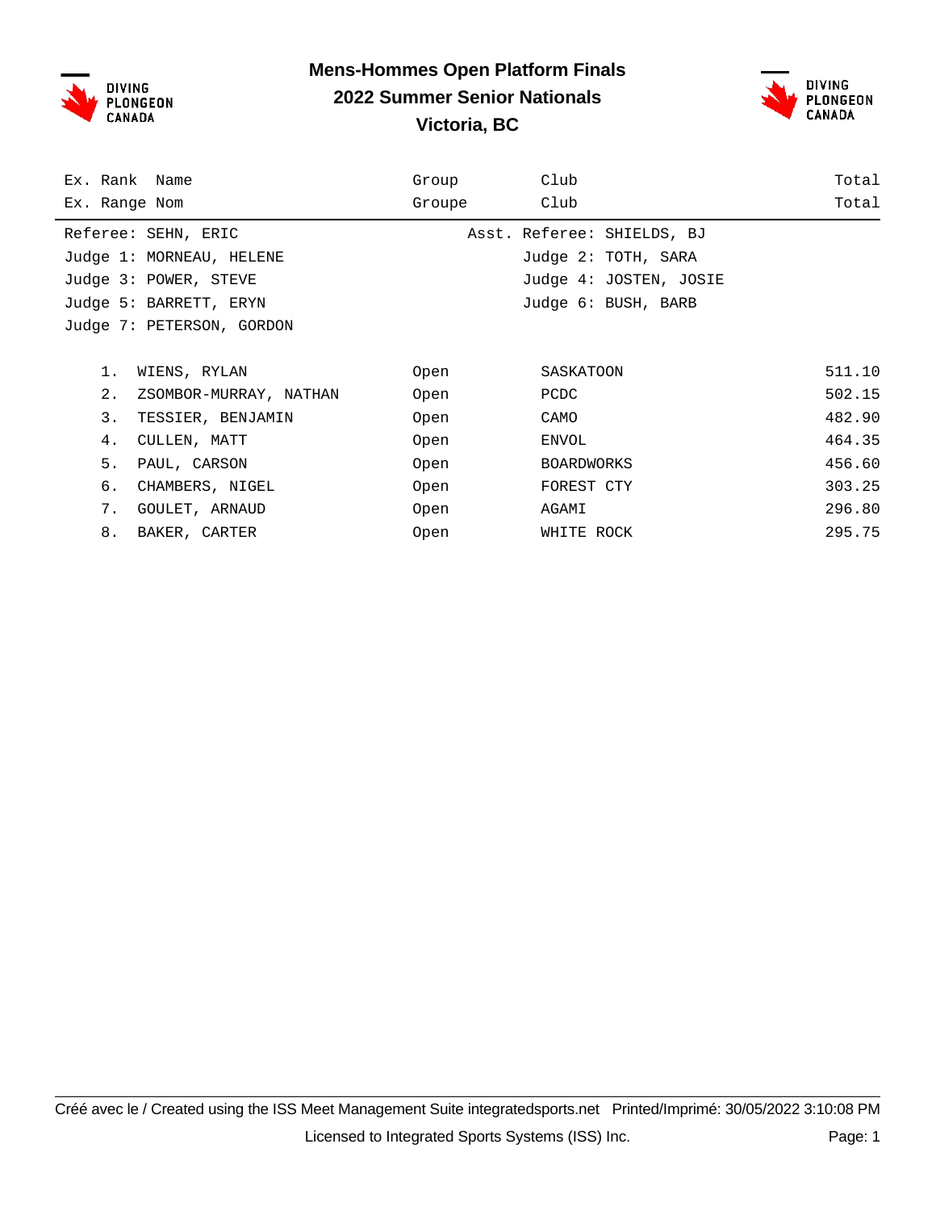# Mens-Hommes Open Platform Finals

## 2022 Summer Senior Nationals

## Victoria, BC

| Ex. Rank / Ex. Range | Name / Nom | Group / Groupe | Club / Club | Total / Total |
|---|---|---|---|---|

Referee: SEHN, ERIC    Asst. Referee: SHIELDS, BJ

Judge 1: MORNEAU, HELENE    Judge 2: TOTH, SARA

Judge 3: POWER, STEVE    Judge 4: JOSTEN, JOSIE

Judge 5: BARRETT, ERYN    Judge 6: BUSH, BARB

Judge 7: PETERSON, GORDON

| Rank | Name | Group | Club | Total |
|---|---|---|---|---|
| 1. | WIENS, RYLAN | Open | SASKATOON | 511.10 |
| 2. | ZSOMBOR-MURRAY, NATHAN | Open | PCDC | 502.15 |
| 3. | TESSIER, BENJAMIN | Open | CAMO | 482.90 |
| 4. | CULLEN, MATT | Open | ENVOL | 464.35 |
| 5. | PAUL, CARSON | Open | BOARDWORKS | 456.60 |
| 6. | CHAMBERS, NIGEL | Open | FOREST CTY | 303.25 |
| 7. | GOULET, ARNAUD | Open | AGAMI | 296.80 |
| 8. | BAKER, CARTER | Open | WHITE ROCK | 295.75 |

Créé avec le / Created using the ISS Meet Management Suite integratedsports.net Printed/Imprimé: 30/05/2022 3:10:08 PM

Licensed to Integrated Sports Systems (ISS) Inc.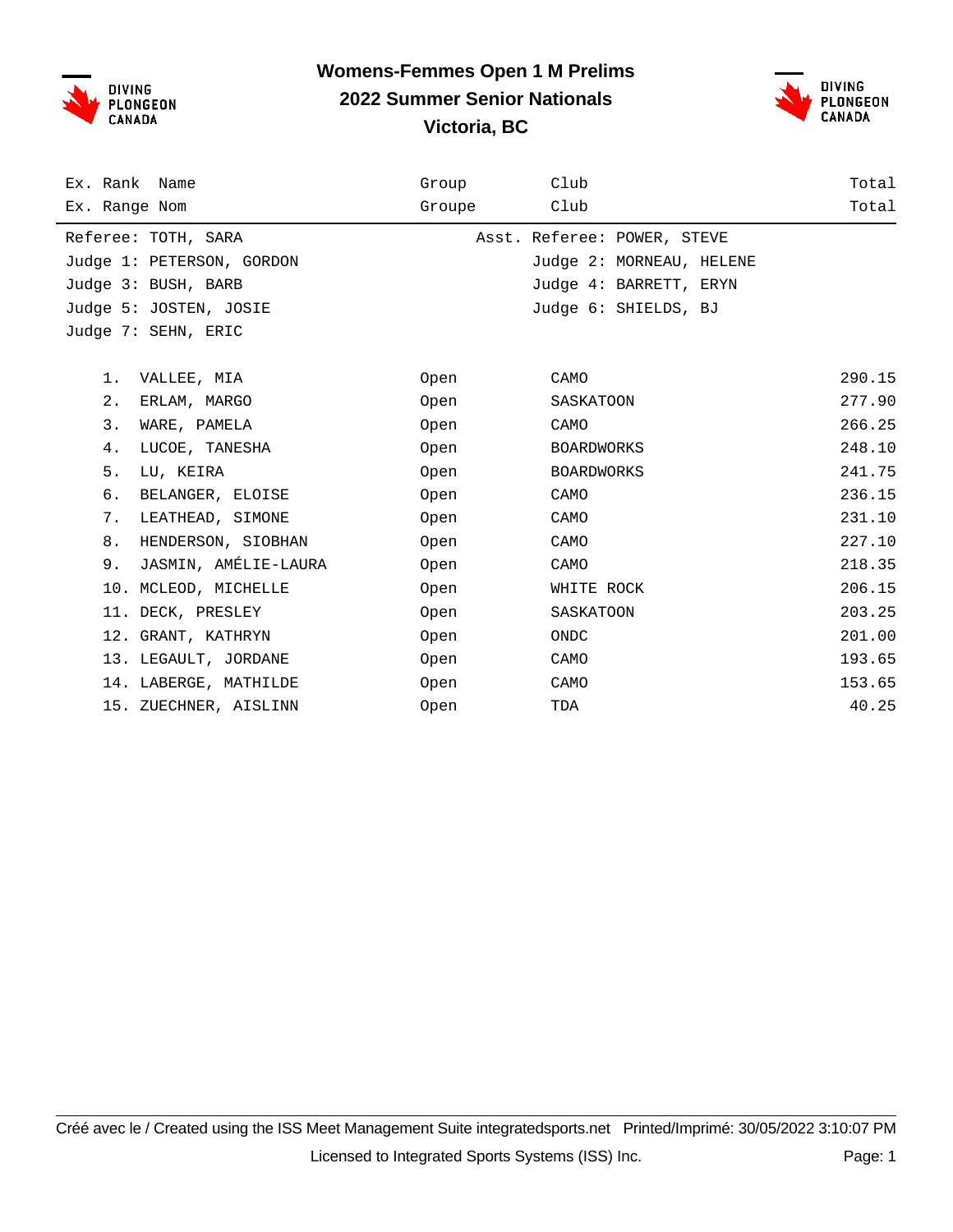# Womens-Femmes Open 1 M Prelims
## 2022 Summer Senior Nationals
## Victoria, BC

| Ex. Rank / Ex. Range | Name / Nom | Group / Groupe | Club / Club | Total / Total |
|---|---|---|---|---|

Referee: TOTH, SARA — Asst. Referee: POWER, STEVE
Judge 1: PETERSON, GORDON — Judge 2: MORNEAU, HELENE
Judge 3: BUSH, BARB — Judge 4: BARRETT, ERYN
Judge 5: JOSTEN, JOSIE — Judge 6: SHIELDS, BJ
Judge 7: SEHN, ERIC

| Rank | Name | Group | Club | Total |
|---|---|---|---|---|
| 1. | VALLEE, MIA | Open | CAMO | 290.15 |
| 2. | ERLAM, MARGO | Open | SASKATOON | 277.90 |
| 3. | WARE, PAMELA | Open | CAMO | 266.25 |
| 4. | LUCOE, TANESHA | Open | BOARDWORKS | 248.10 |
| 5. | LU, KEIRA | Open | BOARDWORKS | 241.75 |
| 6. | BELANGER, ELOISE | Open | CAMO | 236.15 |
| 7. | LEATHEAD, SIMONE | Open | CAMO | 231.10 |
| 8. | HENDERSON, SIOBHAN | Open | CAMO | 227.10 |
| 9. | JASMIN, AMÉLIE-LAURA | Open | CAMO | 218.35 |
| 10. | MCLEOD, MICHELLE | Open | WHITE ROCK | 206.15 |
| 11. | DECK, PRESLEY | Open | SASKATOON | 203.25 |
| 12. | GRANT, KATHRYN | Open | ONDC | 201.00 |
| 13. | LEGAULT, JORDANE | Open | CAMO | 193.65 |
| 14. | LABERGE, MATHILDE | Open | CAMO | 153.65 |
| 15. | ZUECHNER, AISLINN | Open | TDA | 40.25 |

Créé avec le / Created using the ISS Meet Management Suite integratedsports.net Printed/Imprimé: 30/05/2022 3:10:07 PM
Licensed to Integrated Sports Systems (ISS) Inc.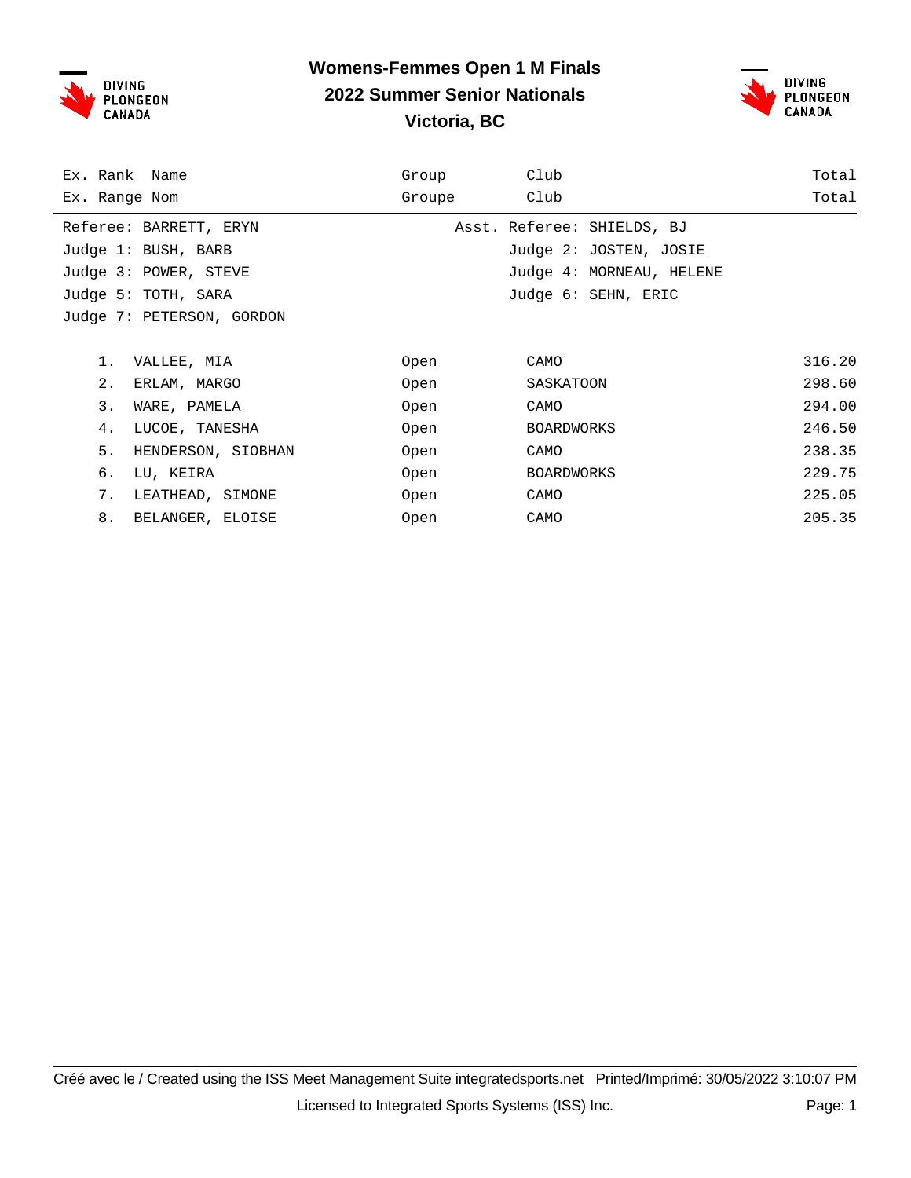# Womens-Femmes Open 1 M Finals

## 2022 Summer Senior Nationals

## Victoria, BC

| Ex. Rank | Name | Group | Club | Total |
|---|---|---|---|---|
| Ex. Range | Nom | Groupe | Club | Total |

Referee: BARRETT, ERYN — Asst. Referee: SHIELDS, BJ
Judge 1: BUSH, BARB — Judge 2: JOSTEN, JOSIE
Judge 3: POWER, STEVE — Judge 4: MORNEAU, HELENE
Judge 5: TOTH, SARA — Judge 6: SEHN, ERIC
Judge 7: PETERSON, GORDON

| Rank | Name | Group | Club | Total |
|---|---|---|---|---|
| 1. | VALLEE, MIA | Open | CAMO | 316.20 |
| 2. | ERLAM, MARGO | Open | SASKATOON | 298.60 |
| 3. | WARE, PAMELA | Open | CAMO | 294.00 |
| 4. | LUCOE, TANESHA | Open | BOARDWORKS | 246.50 |
| 5. | HENDERSON, SIOBHAN | Open | CAMO | 238.35 |
| 6. | LU, KEIRA | Open | BOARDWORKS | 229.75 |
| 7. | LEATHEAD, SIMONE | Open | CAMO | 225.05 |
| 8. | BELANGER, ELOISE | Open | CAMO | 205.35 |

Créé avec le / Created using the ISS Meet Management Suite integratedsports.net Printed/Imprimé: 30/05/2022 3:10:07 PM

Licensed to Integrated Sports Systems (ISS) Inc.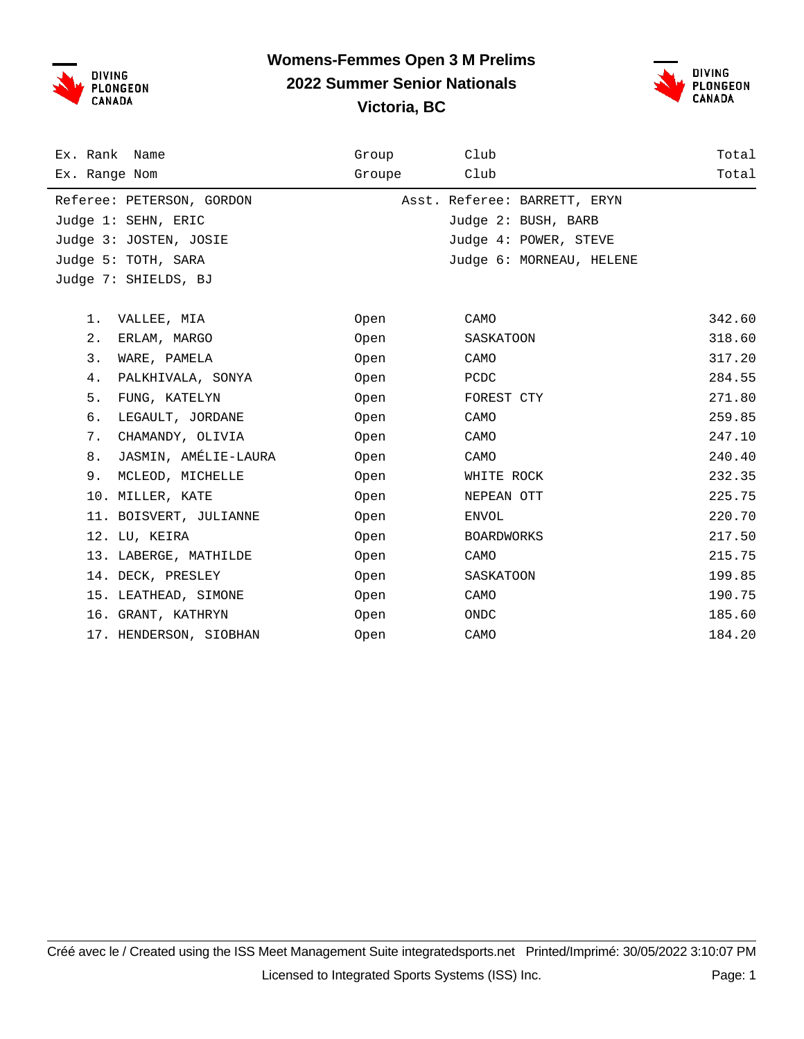# Womens-Femmes Open 3 M Prelims
## 2022 Summer Senior Nationals
## Victoria, BC

| Ex. Rank / Ex. Range | Name / Nom | Group / Groupe | Club / Club | Total / Total |
|---|---|---|---|---|

Referee: PETERSON, GORDON — Asst. Referee: BARRETT, ERYN
Judge 1: SEHN, ERIC — Judge 2: BUSH, BARB
Judge 3: JOSTEN, JOSIE — Judge 4: POWER, STEVE
Judge 5: TOTH, SARA — Judge 6: MORNEAU, HELENE
Judge 7: SHIELDS, BJ

| Rank | Name | Group | Club | Total |
|---|---|---|---|---|
| 1. | VALLEE, MIA | Open | CAMO | 342.60 |
| 2. | ERLAM, MARGO | Open | SASKATOON | 318.60 |
| 3. | WARE, PAMELA | Open | CAMO | 317.20 |
| 4. | PALKHIVALA, SONYA | Open | PCDC | 284.55 |
| 5. | FUNG, KATELYN | Open | FOREST CTY | 271.80 |
| 6. | LEGAULT, JORDANE | Open | CAMO | 259.85 |
| 7. | CHAMANDY, OLIVIA | Open | CAMO | 247.10 |
| 8. | JASMIN, AMÉLIE-LAURA | Open | CAMO | 240.40 |
| 9. | MCLEOD, MICHELLE | Open | WHITE ROCK | 232.35 |
| 10. | MILLER, KATE | Open | NEPEAN OTT | 225.75 |
| 11. | BOISVERT, JULIANNE | Open | ENVOL | 220.70 |
| 12. | LU, KEIRA | Open | BOARDWORKS | 217.50 |
| 13. | LABERGE, MATHILDE | Open | CAMO | 215.75 |
| 14. | DECK, PRESLEY | Open | SASKATOON | 199.85 |
| 15. | LEATHEAD, SIMONE | Open | CAMO | 190.75 |
| 16. | GRANT, KATHRYN | Open | ONDC | 185.60 |
| 17. | HENDERSON, SIOBHAN | Open | CAMO | 184.20 |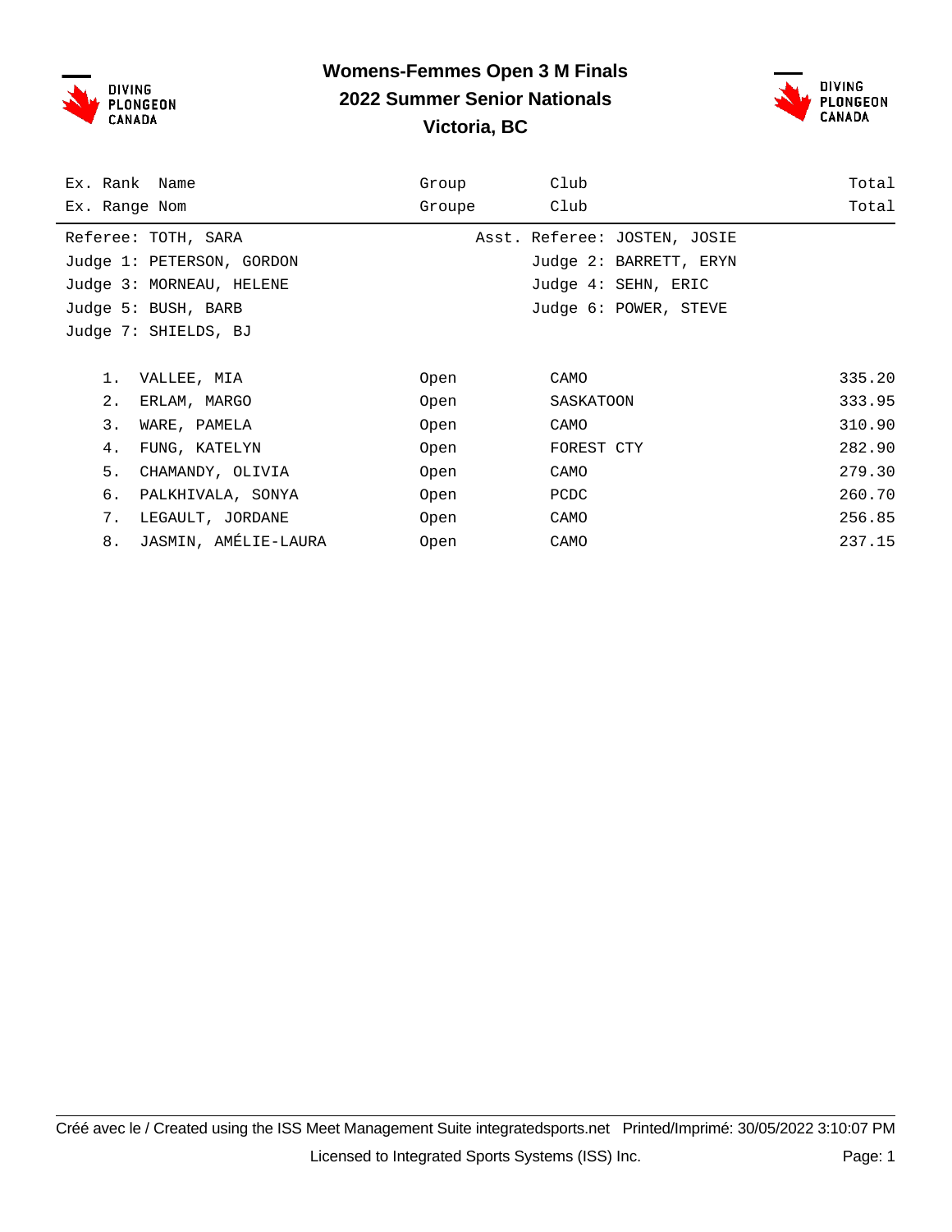# Womens-Femmes Open 3 M Finals
## 2022 Summer Senior Nationals
## Victoria, BC

| Ex. Rank / Ex. Range | Name / Nom | Group / Groupe | Club / Club | Total / Total |
|---|---|---|---|---|
| Referee: TOTH, SARA | | | Asst. Referee: JOSTEN, JOSIE | |
| Judge 1: PETERSON, GORDON | | | Judge 2: BARRETT, ERYN | |
| Judge 3: MORNEAU, HELENE | | | Judge 4: SEHN, ERIC | |
| Judge 5: BUSH, BARB | | | Judge 6: POWER, STEVE | |
| Judge 7: SHIELDS, BJ | | | | |
| 1. | VALLEE, MIA | Open | CAMO | 335.20 |
| 2. | ERLAM, MARGO | Open | SASKATOON | 333.95 |
| 3. | WARE, PAMELA | Open | CAMO | 310.90 |
| 4. | FUNG, KATELYN | Open | FOREST CTY | 282.90 |
| 5. | CHAMANDY, OLIVIA | Open | CAMO | 279.30 |
| 6. | PALKHIVALA, SONYA | Open | PCDC | 260.70 |
| 7. | LEGAULT, JORDANE | Open | CAMO | 256.85 |
| 8. | JASMIN, AMÉLIE-LAURA | Open | CAMO | 237.15 |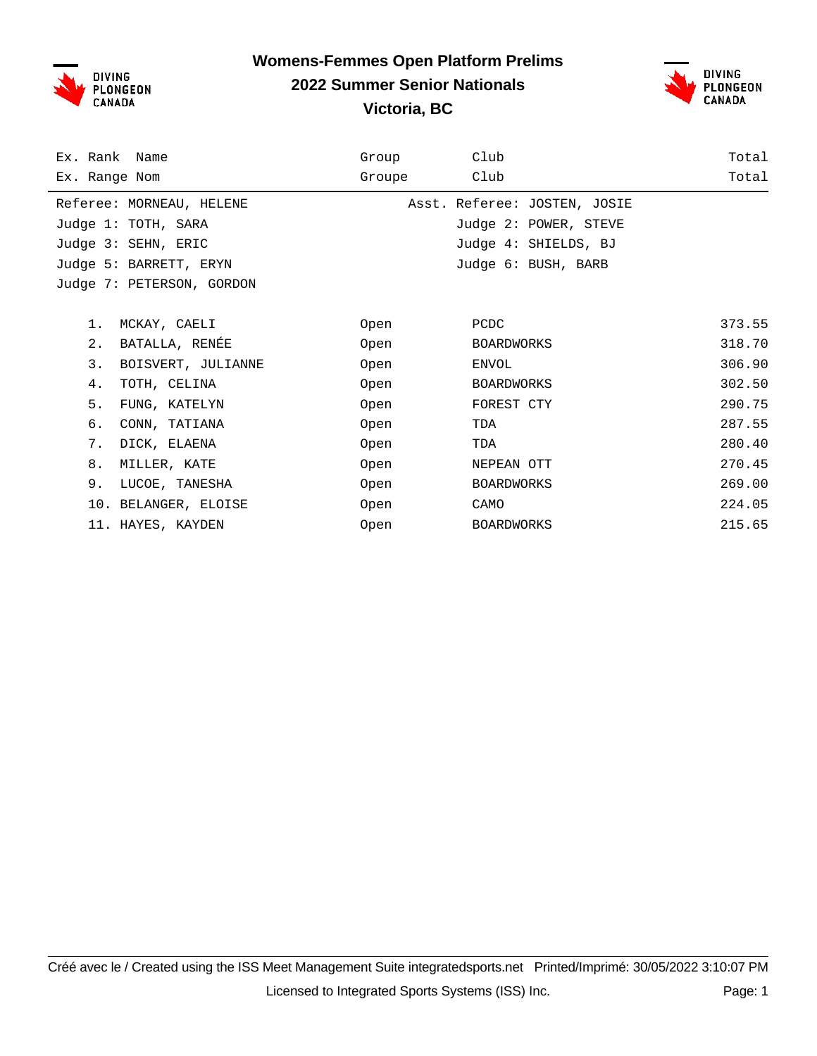# Womens-Femmes Open Platform Prelims

## 2022 Summer Senior Nationals

## Victoria, BC

| Ex. Rank<br>Ex. Range | Name<br>Nom | Group<br>Groupe | Club<br>Club | Total<br>Total |
|---|---|---|---|---|

Referee: MORNEAU, HELENE — Asst. Referee: JOSTEN, JOSIE
Judge 1: TOTH, SARA — Judge 2: POWER, STEVE
Judge 3: SEHN, ERIC — Judge 4: SHIELDS, BJ
Judge 5: BARRETT, ERYN — Judge 6: BUSH, BARB
Judge 7: PETERSON, GORDON

| Rank | Name | Group | Club | Total |
|---|---|---|---|---|
| 1. | MCKAY, CAELI | Open | PCDC | 373.55 |
| 2. | BATALLA, RENÉE | Open | BOARDWORKS | 318.70 |
| 3. | BOISVERT, JULIANNE | Open | ENVOL | 306.90 |
| 4. | TOTH, CELINA | Open | BOARDWORKS | 302.50 |
| 5. | FUNG, KATELYN | Open | FOREST CTY | 290.75 |
| 6. | CONN, TATIANA | Open | TDA | 287.55 |
| 7. | DICK, ELAENA | Open | TDA | 280.40 |
| 8. | MILLER, KATE | Open | NEPEAN OTT | 270.45 |
| 9. | LUCOE, TANESHA | Open | BOARDWORKS | 269.00 |
| 10. | BELANGER, ELOISE | Open | CAMO | 224.05 |
| 11. | HAYES, KAYDEN | Open | BOARDWORKS | 215.65 |

Créé avec le / Created using the ISS Meet Management Suite integratedsports.net Printed/Imprimé: 30/05/2022 3:10:07 PM
Licensed to Integrated Sports Systems (ISS) Inc.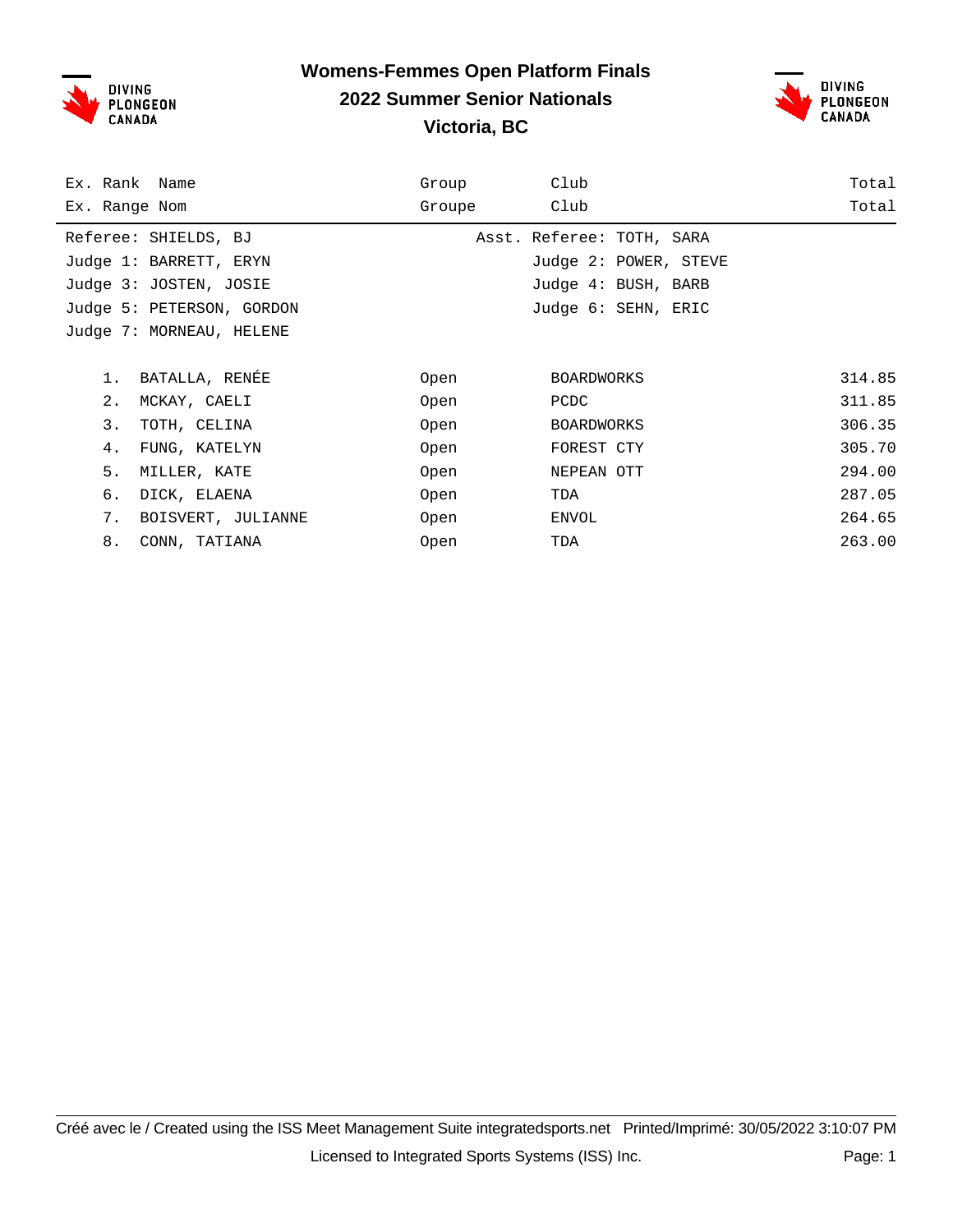# Womens-Femmes Open Platform Finals
## 2022 Summer Senior Nationals
## Victoria, BC

| Ex. Rank / Ex. Range | Name / Nom | Group / Groupe | Club / Club | Total / Total |
|---|---|---|---|---|

Referee: SHIELDS, BJ — Asst. Referee: TOTH, SARA
Judge 1: BARRETT, ERYN — Judge 2: POWER, STEVE
Judge 3: JOSTEN, JOSIE — Judge 4: BUSH, BARB
Judge 5: PETERSON, GORDON — Judge 6: SEHN, ERIC
Judge 7: MORNEAU, HELENE

| Rank | Name | Group | Club | Total |
|---|---|---|---|---|
| 1. | BATALLA, RENÉE | Open | BOARDWORKS | 314.85 |
| 2. | MCKAY, CAELI | Open | PCDC | 311.85 |
| 3. | TOTH, CELINA | Open | BOARDWORKS | 306.35 |
| 4. | FUNG, KATELYN | Open | FOREST CTY | 305.70 |
| 5. | MILLER, KATE | Open | NEPEAN OTT | 294.00 |
| 6. | DICK, ELAENA | Open | TDA | 287.05 |
| 7. | BOISVERT, JULIANNE | Open | ENVOL | 264.65 |
| 8. | CONN, TATIANA | Open | TDA | 263.00 |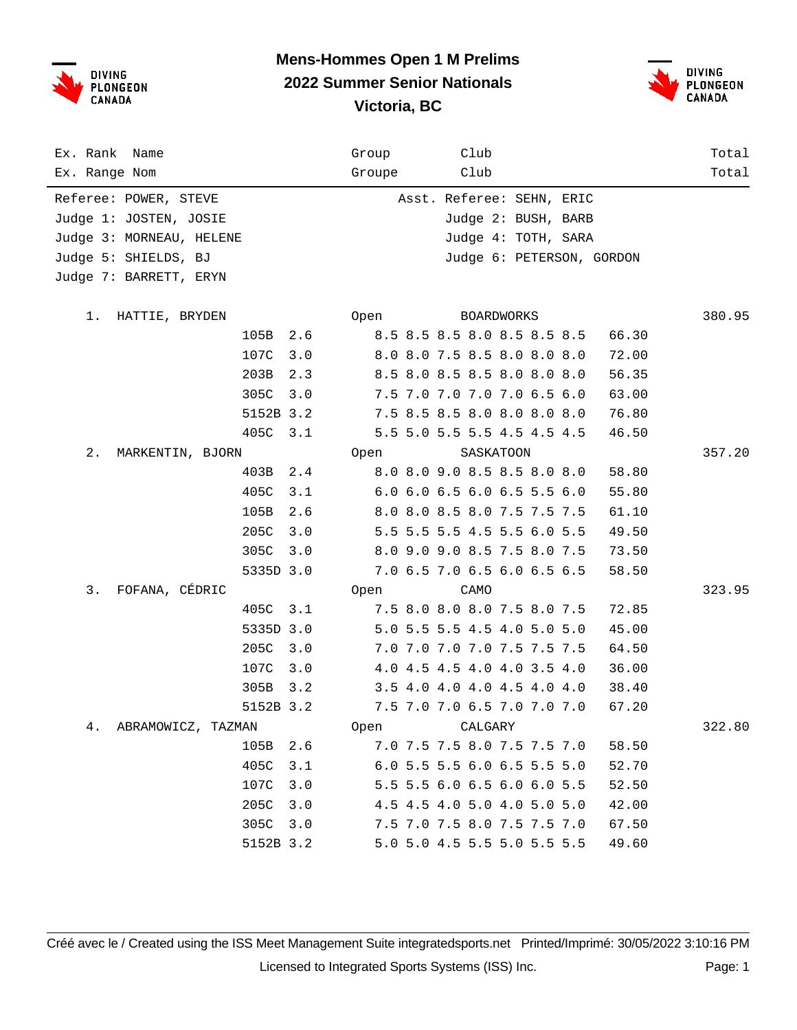# Mens-Hommes Open 1 M Prelims
## 2022 Summer Senior Nationals
## Victoria, BC

| Ex. Rank / Ex. Range | Name / Nom | Dive | DD | Scores | Points | Group / Groupe | Club | Total |
|---|---|---|---|---|---|---|---|---|

Referee: POWER, STEVE — Asst. Referee: SEHN, ERIC
Judge 1: JOSTEN, JOSIE — Judge 2: BUSH, BARB
Judge 3: MORNEAU, HELENE — Judge 4: TOTH, SARA
Judge 5: SHIELDS, BJ — Judge 6: PETERSON, GORDON
Judge 7: BARRETT, ERYN

| Rank | Name | Dive | DD | Scores | Points | Group | Club | Total |
|---|---|---|---|---|---|---|---|---|
| 1. | HATTIE, BRYDEN | | | | | Open | BOARDWORKS | 380.95 |
| | | 105B | 2.6 | 8.5 8.5 8.5 8.0 8.5 8.5 8.5 | 66.30 | | | |
| | | 107C | 3.0 | 8.0 8.0 7.5 8.5 8.0 8.0 8.0 | 72.00 | | | |
| | | 203B | 2.3 | 8.5 8.0 8.5 8.5 8.0 8.0 8.0 | 56.35 | | | |
| | | 305C | 3.0 | 7.5 7.0 7.0 7.0 7.0 6.5 6.0 | 63.00 | | | |
| | | 5152B | 3.2 | 7.5 8.5 8.5 8.0 8.0 8.0 8.0 | 76.80 | | | |
| | | 405C | 3.1 | 5.5 5.0 5.5 5.5 4.5 4.5 4.5 | 46.50 | | | |
| 2. | MARKENTIN, BJORN | | | | | Open | SASKATOON | 357.20 |
| | | 403B | 2.4 | 8.0 8.0 9.0 8.5 8.5 8.0 8.0 | 58.80 | | | |
| | | 405C | 3.1 | 6.0 6.0 6.5 6.0 6.5 5.5 6.0 | 55.80 | | | |
| | | 105B | 2.6 | 8.0 8.0 8.5 8.0 7.5 7.5 7.5 | 61.10 | | | |
| | | 205C | 3.0 | 5.5 5.5 5.5 4.5 5.5 6.0 5.5 | 49.50 | | | |
| | | 305C | 3.0 | 8.0 9.0 9.0 8.5 7.5 8.0 7.5 | 73.50 | | | |
| | | 5335D | 3.0 | 7.0 6.5 7.0 6.5 6.0 6.5 6.5 | 58.50 | | | |
| 3. | FOFANA, CÉDRIC | | | | | Open | CAMO | 323.95 |
| | | 405C | 3.1 | 7.5 8.0 8.0 8.0 7.5 8.0 7.5 | 72.85 | | | |
| | | 5335D | 3.0 | 5.0 5.5 5.5 4.5 4.0 5.0 5.0 | 45.00 | | | |
| | | 205C | 3.0 | 7.0 7.0 7.0 7.0 7.5 7.5 7.5 | 64.50 | | | |
| | | 107C | 3.0 | 4.0 4.5 4.5 4.0 4.0 3.5 4.0 | 36.00 | | | |
| | | 305B | 3.2 | 3.5 4.0 4.0 4.0 4.5 4.0 4.0 | 38.40 | | | |
| | | 5152B | 3.2 | 7.5 7.0 7.0 6.5 7.0 7.0 7.0 | 67.20 | | | |
| 4. | ABRAMOWICZ, TAZMAN | | | | | Open | CALGARY | 322.80 |
| | | 105B | 2.6 | 7.0 7.5 7.5 8.0 7.5 7.5 7.0 | 58.50 | | | |
| | | 405C | 3.1 | 6.0 5.5 5.5 6.0 6.5 5.5 5.0 | 52.70 | | | |
| | | 107C | 3.0 | 5.5 5.5 6.0 6.5 6.0 6.0 5.5 | 52.50 | | | |
| | | 205C | 3.0 | 4.5 4.5 4.0 5.0 4.0 5.0 5.0 | 42.00 | | | |
| | | 305C | 3.0 | 7.5 7.0 7.5 8.0 7.5 7.5 7.0 | 67.50 | | | |
| | | 5152B | 3.2 | 5.0 5.0 4.5 5.5 5.0 5.5 5.5 | 49.60 | | | |

Créé avec le / Created using the ISS Meet Management Suite integratedsports.net Printed/Imprimé: 30/05/2022 3:10:16 PM
Licensed to Integrated Sports Systems (ISS) Inc.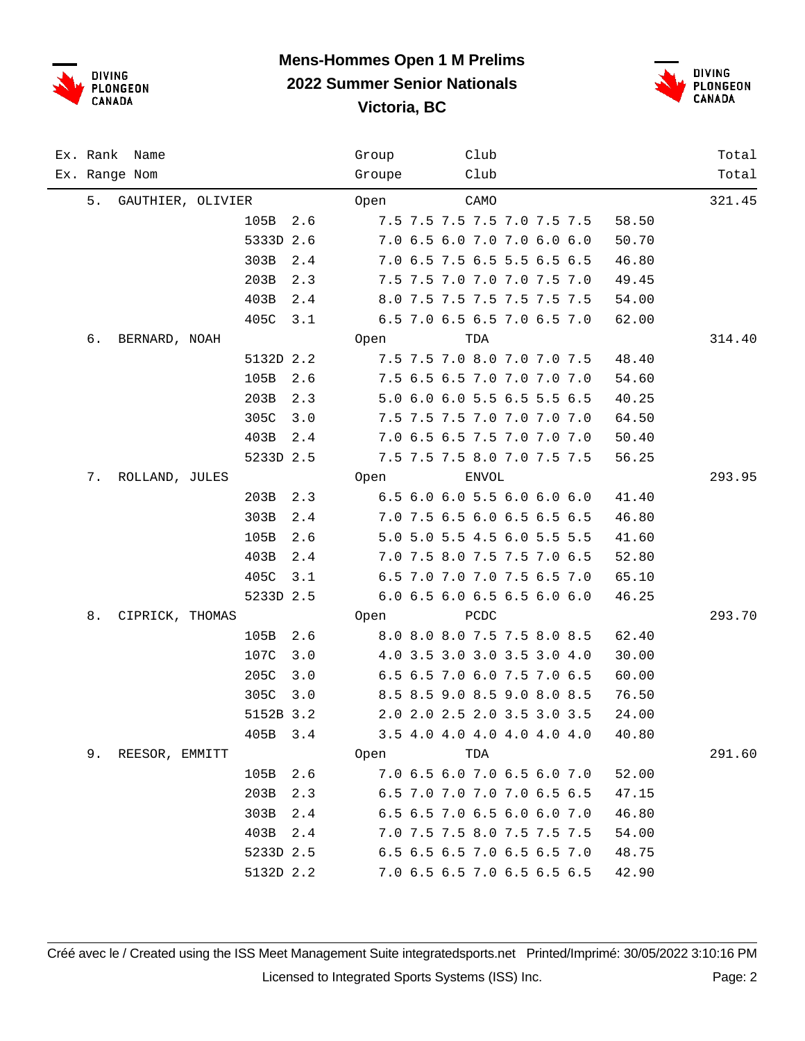# Mens-Hommes Open 1 M Prelims

## 2022 Summer Senior Nationals

## Victoria, BC

| Ex. Rank<br>Ex. Range | Name<br>Nom | Dive | DD | Group<br>Groupe | Club<br>Club | Scores | Points | Total<br>Total |
|---|---|---|---|---|---|---|---|---|
| 5. | GAUTHIER, OLIVIER | | | Open | CAMO | | | 321.45 |
| | | 105B | 2.6 | | | 7.5 7.5 7.5 7.5 7.0 7.5 7.5 | 58.50 | |
| | | 5333D | 2.6 | | | 7.0 6.5 6.0 7.0 7.0 6.0 6.0 | 50.70 | |
| | | 303B | 2.4 | | | 7.0 6.5 7.5 6.5 5.5 6.5 6.5 | 46.80 | |
| | | 203B | 2.3 | | | 7.5 7.5 7.0 7.0 7.0 7.5 7.0 | 49.45 | |
| | | 403B | 2.4 | | | 8.0 7.5 7.5 7.5 7.5 7.5 7.5 | 54.00 | |
| | | 405C | 3.1 | | | 6.5 7.0 6.5 6.5 7.0 6.5 7.0 | 62.00 | |
| 6. | BERNARD, NOAH | | | Open | TDA | | | 314.40 |
| | | 5132D | 2.2 | | | 7.5 7.5 7.0 8.0 7.0 7.0 7.5 | 48.40 | |
| | | 105B | 2.6 | | | 7.5 6.5 6.5 7.0 7.0 7.0 7.0 | 54.60 | |
| | | 203B | 2.3 | | | 5.0 6.0 6.0 5.5 6.5 5.5 6.5 | 40.25 | |
| | | 305C | 3.0 | | | 7.5 7.5 7.5 7.0 7.0 7.0 7.0 | 64.50 | |
| | | 403B | 2.4 | | | 7.0 6.5 6.5 7.5 7.0 7.0 7.0 | 50.40 | |
| | | 5233D | 2.5 | | | 7.5 7.5 7.5 8.0 7.0 7.5 7.5 | 56.25 | |
| 7. | ROLLAND, JULES | | | Open | ENVOL | | | 293.95 |
| | | 203B | 2.3 | | | 6.5 6.0 6.0 5.5 6.0 6.0 6.0 | 41.40 | |
| | | 303B | 2.4 | | | 7.0 7.5 6.5 6.0 6.5 6.5 6.5 | 46.80 | |
| | | 105B | 2.6 | | | 5.0 5.0 5.5 4.5 6.0 5.5 5.5 | 41.60 | |
| | | 403B | 2.4 | | | 7.0 7.5 8.0 7.5 7.5 7.0 6.5 | 52.80 | |
| | | 405C | 3.1 | | | 6.5 7.0 7.0 7.0 7.5 6.5 7.0 | 65.10 | |
| | | 5233D | 2.5 | | | 6.0 6.5 6.0 6.5 6.5 6.0 6.0 | 46.25 | |
| 8. | CIPRICK, THOMAS | | | Open | PCDC | | | 293.70 |
| | | 105B | 2.6 | | | 8.0 8.0 8.0 7.5 7.5 8.0 8.5 | 62.40 | |
| | | 107C | 3.0 | | | 4.0 3.5 3.0 3.0 3.5 3.0 4.0 | 30.00 | |
| | | 205C | 3.0 | | | 6.5 6.5 7.0 6.0 7.5 7.0 6.5 | 60.00 | |
| | | 305C | 3.0 | | | 8.5 8.5 9.0 8.5 9.0 8.0 8.5 | 76.50 | |
| | | 5152B | 3.2 | | | 2.0 2.0 2.5 2.0 3.5 3.0 3.5 | 24.00 | |
| | | 405B | 3.4 | | | 3.5 4.0 4.0 4.0 4.0 4.0 4.0 | 40.80 | |
| 9. | REESOR, EMMITT | | | Open | TDA | | | 291.60 |
| | | 105B | 2.6 | | | 7.0 6.5 6.0 7.0 6.5 6.0 7.0 | 52.00 | |
| | | 203B | 2.3 | | | 6.5 7.0 7.0 7.0 7.0 6.5 6.5 | 47.15 | |
| | | 303B | 2.4 | | | 6.5 6.5 7.0 6.5 6.0 6.0 7.0 | 46.80 | |
| | | 403B | 2.4 | | | 7.0 7.5 7.5 8.0 7.5 7.5 7.5 | 54.00 | |
| | | 5233D | 2.5 | | | 6.5 6.5 6.5 7.0 6.5 6.5 7.0 | 48.75 | |
| | | 5132D | 2.2 | | | 7.0 6.5 6.5 7.0 6.5 6.5 6.5 | 42.90 | |

Créé avec le / Created using the ISS Meet Management Suite integratedsports.net Printed/Imprimé: 30/05/2022 3:10:16 PM

Licensed to Integrated Sports Systems (ISS) Inc.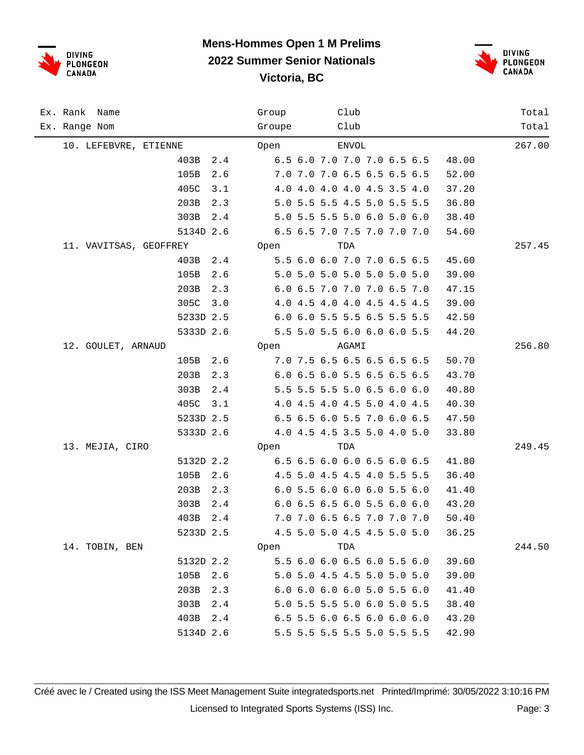# Mens-Hommes Open 1 M Prelims

## 2022 Summer Senior Nationals

## Victoria, BC

| Ex. Rank Name<br>Ex. Range Nom | | | Group<br>Groupe | Club<br>Club | | Total<br>Total |
|---|---|---|---|---|---|---|
| 10. LEFEBVRE, ETIENNE | | | Open | ENVOL | | 267.00 |
| | 403B | 2.4 | 6.5 6.0 7.0 7.0 7.0 6.5 6.5 | | 48.00 | |
| | 105B | 2.6 | 7.0 7.0 7.0 6.5 6.5 6.5 6.5 | | 52.00 | |
| | 405C | 3.1 | 4.0 4.0 4.0 4.0 4.5 3.5 4.0 | | 37.20 | |
| | 203B | 2.3 | 5.0 5.5 5.5 4.5 5.0 5.5 5.5 | | 36.80 | |
| | 303B | 2.4 | 5.0 5.5 5.5 5.0 6.0 5.0 6.0 | | 38.40 | |
| | 5134D | 2.6 | 6.5 6.5 7.0 7.5 7.0 7.0 7.0 | | 54.60 | |
| 11. VAVITSAS, GEOFFREY | | | Open | TDA | | 257.45 |
| | 403B | 2.4 | 5.5 6.0 6.0 7.0 7.0 6.5 6.5 | | 45.60 | |
| | 105B | 2.6 | 5.0 5.0 5.0 5.0 5.0 5.0 5.0 | | 39.00 | |
| | 203B | 2.3 | 6.0 6.5 7.0 7.0 7.0 6.5 7.0 | | 47.15 | |
| | 305C | 3.0 | 4.0 4.5 4.0 4.0 4.5 4.5 4.5 | | 39.00 | |
| | 5233D | 2.5 | 6.0 6.0 5.5 5.5 6.5 5.5 5.5 | | 42.50 | |
| | 5333D | 2.6 | 5.5 5.0 5.5 6.0 6.0 6.0 5.5 | | 44.20 | |
| 12. GOULET, ARNAUD | | | Open | AGAMI | | 256.80 |
| | 105B | 2.6 | 7.0 7.5 6.5 6.5 6.5 6.5 6.5 | | 50.70 | |
| | 203B | 2.3 | 6.0 6.5 6.0 5.5 6.5 6.5 6.5 | | 43.70 | |
| | 303B | 2.4 | 5.5 5.5 5.5 5.0 6.5 6.0 6.0 | | 40.80 | |
| | 405C | 3.1 | 4.0 4.5 4.0 4.5 5.0 4.0 4.5 | | 40.30 | |
| | 5233D | 2.5 | 6.5 6.5 6.0 5.5 7.0 6.0 6.5 | | 47.50 | |
| | 5333D | 2.6 | 4.0 4.5 4.5 3.5 5.0 4.0 5.0 | | 33.80 | |
| 13. MEJIA, CIRO | | | Open | TDA | | 249.45 |
| | 5132D | 2.2 | 6.5 6.5 6.0 6.0 6.5 6.0 6.5 | | 41.80 | |
| | 105B | 2.6 | 4.5 5.0 4.5 4.5 4.0 5.5 5.5 | | 36.40 | |
| | 203B | 2.3 | 6.0 5.5 6.0 6.0 6.0 5.5 6.0 | | 41.40 | |
| | 303B | 2.4 | 6.0 6.5 6.5 6.0 5.5 6.0 6.0 | | 43.20 | |
| | 403B | 2.4 | 7.0 7.0 6.5 6.5 7.0 7.0 7.0 | | 50.40 | |
| | 5233D | 2.5 | 4.5 5.0 5.0 4.5 4.5 5.0 5.0 | | 36.25 | |
| 14. TOBIN, BEN | | | Open | TDA | | 244.50 |
| | 5132D | 2.2 | 5.5 6.0 6.0 6.5 6.0 5.5 6.0 | | 39.60 | |
| | 105B | 2.6 | 5.0 5.0 4.5 4.5 5.0 5.0 5.0 | | 39.00 | |
| | 203B | 2.3 | 6.0 6.0 6.0 6.0 5.0 5.5 6.0 | | 41.40 | |
| | 303B | 2.4 | 5.0 5.5 5.5 5.0 6.0 5.0 5.5 | | 38.40 | |
| | 403B | 2.4 | 6.5 5.5 6.0 6.5 6.0 6.0 6.0 | | 43.20 | |
| | 5134D | 2.6 | 5.5 5.5 5.5 5.5 5.0 5.5 5.5 | | 42.90 | |

Créé avec le / Created using the ISS Meet Management Suite integratedsports.net Printed/Imprimé: 30/05/2022 3:10:16 PM

Licensed to Integrated Sports Systems (ISS) Inc.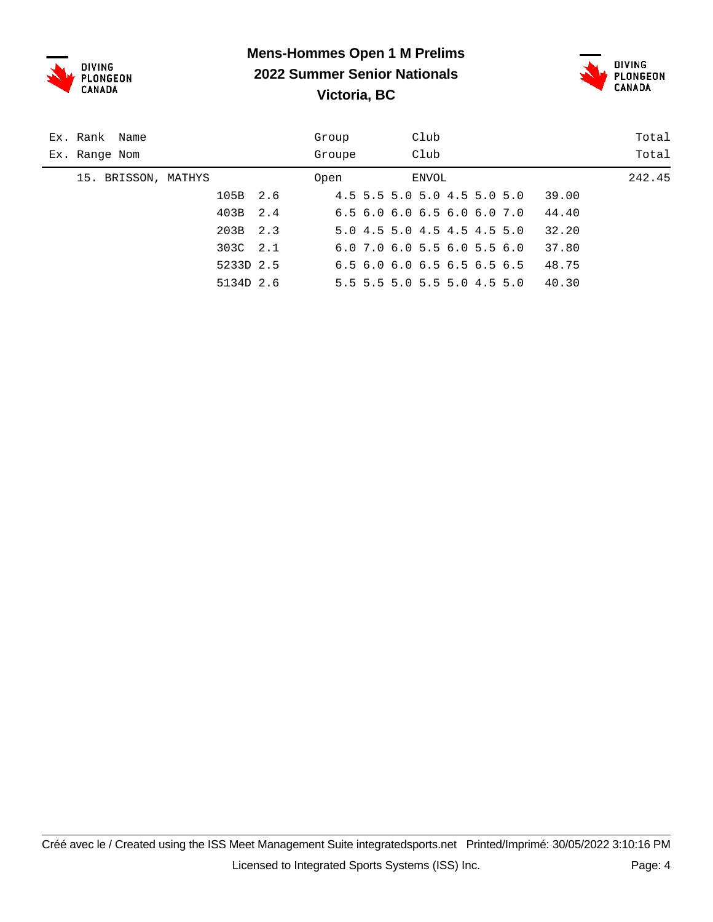# Mens-Hommes Open 1 M Prelims

## 2022 Summer Senior Nationals

## Victoria, BC

| Ex. Rank Name<br>Ex. Range Nom | | | Group<br>Groupe | Club<br>Club | | Total<br>Total |
|---|---|---|---|---|---|---|
| 15. BRISSON, MATHYS | | | Open | ENVOL | | 242.45 |
| | 105B | 2.6 | | 4.5 5.5 5.0 5.0 4.5 5.0 5.0 | 39.00 | |
| | 403B | 2.4 | | 6.5 6.0 6.0 6.5 6.0 6.0 7.0 | 44.40 | |
| | 203B | 2.3 | | 5.0 4.5 5.0 4.5 4.5 4.5 5.0 | 32.20 | |
| | 303C | 2.1 | | 6.0 7.0 6.0 5.5 6.0 5.5 6.0 | 37.80 | |
| | 5233D | 2.5 | | 6.5 6.0 6.0 6.5 6.5 6.5 6.5 | 48.75 | |
| | 5134D | 2.6 | | 5.5 5.5 5.0 5.5 5.0 4.5 5.0 | 40.30 | |

Créé avec le / Created using the ISS Meet Management Suite integratedsports.net Printed/Imprimé: 30/05/2022 3:10:16 PM

Licensed to Integrated Sports Systems (ISS) Inc.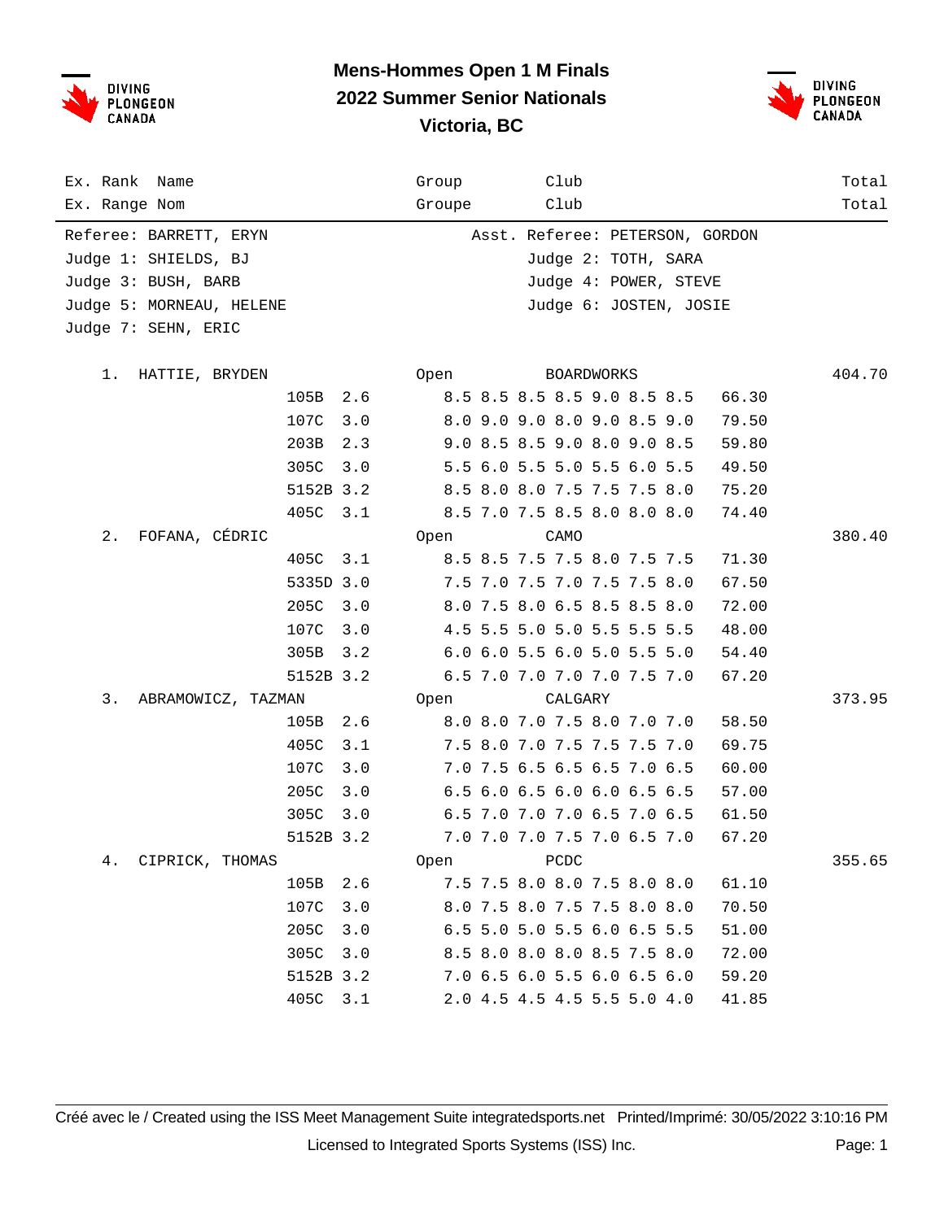# Mens-Hommes Open 1 M Finals

## 2022 Summer Senior Nationals

## Victoria, BC

| Ex. Rank / Ex. Range | Name / Nom | Dive | DD | Scores | Points | Group / Groupe | Club | Total |
|---|---|---|---|---|---|---|---|---|

Referee: BARRETT, ERYN — Asst. Referee: PETERSON, GORDON
Judge 1: SHIELDS, BJ — Judge 2: TOTH, SARA
Judge 3: BUSH, BARB — Judge 4: POWER, STEVE
Judge 5: MORNEAU, HELENE — Judge 6: JOSTEN, JOSIE
Judge 7: SEHN, ERIC

| Rank | Name | Dive | DD | Scores | Points | Group | Club | Total |
|---|---|---|---|---|---|---|---|---|
| 1. | HATTIE, BRYDEN | | | | | Open | BOARDWORKS | 404.70 |
| | | 105B | 2.6 | 8.5 8.5 8.5 8.5 9.0 8.5 8.5 | 66.30 | | | |
| | | 107C | 3.0 | 8.0 9.0 9.0 8.0 9.0 8.5 9.0 | 79.50 | | | |
| | | 203B | 2.3 | 9.0 8.5 8.5 9.0 8.0 9.0 8.5 | 59.80 | | | |
| | | 305C | 3.0 | 5.5 6.0 5.5 5.0 5.5 6.0 5.5 | 49.50 | | | |
| | | 5152B | 3.2 | 8.5 8.0 8.0 7.5 7.5 7.5 8.0 | 75.20 | | | |
| | | 405C | 3.1 | 8.5 7.0 7.5 8.5 8.0 8.0 8.0 | 74.40 | | | |
| 2. | FOFANA, CÉDRIC | | | | | Open | CAMO | 380.40 |
| | | 405C | 3.1 | 8.5 8.5 7.5 7.5 8.0 7.5 7.5 | 71.30 | | | |
| | | 5335D | 3.0 | 7.5 7.0 7.5 7.0 7.5 7.5 8.0 | 67.50 | | | |
| | | 205C | 3.0 | 8.0 7.5 8.0 6.5 8.5 8.5 8.0 | 72.00 | | | |
| | | 107C | 3.0 | 4.5 5.5 5.0 5.0 5.5 5.5 5.5 | 48.00 | | | |
| | | 305B | 3.2 | 6.0 6.0 5.5 6.0 5.0 5.5 5.0 | 54.40 | | | |
| | | 5152B | 3.2 | 6.5 7.0 7.0 7.0 7.0 7.5 7.0 | 67.20 | | | |
| 3. | ABRAMOWICZ, TAZMAN | | | | | Open | CALGARY | 373.95 |
| | | 105B | 2.6 | 8.0 8.0 7.0 7.5 8.0 7.0 7.0 | 58.50 | | | |
| | | 405C | 3.1 | 7.5 8.0 7.0 7.5 7.5 7.5 7.0 | 69.75 | | | |
| | | 107C | 3.0 | 7.0 7.5 6.5 6.5 6.5 7.0 6.5 | 60.00 | | | |
| | | 205C | 3.0 | 6.5 6.0 6.5 6.0 6.0 6.5 6.5 | 57.00 | | | |
| | | 305C | 3.0 | 6.5 7.0 7.0 7.0 6.5 7.0 6.5 | 61.50 | | | |
| | | 5152B | 3.2 | 7.0 7.0 7.0 7.5 7.0 6.5 7.0 | 67.20 | | | |
| 4. | CIPRICK, THOMAS | | | | | Open | PCDC | 355.65 |
| | | 105B | 2.6 | 7.5 7.5 8.0 8.0 7.5 8.0 8.0 | 61.10 | | | |
| | | 107C | 3.0 | 8.0 7.5 8.0 7.5 7.5 8.0 8.0 | 70.50 | | | |
| | | 205C | 3.0 | 6.5 5.0 5.0 5.5 6.0 6.5 5.5 | 51.00 | | | |
| | | 305C | 3.0 | 8.5 8.0 8.0 8.0 8.5 7.5 8.0 | 72.00 | | | |
| | | 5152B | 3.2 | 7.0 6.5 6.0 5.5 6.0 6.5 6.0 | 59.20 | | | |
| | | 405C | 3.1 | 2.0 4.5 4.5 4.5 5.5 5.0 4.0 | 41.85 | | | |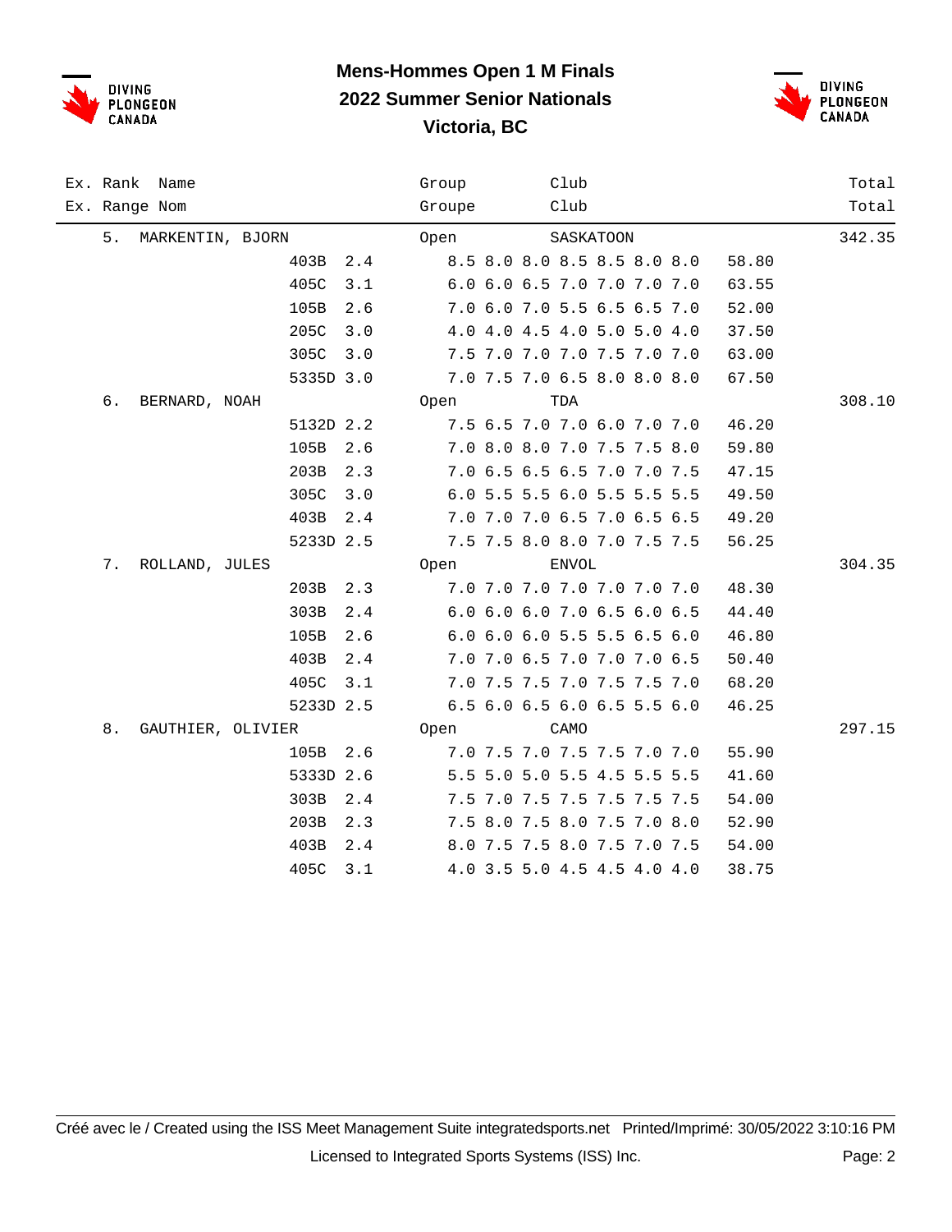# Mens-Hommes Open 1 M Finals
## 2022 Summer Senior Nationals
## Victoria, BC

| Ex. Rank<br>Ex. Range | Name<br>Nom | Dive | DD | Group<br>Groupe | Club<br>Club | Scores | Points | Total<br>Total |
|---|---|---|---|---|---|---|---|---|
| 5. | MARKENTIN, BJORN | | | Open | SASKATOON | | | 342.35 |
| | | 403B | 2.4 | | | 8.5 8.0 8.0 8.5 8.5 8.0 8.0 | 58.80 | |
| | | 405C | 3.1 | | | 6.0 6.0 6.5 7.0 7.0 7.0 7.0 | 63.55 | |
| | | 105B | 2.6 | | | 7.0 6.0 7.0 5.5 6.5 6.5 7.0 | 52.00 | |
| | | 205C | 3.0 | | | 4.0 4.0 4.5 4.0 5.0 5.0 4.0 | 37.50 | |
| | | 305C | 3.0 | | | 7.5 7.0 7.0 7.0 7.5 7.0 7.0 | 63.00 | |
| | | 5335D | 3.0 | | | 7.0 7.5 7.0 6.5 8.0 8.0 8.0 | 67.50 | |
| 6. | BERNARD, NOAH | | | Open | TDA | | | 308.10 |
| | | 5132D | 2.2 | | | 7.5 6.5 7.0 7.0 6.0 7.0 7.0 | 46.20 | |
| | | 105B | 2.6 | | | 7.0 8.0 8.0 7.0 7.5 7.5 8.0 | 59.80 | |
| | | 203B | 2.3 | | | 7.0 6.5 6.5 6.5 7.0 7.0 7.5 | 47.15 | |
| | | 305C | 3.0 | | | 6.0 5.5 5.5 6.0 5.5 5.5 5.5 | 49.50 | |
| | | 403B | 2.4 | | | 7.0 7.0 7.0 6.5 7.0 6.5 6.5 | 49.20 | |
| | | 5233D | 2.5 | | | 7.5 7.5 8.0 8.0 7.0 7.5 7.5 | 56.25 | |
| 7. | ROLLAND, JULES | | | Open | ENVOL | | | 304.35 |
| | | 203B | 2.3 | | | 7.0 7.0 7.0 7.0 7.0 7.0 7.0 | 48.30 | |
| | | 303B | 2.4 | | | 6.0 6.0 6.0 7.0 6.5 6.0 6.5 | 44.40 | |
| | | 105B | 2.6 | | | 6.0 6.0 6.0 5.5 5.5 6.5 6.0 | 46.80 | |
| | | 403B | 2.4 | | | 7.0 7.0 6.5 7.0 7.0 7.0 6.5 | 50.40 | |
| | | 405C | 3.1 | | | 7.0 7.5 7.5 7.0 7.5 7.5 7.0 | 68.20 | |
| | | 5233D | 2.5 | | | 6.5 6.0 6.5 6.0 6.5 5.5 6.0 | 46.25 | |
| 8. | GAUTHIER, OLIVIER | | | Open | CAMO | | | 297.15 |
| | | 105B | 2.6 | | | 7.0 7.5 7.0 7.5 7.5 7.0 7.0 | 55.90 | |
| | | 5333D | 2.6 | | | 5.5 5.0 5.0 5.5 4.5 5.5 5.5 | 41.60 | |
| | | 303B | 2.4 | | | 7.5 7.0 7.5 7.5 7.5 7.5 7.5 | 54.00 | |
| | | 203B | 2.3 | | | 7.5 8.0 7.5 8.0 7.5 7.0 8.0 | 52.90 | |
| | | 403B | 2.4 | | | 8.0 7.5 7.5 8.0 7.5 7.0 7.5 | 54.00 | |
| | | 405C | 3.1 | | | 4.0 3.5 5.0 4.5 4.5 4.0 4.0 | 38.75 | |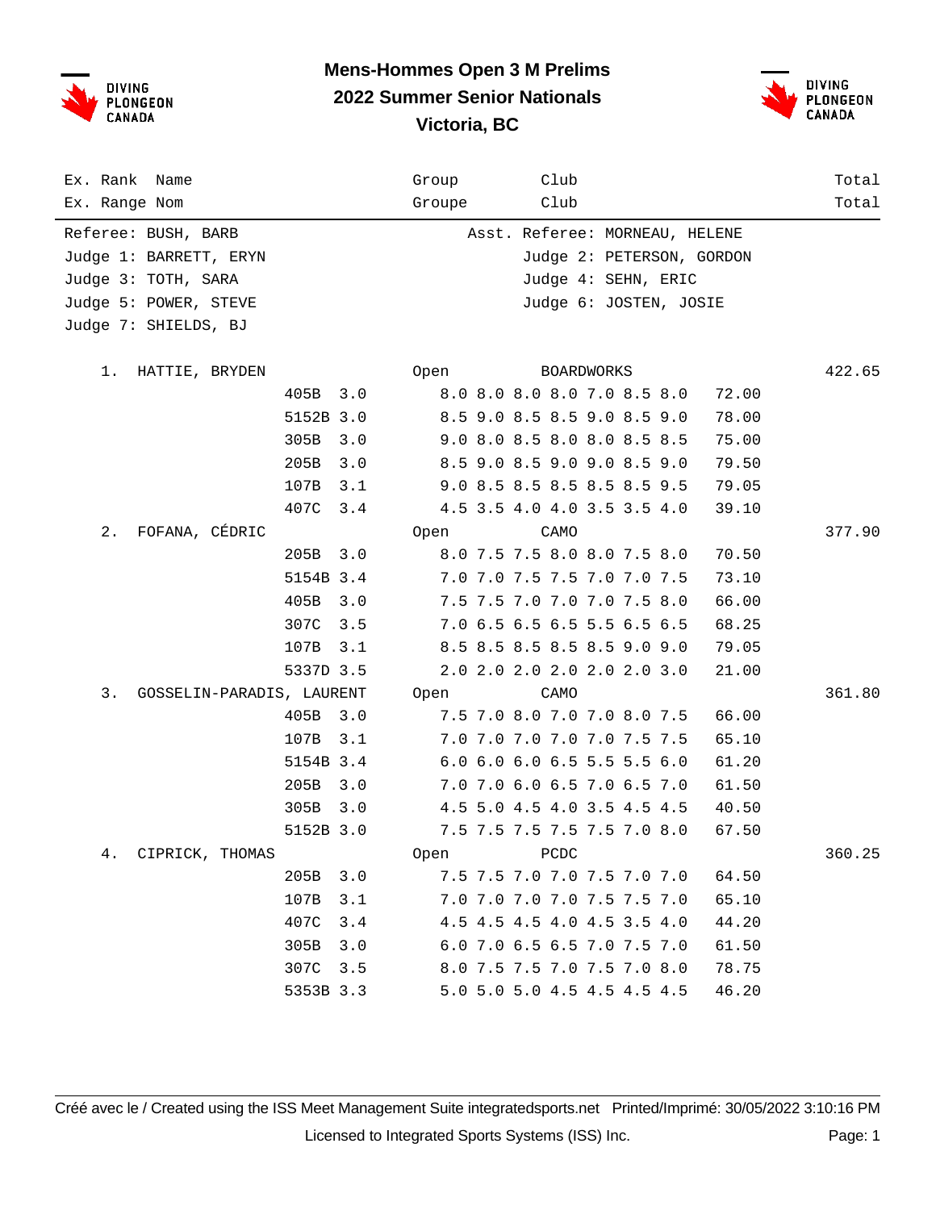# Mens-Hommes Open 3 M Prelims

## 2022 Summer Senior Nationals

## Victoria, BC

| Ex. Rank | Name | Group | Club | Total |
|---|---|---|---|---|
| Ex. Range | Nom | Groupe | Club | Total |

Referee: BUSH, BARB — Asst. Referee: MORNEAU, HELENE

Judge 1: BARRETT, ERYN — Judge 2: PETERSON, GORDON

Judge 3: TOTH, SARA — Judge 4: SEHN, ERIC

Judge 5: POWER, STEVE — Judge 6: JOSTEN, JOSIE

Judge 7: SHIELDS, BJ

| Rank | Name | Dive | DD | J1 | J2 | J3 | J4 | J5 | J6 | J7 | Points | Group | Club | Total |
|---|---|---|---|---|---|---|---|---|---|---|---|---|---|---|
| 1. | HATTIE, BRYDEN | | | | | | | | | | | Open | BOARDWORKS | 422.65 |
| | | 405B | 3.0 | 8.0 | 8.0 | 8.0 | 8.0 | 7.0 | 8.5 | 8.0 | 72.00 | | | |
| | | 5152B | 3.0 | 8.5 | 9.0 | 8.5 | 8.5 | 9.0 | 8.5 | 9.0 | 78.00 | | | |
| | | 305B | 3.0 | 9.0 | 8.0 | 8.5 | 8.0 | 8.0 | 8.5 | 8.5 | 75.00 | | | |
| | | 205B | 3.0 | 8.5 | 9.0 | 8.5 | 9.0 | 9.0 | 8.5 | 9.0 | 79.50 | | | |
| | | 107B | 3.1 | 9.0 | 8.5 | 8.5 | 8.5 | 8.5 | 8.5 | 9.5 | 79.05 | | | |
| | | 407C | 3.4 | 4.5 | 3.5 | 4.0 | 4.0 | 3.5 | 3.5 | 4.0 | 39.10 | | | |
| 2. | FOFANA, CÉDRIC | | | | | | | | | | | Open | CAMO | 377.90 |
| | | 205B | 3.0 | 8.0 | 7.5 | 7.5 | 8.0 | 8.0 | 7.5 | 8.0 | 70.50 | | | |
| | | 5154B | 3.4 | 7.0 | 7.0 | 7.5 | 7.5 | 7.0 | 7.0 | 7.5 | 73.10 | | | |
| | | 405B | 3.0 | 7.5 | 7.5 | 7.0 | 7.0 | 7.0 | 7.5 | 8.0 | 66.00 | | | |
| | | 307C | 3.5 | 7.0 | 6.5 | 6.5 | 6.5 | 5.5 | 6.5 | 6.5 | 68.25 | | | |
| | | 107B | 3.1 | 8.5 | 8.5 | 8.5 | 8.5 | 8.5 | 9.0 | 9.0 | 79.05 | | | |
| | | 5337D | 3.5 | 2.0 | 2.0 | 2.0 | 2.0 | 2.0 | 2.0 | 3.0 | 21.00 | | | |
| 3. | GOSSELIN-PARADIS, LAURENT | | | | | | | | | | | Open | CAMO | 361.80 |
| | | 405B | 3.0 | 7.5 | 7.0 | 8.0 | 7.0 | 7.0 | 8.0 | 7.5 | 66.00 | | | |
| | | 107B | 3.1 | 7.0 | 7.0 | 7.0 | 7.0 | 7.0 | 7.5 | 7.5 | 65.10 | | | |
| | | 5154B | 3.4 | 6.0 | 6.0 | 6.0 | 6.5 | 5.5 | 5.5 | 6.0 | 61.20 | | | |
| | | 205B | 3.0 | 7.0 | 7.0 | 6.0 | 6.5 | 7.0 | 6.5 | 7.0 | 61.50 | | | |
| | | 305B | 3.0 | 4.5 | 5.0 | 4.5 | 4.0 | 3.5 | 4.5 | 4.5 | 40.50 | | | |
| | | 5152B | 3.0 | 7.5 | 7.5 | 7.5 | 7.5 | 7.5 | 7.0 | 8.0 | 67.50 | | | |
| 4. | CIPRICK, THOMAS | | | | | | | | | | | Open | PCDC | 360.25 |
| | | 205B | 3.0 | 7.5 | 7.5 | 7.0 | 7.0 | 7.5 | 7.0 | 7.0 | 64.50 | | | |
| | | 107B | 3.1 | 7.0 | 7.0 | 7.0 | 7.0 | 7.5 | 7.5 | 7.0 | 65.10 | | | |
| | | 407C | 3.4 | 4.5 | 4.5 | 4.5 | 4.0 | 4.5 | 3.5 | 4.0 | 44.20 | | | |
| | | 305B | 3.0 | 6.0 | 7.0 | 6.5 | 6.5 | 7.0 | 7.5 | 7.0 | 61.50 | | | |
| | | 307C | 3.5 | 8.0 | 7.5 | 7.5 | 7.0 | 7.5 | 7.0 | 8.0 | 78.75 | | | |
| | | 5353B | 3.3 | 5.0 | 5.0 | 5.0 | 4.5 | 4.5 | 4.5 | 4.5 | 46.20 | | | |

Créé avec le / Created using the ISS Meet Management Suite integratedsports.net Printed/Imprimé: 30/05/2022 3:10:16 PM

Licensed to Integrated Sports Systems (ISS) Inc.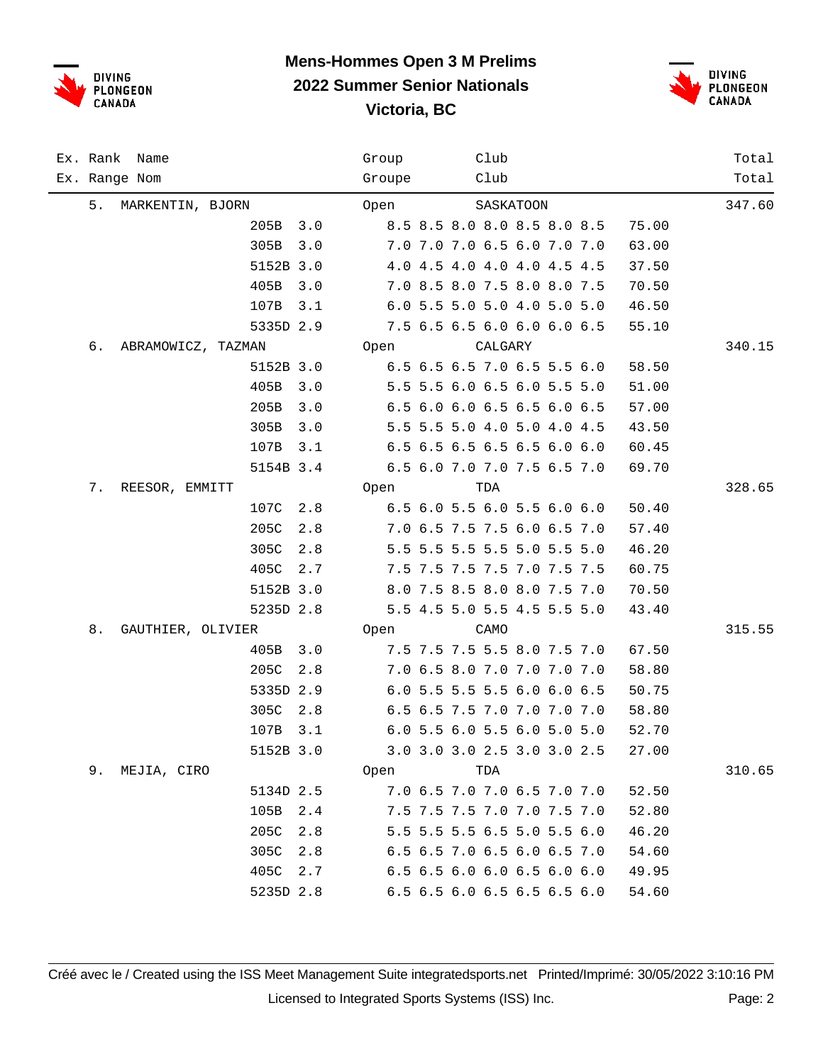# Mens-Hommes Open 3 M Prelims
## 2022 Summer Senior Nationals
## Victoria, BC

| Ex. Rank / Ex. Range | Name / Nom | Dive | DD | Group / Groupe | Club | Scores | Points | Total |
|---|---|---|---|---|---|---|---|---|
| 5. | MARKENTIN, BJORN | | | Open | SASKATOON | | | 347.60 |
| | | 205B | 3.0 | | | 8.5 8.5 8.0 8.0 8.5 8.0 8.5 | 75.00 | |
| | | 305B | 3.0 | | | 7.0 7.0 7.0 6.5 6.0 7.0 7.0 | 63.00 | |
| | | 5152B | 3.0 | | | 4.0 4.5 4.0 4.0 4.0 4.5 4.5 | 37.50 | |
| | | 405B | 3.0 | | | 7.0 8.5 8.0 7.5 8.0 8.0 7.5 | 70.50 | |
| | | 107B | 3.1 | | | 6.0 5.5 5.0 5.0 4.0 5.0 5.0 | 46.50 | |
| | | 5335D | 2.9 | | | 7.5 6.5 6.5 6.0 6.0 6.0 6.5 | 55.10 | |
| 6. | ABRAMOWICZ, TAZMAN | | | Open | CALGARY | | | 340.15 |
| | | 5152B | 3.0 | | | 6.5 6.5 6.5 7.0 6.5 5.5 6.0 | 58.50 | |
| | | 405B | 3.0 | | | 5.5 5.5 6.0 6.5 6.0 5.5 5.0 | 51.00 | |
| | | 205B | 3.0 | | | 6.5 6.0 6.0 6.5 6.5 6.0 6.5 | 57.00 | |
| | | 305B | 3.0 | | | 5.5 5.5 5.0 4.0 5.0 4.0 4.5 | 43.50 | |
| | | 107B | 3.1 | | | 6.5 6.5 6.5 6.5 6.5 6.0 6.0 | 60.45 | |
| | | 5154B | 3.4 | | | 6.5 6.0 7.0 7.0 7.5 6.5 7.0 | 69.70 | |
| 7. | REESOR, EMMITT | | | Open | TDA | | | 328.65 |
| | | 107C | 2.8 | | | 6.5 6.0 5.5 6.0 5.5 6.0 6.0 | 50.40 | |
| | | 205C | 2.8 | | | 7.0 6.5 7.5 7.5 6.0 6.5 7.0 | 57.40 | |
| | | 305C | 2.8 | | | 5.5 5.5 5.5 5.5 5.0 5.5 5.0 | 46.20 | |
| | | 405C | 2.7 | | | 7.5 7.5 7.5 7.5 7.0 7.5 7.5 | 60.75 | |
| | | 5152B | 3.0 | | | 8.0 7.5 8.5 8.0 8.0 7.5 7.0 | 70.50 | |
| | | 5235D | 2.8 | | | 5.5 4.5 5.0 5.5 4.5 5.5 5.0 | 43.40 | |
| 8. | GAUTHIER, OLIVIER | | | Open | CAMO | | | 315.55 |
| | | 405B | 3.0 | | | 7.5 7.5 7.5 5.5 8.0 7.5 7.0 | 67.50 | |
| | | 205C | 2.8 | | | 7.0 6.5 8.0 7.0 7.0 7.0 7.0 | 58.80 | |
| | | 5335D | 2.9 | | | 6.0 5.5 5.5 5.5 6.0 6.0 6.5 | 50.75 | |
| | | 305C | 2.8 | | | 6.5 6.5 7.5 7.0 7.0 7.0 7.0 | 58.80 | |
| | | 107B | 3.1 | | | 6.0 5.5 6.0 5.5 6.0 5.0 5.0 | 52.70 | |
| | | 5152B | 3.0 | | | 3.0 3.0 3.0 2.5 3.0 3.0 2.5 | 27.00 | |
| 9. | MEJIA, CIRO | | | Open | TDA | | | 310.65 |
| | | 5134D | 2.5 | | | 7.0 6.5 7.0 7.0 6.5 7.0 7.0 | 52.50 | |
| | | 105B | 2.4 | | | 7.5 7.5 7.5 7.0 7.0 7.5 7.0 | 52.80 | |
| | | 205C | 2.8 | | | 5.5 5.5 5.5 6.5 5.0 5.5 6.0 | 46.20 | |
| | | 305C | 2.8 | | | 6.5 6.5 7.0 6.5 6.0 6.5 7.0 | 54.60 | |
| | | 405C | 2.7 | | | 6.5 6.5 6.0 6.0 6.5 6.0 6.0 | 49.95 | |
| | | 5235D | 2.8 | | | 6.5 6.5 6.0 6.5 6.5 6.5 6.0 | 54.60 | |

Créé avec le / Created using the ISS Meet Management Suite integratedsports.net Printed/Imprimé: 30/05/2022 3:10:16 PM

Licensed to Integrated Sports Systems (ISS) Inc.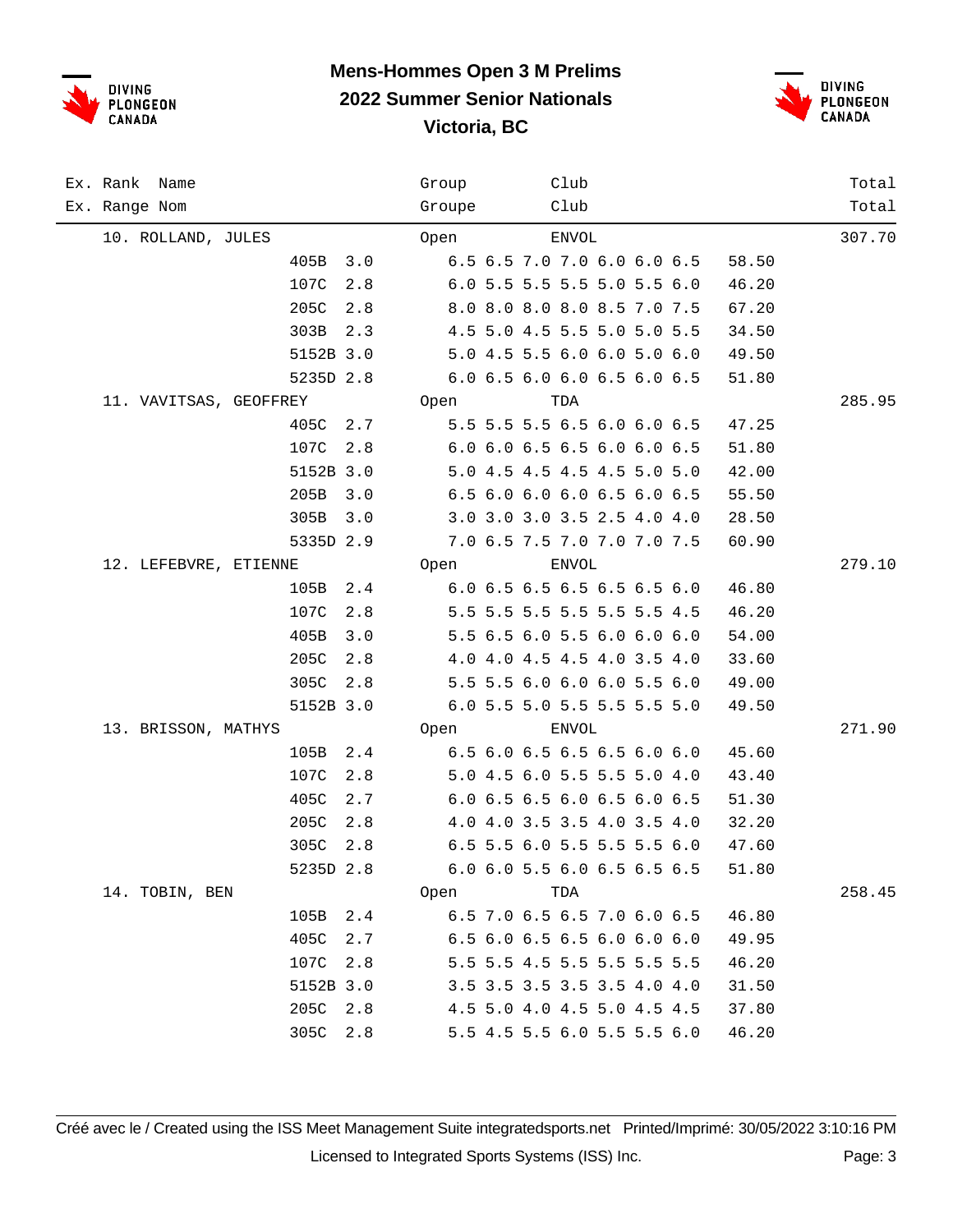# Mens-Hommes Open 3 M Prelims
## 2022 Summer Senior Nationals
## Victoria, BC

| Ex. Rank / Ex. Range | Name / Nom | Dive | DD | Scores | Points | Group / Groupe | Club | Total |
|---|---|---|---|---|---|---|---|---|
| 10. | ROLLAND, JULES | | | | | Open | ENVOL | 307.70 |
| | | 405B | 3.0 | 6.5 6.5 7.0 7.0 6.0 6.0 6.5 | 58.50 | | | |
| | | 107C | 2.8 | 6.0 5.5 5.5 5.5 5.0 5.5 6.0 | 46.20 | | | |
| | | 205C | 2.8 | 8.0 8.0 8.0 8.0 8.5 7.0 7.5 | 67.20 | | | |
| | | 303B | 2.3 | 4.5 5.0 4.5 5.5 5.0 5.0 5.5 | 34.50 | | | |
| | | 5152B | 3.0 | 5.0 4.5 5.5 6.0 6.0 5.0 6.0 | 49.50 | | | |
| | | 5235D | 2.8 | 6.0 6.5 6.0 6.0 6.5 6.0 6.5 | 51.80 | | | |
| 11. | VAVITSAS, GEOFFREY | | | | | Open | TDA | 285.95 |
| | | 405C | 2.7 | 5.5 5.5 5.5 6.5 6.0 6.0 6.5 | 47.25 | | | |
| | | 107C | 2.8 | 6.0 6.0 6.5 6.5 6.0 6.0 6.5 | 51.80 | | | |
| | | 5152B | 3.0 | 5.0 4.5 4.5 4.5 4.5 5.0 5.0 | 42.00 | | | |
| | | 205B | 3.0 | 6.5 6.0 6.0 6.0 6.5 6.0 6.5 | 55.50 | | | |
| | | 305B | 3.0 | 3.0 3.0 3.0 3.5 2.5 4.0 4.0 | 28.50 | | | |
| | | 5335D | 2.9 | 7.0 6.5 7.5 7.0 7.0 7.0 7.5 | 60.90 | | | |
| 12. | LEFEBVRE, ETIENNE | | | | | Open | ENVOL | 279.10 |
| | | 105B | 2.4 | 6.0 6.5 6.5 6.5 6.5 6.5 6.0 | 46.80 | | | |
| | | 107C | 2.8 | 5.5 5.5 5.5 5.5 5.5 5.5 4.5 | 46.20 | | | |
| | | 405B | 3.0 | 5.5 6.5 6.0 5.5 6.0 6.0 6.0 | 54.00 | | | |
| | | 205C | 2.8 | 4.0 4.0 4.5 4.5 4.0 3.5 4.0 | 33.60 | | | |
| | | 305C | 2.8 | 5.5 5.5 6.0 6.0 6.0 5.5 6.0 | 49.00 | | | |
| | | 5152B | 3.0 | 6.0 5.5 5.0 5.5 5.5 5.5 5.0 | 49.50 | | | |
| 13. | BRISSON, MATHYS | | | | | Open | ENVOL | 271.90 |
| | | 105B | 2.4 | 6.5 6.0 6.5 6.5 6.5 6.0 6.0 | 45.60 | | | |
| | | 107C | 2.8 | 5.0 4.5 6.0 5.5 5.5 5.0 4.0 | 43.40 | | | |
| | | 405C | 2.7 | 6.0 6.5 6.5 6.0 6.5 6.0 6.5 | 51.30 | | | |
| | | 205C | 2.8 | 4.0 4.0 3.5 3.5 4.0 3.5 4.0 | 32.20 | | | |
| | | 305C | 2.8 | 6.5 5.5 6.0 5.5 5.5 5.5 6.0 | 47.60 | | | |
| | | 5235D | 2.8 | 6.0 6.0 5.5 6.0 6.5 6.5 6.5 | 51.80 | | | |
| 14. | TOBIN, BEN | | | | | Open | TDA | 258.45 |
| | | 105B | 2.4 | 6.5 7.0 6.5 6.5 7.0 6.0 6.5 | 46.80 | | | |
| | | 405C | 2.7 | 6.5 6.0 6.5 6.5 6.0 6.0 6.0 | 49.95 | | | |
| | | 107C | 2.8 | 5.5 5.5 4.5 5.5 5.5 5.5 5.5 | 46.20 | | | |
| | | 5152B | 3.0 | 3.5 3.5 3.5 3.5 3.5 4.0 4.0 | 31.50 | | | |
| | | 205C | 2.8 | 4.5 5.0 4.0 4.5 5.0 4.5 4.5 | 37.80 | | | |
| | | 305C | 2.8 | 5.5 4.5 5.5 6.0 5.5 5.5 6.0 | 46.20 | | | |

Créé avec le / Created using the ISS Meet Management Suite integratedsports.net Printed/Imprimé: 30/05/2022 3:10:16 PM

Licensed to Integrated Sports Systems (ISS) Inc.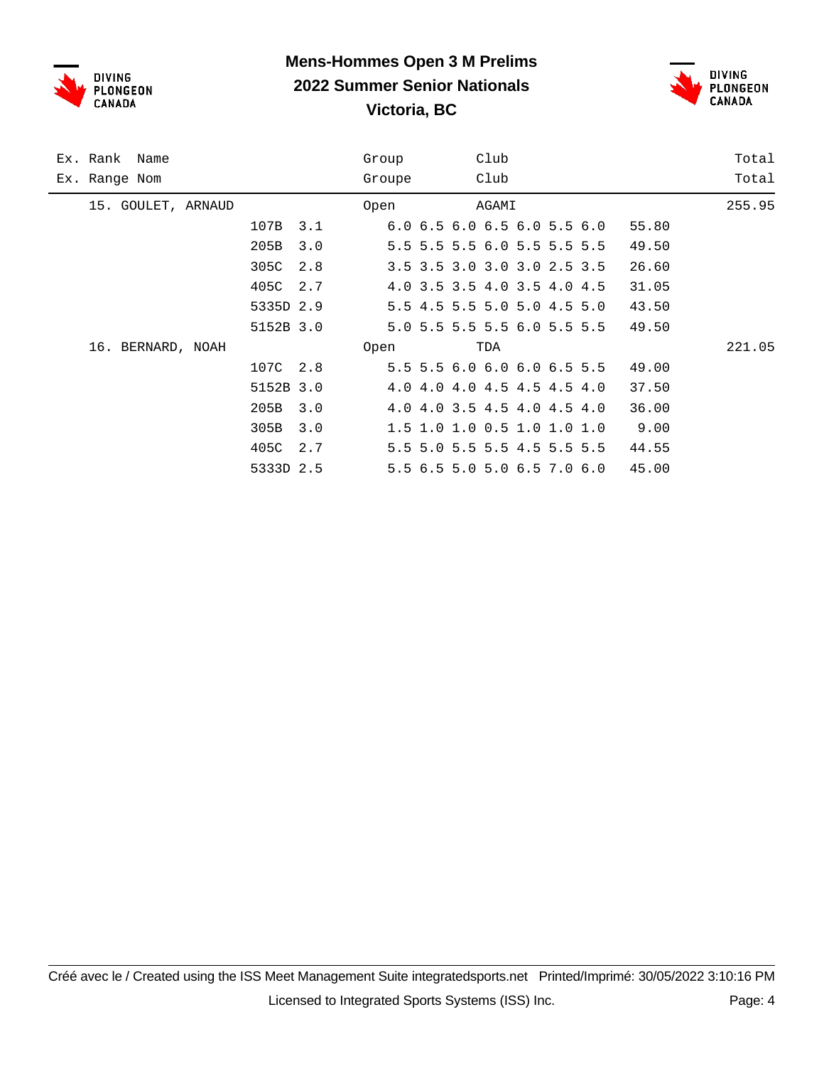# Mens-Hommes Open 3 M Prelims

## 2022 Summer Senior Nationals

## Victoria, BC

| Ex. Rank / Ex. Range | Name / Nom | Dive | DD | Group / Groupe | Scores | Points | Club | Total |
|---|---|---|---|---|---|---|---|---|
| 15. | GOULET, ARNAUD | | | Open | | | AGAMI | 255.95 |
| | | 107B | 3.1 | | 6.0 6.5 6.0 6.5 6.0 5.5 6.0 | 55.80 | | |
| | | 205B | 3.0 | | 5.5 5.5 5.5 6.0 5.5 5.5 5.5 | 49.50 | | |
| | | 305C | 2.8 | | 3.5 3.5 3.0 3.0 3.0 2.5 3.5 | 26.60 | | |
| | | 405C | 2.7 | | 4.0 3.5 3.5 4.0 3.5 4.0 4.5 | 31.05 | | |
| | | 5335D | 2.9 | | 5.5 4.5 5.5 5.0 5.0 4.5 5.0 | 43.50 | | |
| | | 5152B | 3.0 | | 5.0 5.5 5.5 5.5 6.0 5.5 5.5 | 49.50 | | |
| 16. | BERNARD, NOAH | | | Open | | | TDA | 221.05 |
| | | 107C | 2.8 | | 5.5 5.5 6.0 6.0 6.0 6.5 5.5 | 49.00 | | |
| | | 5152B | 3.0 | | 4.0 4.0 4.0 4.5 4.5 4.5 4.0 | 37.50 | | |
| | | 205B | 3.0 | | 4.0 4.0 3.5 4.5 4.0 4.5 4.0 | 36.00 | | |
| | | 305B | 3.0 | | 1.5 1.0 1.0 0.5 1.0 1.0 1.0 | 9.00 | | |
| | | 405C | 2.7 | | 5.5 5.0 5.5 5.5 4.5 5.5 5.5 | 44.55 | | |
| | | 5333D | 2.5 | | 5.5 6.5 5.0 5.0 6.5 7.0 6.0 | 45.00 | | |

Créé avec le / Created using the ISS Meet Management Suite integratedsports.net Printed/Imprimé: 30/05/2022 3:10:16 PM

Licensed to Integrated Sports Systems (ISS) Inc.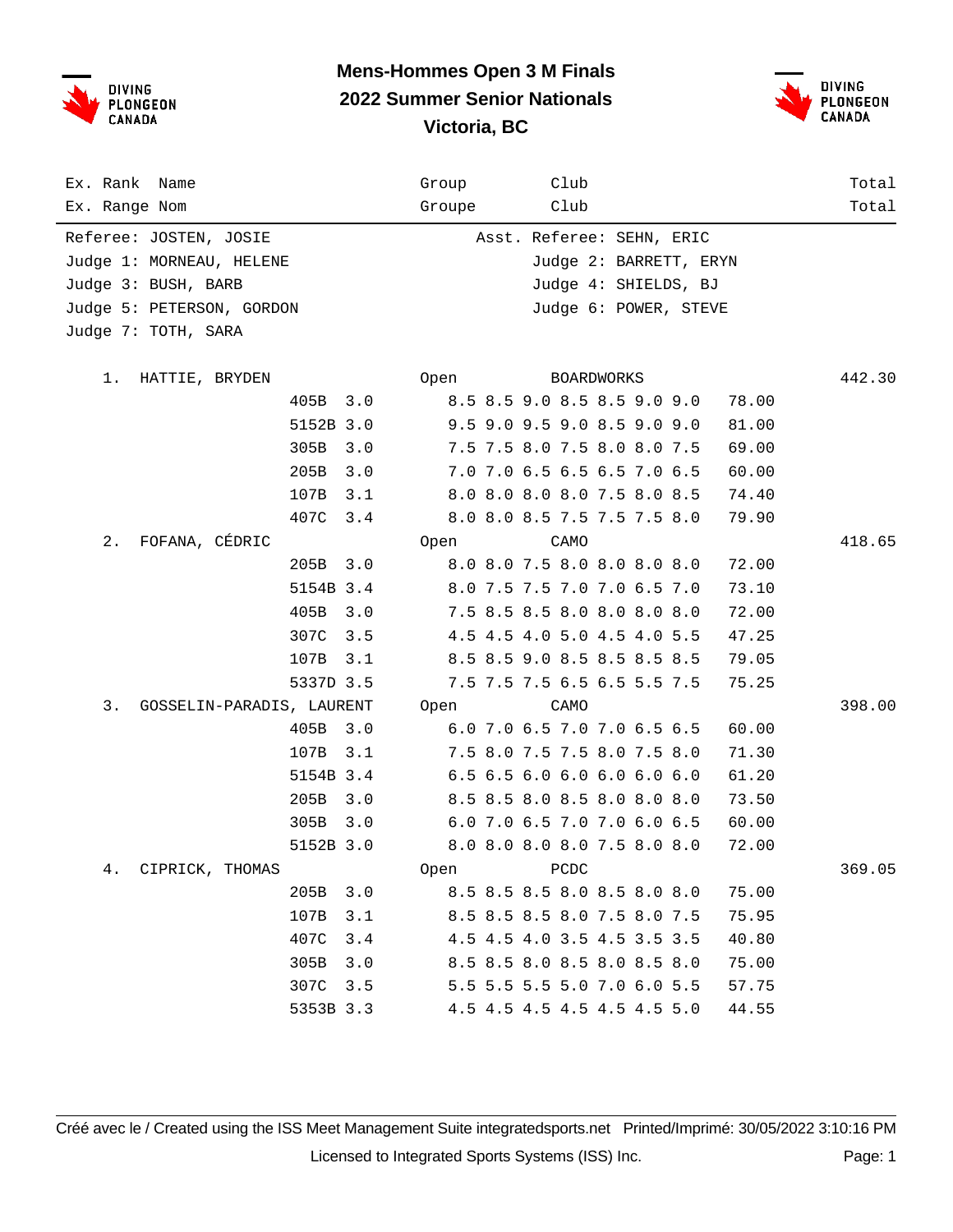# Mens-Hommes Open 3 M Finals
## 2022 Summer Senior Nationals
## Victoria, BC

| Ex. Rank / Ex. Range | Name / Nom | Group / Groupe | Club / Club | Total / Total |
|---|---|---|---|---|

Referee: JOSTEN, JOSIE — Asst. Referee: SEHN, ERIC
Judge 1: MORNEAU, HELENE — Judge 2: BARRETT, ERYN
Judge 3: BUSH, BARB — Judge 4: SHIELDS, BJ
Judge 5: PETERSON, GORDON — Judge 6: POWER, STEVE
Judge 7: TOTH, SARA

| Rank | Name | Dive | DD | Scores | Points | Group | Club | Total |
|---|---|---|---|---|---|---|---|---|
| 1. | HATTIE, BRYDEN | | | | | Open | BOARDWORKS | 442.30 |
| | | 405B | 3.0 | 8.5 8.5 9.0 8.5 8.5 9.0 9.0 | 78.00 | | | |
| | | 5152B | 3.0 | 9.5 9.0 9.5 9.0 8.5 9.0 9.0 | 81.00 | | | |
| | | 305B | 3.0 | 7.5 7.5 8.0 7.5 8.0 8.0 7.5 | 69.00 | | | |
| | | 205B | 3.0 | 7.0 7.0 6.5 6.5 6.5 7.0 6.5 | 60.00 | | | |
| | | 107B | 3.1 | 8.0 8.0 8.0 8.0 7.5 8.0 8.5 | 74.40 | | | |
| | | 407C | 3.4 | 8.0 8.0 8.5 7.5 7.5 7.5 8.0 | 79.90 | | | |
| 2. | FOFANA, CÉDRIC | | | | | Open | CAMO | 418.65 |
| | | 205B | 3.0 | 8.0 8.0 7.5 8.0 8.0 8.0 8.0 | 72.00 | | | |
| | | 5154B | 3.4 | 8.0 7.5 7.5 7.0 7.0 6.5 7.0 | 73.10 | | | |
| | | 405B | 3.0 | 7.5 8.5 8.5 8.0 8.0 8.0 8.0 | 72.00 | | | |
| | | 307C | 3.5 | 4.5 4.5 4.0 5.0 4.5 4.0 5.5 | 47.25 | | | |
| | | 107B | 3.1 | 8.5 8.5 9.0 8.5 8.5 8.5 8.5 | 79.05 | | | |
| | | 5337D | 3.5 | 7.5 7.5 7.5 6.5 6.5 5.5 7.5 | 75.25 | | | |
| 3. | GOSSELIN-PARADIS, LAURENT | | | | | Open | CAMO | 398.00 |
| | | 405B | 3.0 | 6.0 7.0 6.5 7.0 7.0 6.5 6.5 | 60.00 | | | |
| | | 107B | 3.1 | 7.5 8.0 7.5 7.5 8.0 7.5 8.0 | 71.30 | | | |
| | | 5154B | 3.4 | 6.5 6.5 6.0 6.0 6.0 6.0 6.0 | 61.20 | | | |
| | | 205B | 3.0 | 8.5 8.5 8.0 8.5 8.0 8.0 8.0 | 73.50 | | | |
| | | 305B | 3.0 | 6.0 7.0 6.5 7.0 7.0 6.0 6.5 | 60.00 | | | |
| | | 5152B | 3.0 | 8.0 8.0 8.0 8.0 7.5 8.0 8.0 | 72.00 | | | |
| 4. | CIPRICK, THOMAS | | | | | Open | PCDC | 369.05 |
| | | 205B | 3.0 | 8.5 8.5 8.5 8.0 8.5 8.0 8.0 | 75.00 | | | |
| | | 107B | 3.1 | 8.5 8.5 8.5 8.0 7.5 8.0 7.5 | 75.95 | | | |
| | | 407C | 3.4 | 4.5 4.5 4.0 3.5 4.5 3.5 3.5 | 40.80 | | | |
| | | 305B | 3.0 | 8.5 8.5 8.0 8.5 8.0 8.5 8.0 | 75.00 | | | |
| | | 307C | 3.5 | 5.5 5.5 5.5 5.0 7.0 6.0 5.5 | 57.75 | | | |
| | | 5353B | 3.3 | 4.5 4.5 4.5 4.5 4.5 4.5 5.0 | 44.55 | | | |

Créé avec le / Created using the ISS Meet Management Suite integratedsports.net Printed/Imprimé: 30/05/2022 3:10:16 PM
Licensed to Integrated Sports Systems (ISS) Inc.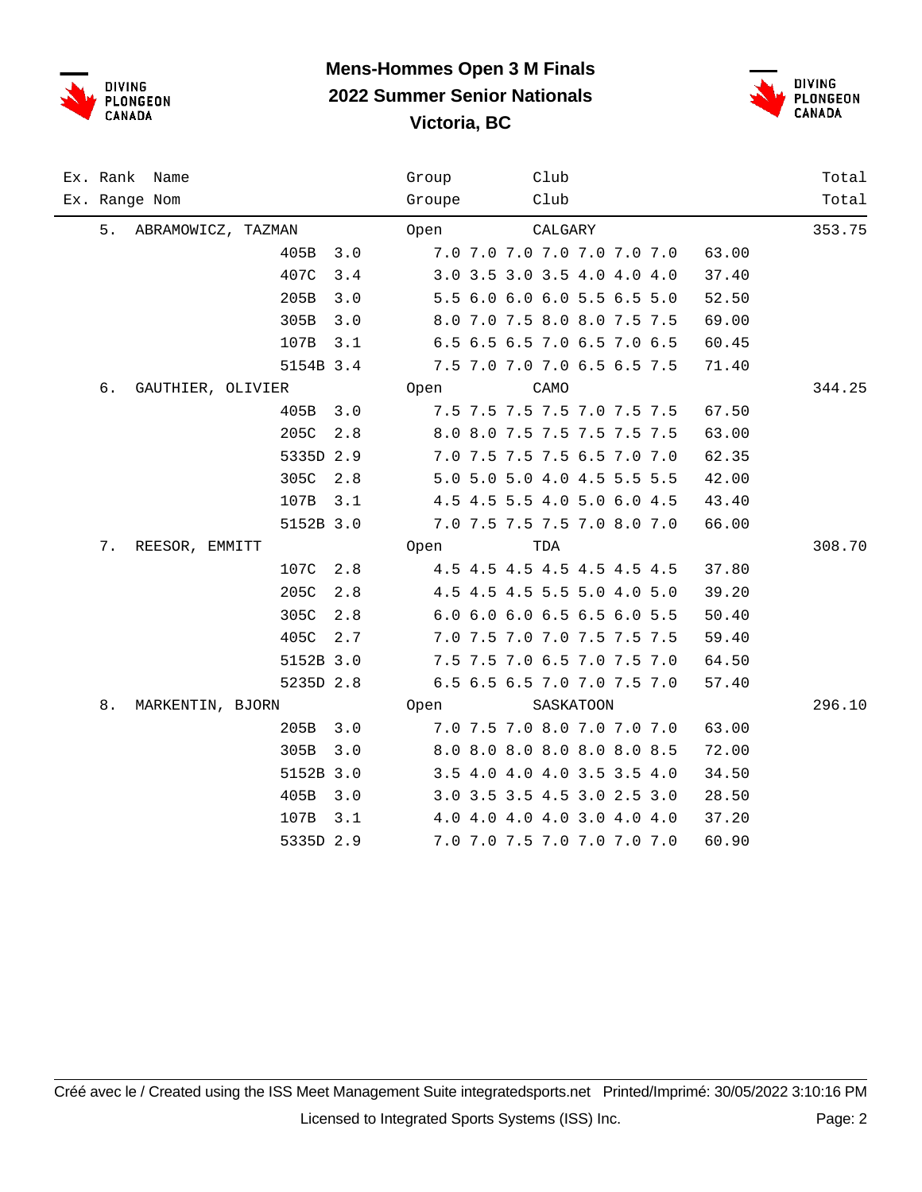# Mens-Hommes Open 3 M Finals
## 2022 Summer Senior Nationals
## Victoria, BC

| Ex. Rank / Ex. Range | Name / Nom | Dive | DD | Group / Groupe | Club | Scores | Points | Total |
|---|---|---|---|---|---|---|---|---|
| 5. | ABRAMOWICZ, TAZMAN | | | Open | CALGARY | | | 353.75 |
| | | 405B | 3.0 | | | 7.0 7.0 7.0 7.0 7.0 7.0 7.0 | 63.00 | |
| | | 407C | 3.4 | | | 3.0 3.5 3.0 3.5 4.0 4.0 4.0 | 37.40 | |
| | | 205B | 3.0 | | | 5.5 6.0 6.0 6.0 5.5 6.5 5.0 | 52.50 | |
| | | 305B | 3.0 | | | 8.0 7.0 7.5 8.0 8.0 7.5 7.5 | 69.00 | |
| | | 107B | 3.1 | | | 6.5 6.5 6.5 7.0 6.5 7.0 6.5 | 60.45 | |
| | | 5154B | 3.4 | | | 7.5 7.0 7.0 7.0 6.5 6.5 7.5 | 71.40 | |
| 6. | GAUTHIER, OLIVIER | | | Open | CAMO | | | 344.25 |
| | | 405B | 3.0 | | | 7.5 7.5 7.5 7.5 7.0 7.5 7.5 | 67.50 | |
| | | 205C | 2.8 | | | 8.0 8.0 7.5 7.5 7.5 7.5 7.5 | 63.00 | |
| | | 5335D | 2.9 | | | 7.0 7.5 7.5 7.5 6.5 7.0 7.0 | 62.35 | |
| | | 305C | 2.8 | | | 5.0 5.0 5.0 4.0 4.5 5.5 5.5 | 42.00 | |
| | | 107B | 3.1 | | | 4.5 4.5 5.5 4.0 5.0 6.0 4.5 | 43.40 | |
| | | 5152B | 3.0 | | | 7.0 7.5 7.5 7.5 7.0 8.0 7.0 | 66.00 | |
| 7. | REESOR, EMMITT | | | Open | TDA | | | 308.70 |
| | | 107C | 2.8 | | | 4.5 4.5 4.5 4.5 4.5 4.5 4.5 | 37.80 | |
| | | 205C | 2.8 | | | 4.5 4.5 4.5 5.5 5.0 4.0 5.0 | 39.20 | |
| | | 305C | 2.8 | | | 6.0 6.0 6.0 6.5 6.5 6.0 5.5 | 50.40 | |
| | | 405C | 2.7 | | | 7.0 7.5 7.0 7.0 7.5 7.5 7.5 | 59.40 | |
| | | 5152B | 3.0 | | | 7.5 7.5 7.0 6.5 7.0 7.5 7.0 | 64.50 | |
| | | 5235D | 2.8 | | | 6.5 6.5 6.5 7.0 7.0 7.5 7.0 | 57.40 | |
| 8. | MARKENTIN, BJORN | | | Open | SASKATOON | | | 296.10 |
| | | 205B | 3.0 | | | 7.0 7.5 7.0 8.0 7.0 7.0 7.0 | 63.00 | |
| | | 305B | 3.0 | | | 8.0 8.0 8.0 8.0 8.0 8.0 8.5 | 72.00 | |
| | | 5152B | 3.0 | | | 3.5 4.0 4.0 4.0 3.5 3.5 4.0 | 34.50 | |
| | | 405B | 3.0 | | | 3.0 3.5 3.5 4.5 3.0 2.5 3.0 | 28.50 | |
| | | 107B | 3.1 | | | 4.0 4.0 4.0 4.0 3.0 4.0 4.0 | 37.20 | |
| | | 5335D | 2.9 | | | 7.0 7.0 7.5 7.0 7.0 7.0 7.0 | 60.90 | |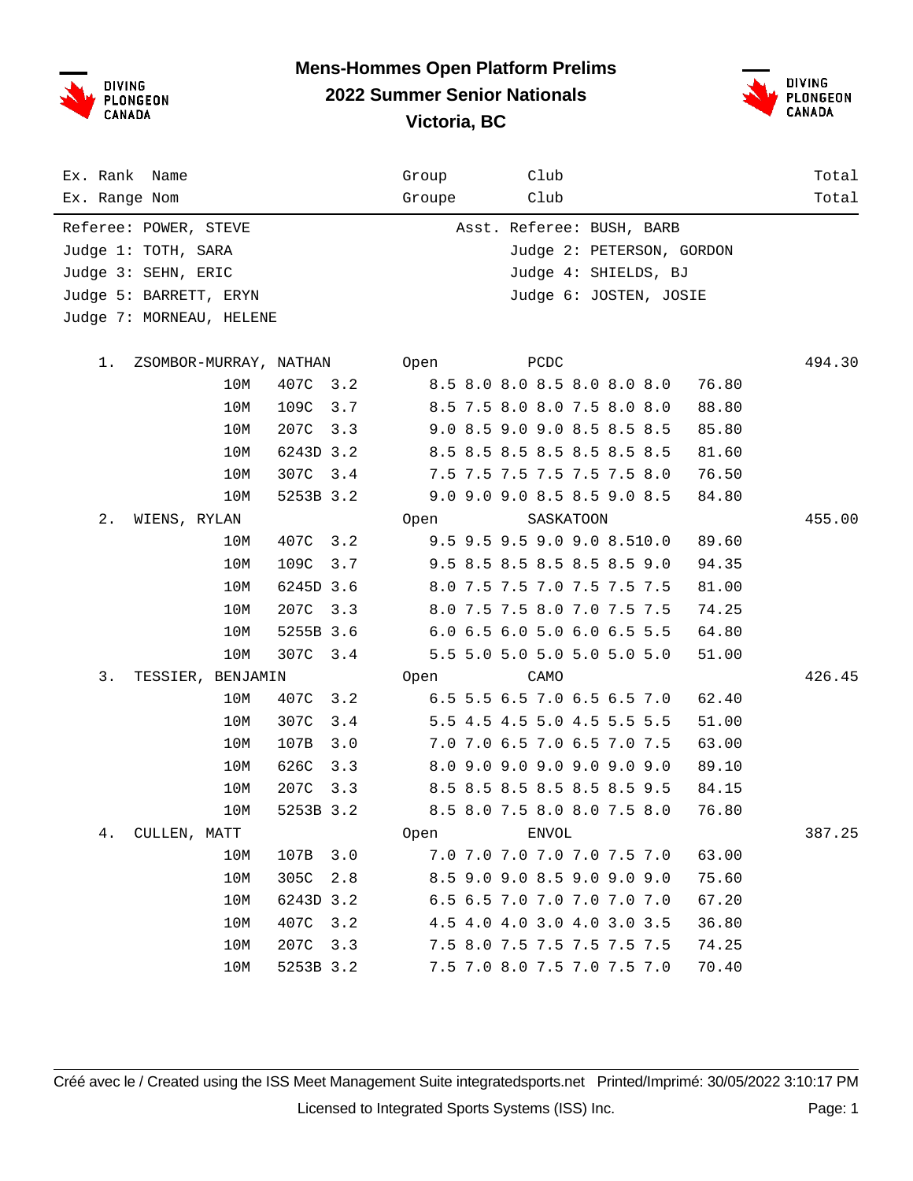# Mens-Hommes Open Platform Prelims

## 2022 Summer Senior Nationals

## Victoria, BC

Referee: POWER, STEVE | Asst. Referee: BUSH, BARB

Judge 1: TOTH, SARA | Judge 2: PETERSON, GORDON

Judge 3: SEHN, ERIC | Judge 4: SHIELDS, BJ

Judge 5: BARRETT, ERYN | Judge 6: JOSTEN, JOSIE

Judge 7: MORNEAU, HELENE

| Ex. Rank / Ex. Range | Name / Nom | | | Group / Groupe | Club / Club | | Total / Total |
|---|---|---|---|---|---|---|---|
| 1. | ZSOMBOR-MURRAY, NATHAN | | | Open | PCDC | | 494.30 |
| | 10M | 407C | 3.2 | 8.5 8.0 8.0 8.5 8.0 8.0 8.0 | | 76.80 | |
| | 10M | 109C | 3.7 | 8.5 7.5 8.0 8.0 7.5 8.0 8.0 | | 88.80 | |
| | 10M | 207C | 3.3 | 9.0 8.5 9.0 9.0 8.5 8.5 8.5 | | 85.80 | |
| | 10M | 6243D | 3.2 | 8.5 8.5 8.5 8.5 8.5 8.5 8.5 | | 81.60 | |
| | 10M | 307C | 3.4 | 7.5 7.5 7.5 7.5 7.5 7.5 8.0 | | 76.50 | |
| | 10M | 5253B | 3.2 | 9.0 9.0 9.0 8.5 8.5 9.0 8.5 | | 84.80 | |
| 2. | WIENS, RYLAN | | | Open | SASKATOON | | 455.00 |
| | 10M | 407C | 3.2 | 9.5 9.5 9.5 9.0 9.0 8.5 10.0 | | 89.60 | |
| | 10M | 109C | 3.7 | 9.5 8.5 8.5 8.5 8.5 8.5 9.0 | | 94.35 | |
| | 10M | 6245D | 3.6 | 8.0 7.5 7.5 7.0 7.5 7.5 7.5 | | 81.00 | |
| | 10M | 207C | 3.3 | 8.0 7.5 7.5 8.0 7.0 7.5 7.5 | | 74.25 | |
| | 10M | 5255B | 3.6 | 6.0 6.5 6.0 5.0 6.0 6.5 5.5 | | 64.80 | |
| | 10M | 307C | 3.4 | 5.5 5.0 5.0 5.0 5.0 5.0 5.0 | | 51.00 | |
| 3. | TESSIER, BENJAMIN | | | Open | CAMO | | 426.45 |
| | 10M | 407C | 3.2 | 6.5 5.5 6.5 7.0 6.5 6.5 7.0 | | 62.40 | |
| | 10M | 307C | 3.4 | 5.5 4.5 4.5 5.0 4.5 5.5 5.5 | | 51.00 | |
| | 10M | 107B | 3.0 | 7.0 7.0 6.5 7.0 6.5 7.0 7.5 | | 63.00 | |
| | 10M | 626C | 3.3 | 8.0 9.0 9.0 9.0 9.0 9.0 9.0 | | 89.10 | |
| | 10M | 207C | 3.3 | 8.5 8.5 8.5 8.5 8.5 8.5 9.5 | | 84.15 | |
| | 10M | 5253B | 3.2 | 8.5 8.0 7.5 8.0 8.0 7.5 8.0 | | 76.80 | |
| 4. | CULLEN, MATT | | | Open | ENVOL | | 387.25 |
| | 10M | 107B | 3.0 | 7.0 7.0 7.0 7.0 7.0 7.5 7.0 | | 63.00 | |
| | 10M | 305C | 2.8 | 8.5 9.0 9.0 8.5 9.0 9.0 9.0 | | 75.60 | |
| | 10M | 6243D | 3.2 | 6.5 6.5 7.0 7.0 7.0 7.0 7.0 | | 67.20 | |
| | 10M | 407C | 3.2 | 4.5 4.0 4.0 3.0 4.0 3.0 3.5 | | 36.80 | |
| | 10M | 207C | 3.3 | 7.5 8.0 7.5 7.5 7.5 7.5 7.5 | | 74.25 | |
| | 10M | 5253B | 3.2 | 7.5 7.0 8.0 7.5 7.0 7.5 7.0 | | 70.40 | |

Créé avec le / Created using the ISS Meet Management Suite integratedsports.net Printed/Imprimé: 30/05/2022 3:10:17 PM

Licensed to Integrated Sports Systems (ISS) Inc.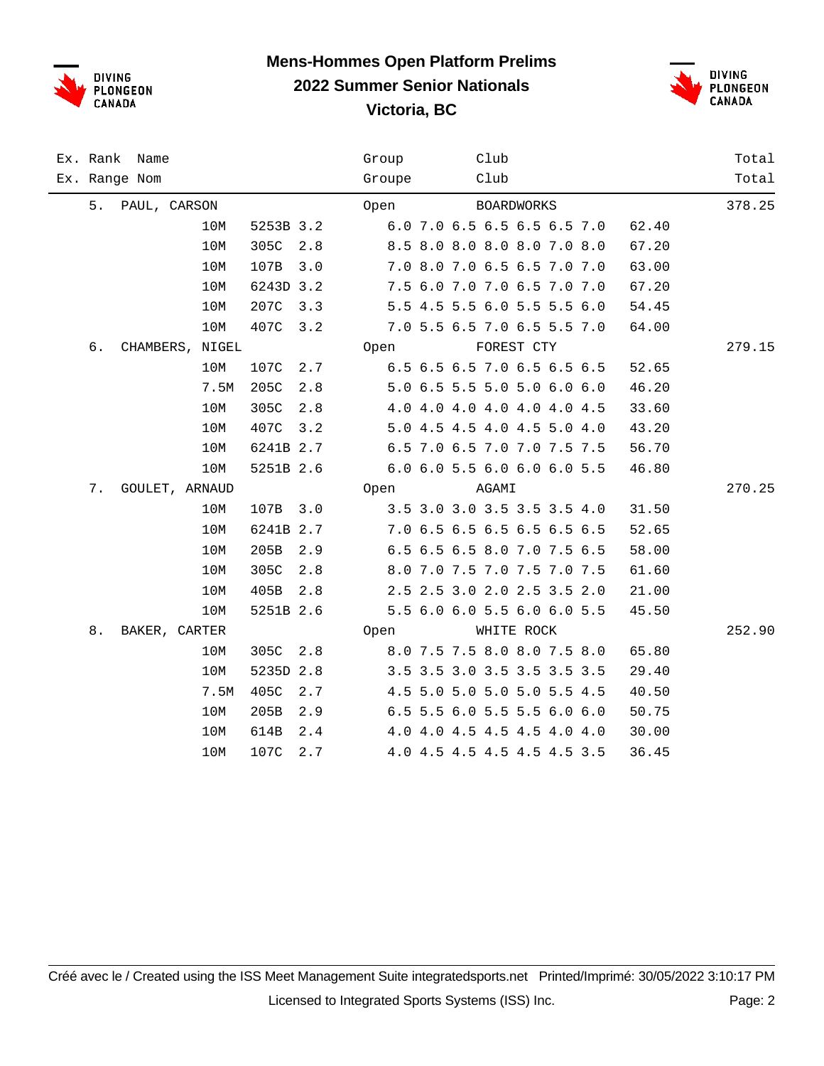# Mens-Hommes Open Platform Prelims

## 2022 Summer Senior Nationals

## Victoria, BC

| Ex. Rank / Ex. Range | Name / Nom | | | | Group / Groupe | Club / Club | | Total / Total |
|---|---|---|---|---|---|---|---|---|
| 5. | PAUL, CARSON | | | | Open | BOARDWORKS | | 378.25 |
| | | 10M | 5253B | 3.2 | | 6.0 7.0 6.5 6.5 6.5 6.5 7.0 | 62.40 | |
| | | 10M | 305C | 2.8 | | 8.5 8.0 8.0 8.0 8.0 7.0 8.0 | 67.20 | |
| | | 10M | 107B | 3.0 | | 7.0 8.0 7.0 6.5 6.5 7.0 7.0 | 63.00 | |
| | | 10M | 6243D | 3.2 | | 7.5 6.0 7.0 7.0 6.5 7.0 7.0 | 67.20 | |
| | | 10M | 207C | 3.3 | | 5.5 4.5 5.5 6.0 5.5 5.5 6.0 | 54.45 | |
| | | 10M | 407C | 3.2 | | 7.0 5.5 6.5 7.0 6.5 5.5 7.0 | 64.00 | |
| 6. | CHAMBERS, NIGEL | | | | Open | FOREST CTY | | 279.15 |
| | | 10M | 107C | 2.7 | | 6.5 6.5 6.5 7.0 6.5 6.5 6.5 | 52.65 | |
| | | 7.5M | 205C | 2.8 | | 5.0 6.5 5.5 5.0 5.0 6.0 6.0 | 46.20 | |
| | | 10M | 305C | 2.8 | | 4.0 4.0 4.0 4.0 4.0 4.0 4.5 | 33.60 | |
| | | 10M | 407C | 3.2 | | 5.0 4.5 4.5 4.0 4.5 5.0 4.0 | 43.20 | |
| | | 10M | 6241B | 2.7 | | 6.5 7.0 6.5 7.0 7.0 7.5 7.5 | 56.70 | |
| | | 10M | 5251B | 2.6 | | 6.0 6.0 5.5 6.0 6.0 6.0 5.5 | 46.80 | |
| 7. | GOULET, ARNAUD | | | | Open | AGAMI | | 270.25 |
| | | 10M | 107B | 3.0 | | 3.5 3.0 3.0 3.5 3.5 3.5 4.0 | 31.50 | |
| | | 10M | 6241B | 2.7 | | 7.0 6.5 6.5 6.5 6.5 6.5 6.5 | 52.65 | |
| | | 10M | 205B | 2.9 | | 6.5 6.5 6.5 8.0 7.0 7.5 6.5 | 58.00 | |
| | | 10M | 305C | 2.8 | | 8.0 7.0 7.5 7.0 7.5 7.0 7.5 | 61.60 | |
| | | 10M | 405B | 2.8 | | 2.5 2.5 3.0 2.0 2.5 3.5 2.0 | 21.00 | |
| | | 10M | 5251B | 2.6 | | 5.5 6.0 6.0 5.5 6.0 6.0 5.5 | 45.50 | |
| 8. | BAKER, CARTER | | | | Open | WHITE ROCK | | 252.90 |
| | | 10M | 305C | 2.8 | | 8.0 7.5 7.5 8.0 8.0 7.5 8.0 | 65.80 | |
| | | 10M | 5235D | 2.8 | | 3.5 3.5 3.0 3.5 3.5 3.5 3.5 | 29.40 | |
| | | 7.5M | 405C | 2.7 | | 4.5 5.0 5.0 5.0 5.0 5.5 4.5 | 40.50 | |
| | | 10M | 205B | 2.9 | | 6.5 5.5 6.0 5.5 5.5 6.0 6.0 | 50.75 | |
| | | 10M | 614B | 2.4 | | 4.0 4.0 4.5 4.5 4.5 4.0 4.0 | 30.00 | |
| | | 10M | 107C | 2.7 | | 4.0 4.5 4.5 4.5 4.5 4.5 3.5 | 36.45 | |

Créé avec le / Created using the ISS Meet Management Suite integratedsports.net Printed/Imprimé: 30/05/2022 3:10:17 PM

Licensed to Integrated Sports Systems (ISS) Inc.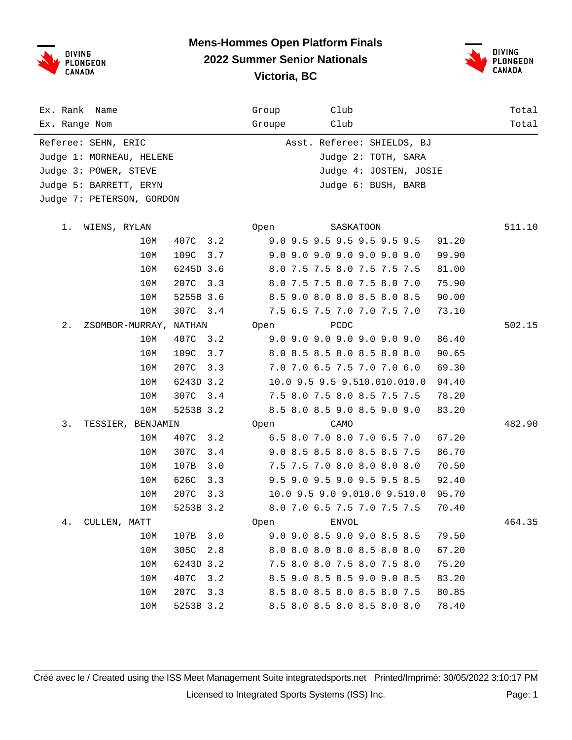# Mens-Hommes Open Platform Finals

## 2022 Summer Senior Nationals

## Victoria, BC

| Ex. Rank Name | Group | Club | Total |
|---|---|---|---|
| Ex. Range Nom | Groupe | Club | Total |

Referee: SEHN, ERIC — Asst. Referee: SHIELDS, BJ
Judge 1: MORNEAU, HELENE — Judge 2: TOTH, SARA
Judge 3: POWER, STEVE — Judge 4: JOSTEN, JOSIE
Judge 5: BARRETT, ERYN — Judge 6: BUSH, BARB
Judge 7: PETERSON, GORDON

| Rank | Name | Height | Dive | DD | Scores | Points | Group | Club | Total |
|---|---|---|---|---|---|---|---|---|---|
| 1. | WIENS, RYLAN | | | | | | Open | SASKATOON | 511.10 |
| | | 10M | 407C | 3.2 | 9.0 9.5 9.5 9.5 9.5 9.5 9.5 | 91.20 | | | |
| | | 10M | 109C | 3.7 | 9.0 9.0 9.0 9.0 9.0 9.0 9.0 | 99.90 | | | |
| | | 10M | 6245D | 3.6 | 8.0 7.5 7.5 8.0 7.5 7.5 7.5 | 81.00 | | | |
| | | 10M | 207C | 3.3 | 8.0 7.5 7.5 8.0 7.5 8.0 7.0 | 75.90 | | | |
| | | 10M | 5255B | 3.6 | 8.5 9.0 8.0 8.0 8.5 8.0 8.5 | 90.00 | | | |
| | | 10M | 307C | 3.4 | 7.5 6.5 7.5 7.0 7.0 7.5 7.0 | 73.10 | | | |
| 2. | ZSOMBOR-MURRAY, NATHAN | | | | | | Open | PCDC | 502.15 |
| | | 10M | 407C | 3.2 | 9.0 9.0 9.0 9.0 9.0 9.0 9.0 | 86.40 | | | |
| | | 10M | 109C | 3.7 | 8.0 8.5 8.5 8.0 8.5 8.0 8.0 | 90.65 | | | |
| | | 10M | 207C | 3.3 | 7.0 7.0 6.5 7.5 7.0 7.0 6.0 | 69.30 | | | |
| | | 10M | 6243D | 3.2 | 10.0 9.5 9.5 9.5 10.0 10.0 10.0 | 94.40 | | | |
| | | 10M | 307C | 3.4 | 7.5 8.0 7.5 8.0 8.5 7.5 7.5 | 78.20 | | | |
| | | 10M | 5253B | 3.2 | 8.5 8.0 8.5 9.0 8.5 9.0 9.0 | 83.20 | | | |
| 3. | TESSIER, BENJAMIN | | | | | | Open | CAMO | 482.90 |
| | | 10M | 407C | 3.2 | 6.5 8.0 7.0 8.0 7.0 6.5 7.0 | 67.20 | | | |
| | | 10M | 307C | 3.4 | 9.0 8.5 8.5 8.0 8.5 8.5 7.5 | 86.70 | | | |
| | | 10M | 107B | 3.0 | 7.5 7.5 7.0 8.0 8.0 8.0 8.0 | 70.50 | | | |
| | | 10M | 626C | 3.3 | 9.5 9.0 9.5 9.0 9.5 9.5 8.5 | 92.40 | | | |
| | | 10M | 207C | 3.3 | 10.0 9.5 9.0 9.0 10.0 9.5 10.0 | 95.70 | | | |
| | | 10M | 5253B | 3.2 | 8.0 7.0 6.5 7.5 7.0 7.5 7.5 | 70.40 | | | |
| 4. | CULLEN, MATT | | | | | | Open | ENVOL | 464.35 |
| | | 10M | 107B | 3.0 | 9.0 9.0 8.5 9.0 9.0 8.5 8.5 | 79.50 | | | |
| | | 10M | 305C | 2.8 | 8.0 8.0 8.0 8.0 8.5 8.0 8.0 | 67.20 | | | |
| | | 10M | 6243D | 3.2 | 7.5 8.0 8.0 7.5 8.0 7.5 8.0 | 75.20 | | | |
| | | 10M | 407C | 3.2 | 8.5 9.0 8.5 8.5 9.0 9.0 8.5 | 83.20 | | | |
| | | 10M | 207C | 3.3 | 8.5 8.0 8.5 8.0 8.5 8.0 7.5 | 80.85 | | | |
| | | 10M | 5253B | 3.2 | 8.5 8.0 8.5 8.0 8.5 8.0 8.0 | 78.40 | | | |

Créé avec le / Created using the ISS Meet Management Suite integratedsports.net Printed/Imprimé: 30/05/2022 3:10:17 PM

Licensed to Integrated Sports Systems (ISS) Inc.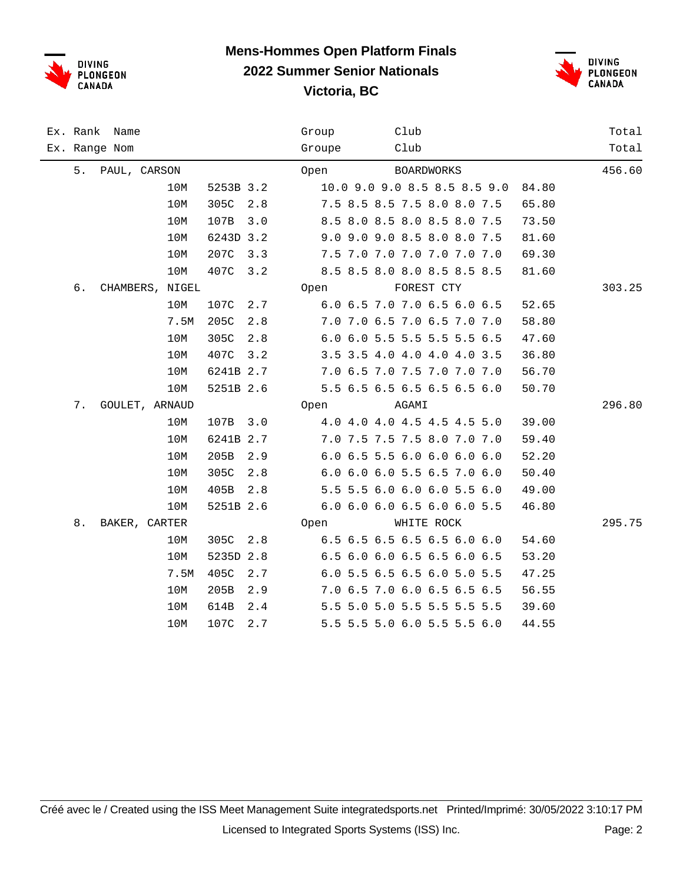# Mens-Hommes Open Platform Finals

## 2022 Summer Senior Nationals

## Victoria, BC

| Ex. Rank<br>Ex. Range | Name<br>Nom | | | | Group<br>Groupe | Club<br>Club | | Total<br>Total |
|---|---|---|---|---|---|---|---|---|
| 5. | PAUL, CARSON | | | | Open | BOARDWORKS | | 456.60 |
| | | 10M | 5253B | 3.2 | | 10.0 9.0 9.0 8.5 8.5 8.5 9.0 | 84.80 | |
| | | 10M | 305C | 2.8 | | 7.5 8.5 8.5 7.5 8.0 8.0 7.5 | 65.80 | |
| | | 10M | 107B | 3.0 | | 8.5 8.0 8.5 8.0 8.5 8.0 7.5 | 73.50 | |
| | | 10M | 6243D | 3.2 | | 9.0 9.0 9.0 8.5 8.0 8.0 7.5 | 81.60 | |
| | | 10M | 207C | 3.3 | | 7.5 7.0 7.0 7.0 7.0 7.0 7.0 | 69.30 | |
| | | 10M | 407C | 3.2 | | 8.5 8.5 8.0 8.0 8.5 8.5 8.5 | 81.60 | |
| 6. | CHAMBERS, NIGEL | | | | Open | FOREST CTY | | 303.25 |
| | | 10M | 107C | 2.7 | | 6.0 6.5 7.0 7.0 6.5 6.0 6.5 | 52.65 | |
| | | 7.5M | 205C | 2.8 | | 7.0 7.0 6.5 7.0 6.5 7.0 7.0 | 58.80 | |
| | | 10M | 305C | 2.8 | | 6.0 6.0 5.5 5.5 5.5 5.5 6.5 | 47.60 | |
| | | 10M | 407C | 3.2 | | 3.5 3.5 4.0 4.0 4.0 4.0 3.5 | 36.80 | |
| | | 10M | 6241B | 2.7 | | 7.0 6.5 7.0 7.5 7.0 7.0 7.0 | 56.70 | |
| | | 10M | 5251B | 2.6 | | 5.5 6.5 6.5 6.5 6.5 6.5 6.0 | 50.70 | |
| 7. | GOULET, ARNAUD | | | | Open | AGAMI | | 296.80 |
| | | 10M | 107B | 3.0 | | 4.0 4.0 4.0 4.5 4.5 4.5 5.0 | 39.00 | |
| | | 10M | 6241B | 2.7 | | 7.0 7.5 7.5 7.5 8.0 7.0 7.0 | 59.40 | |
| | | 10M | 205B | 2.9 | | 6.0 6.5 5.5 6.0 6.0 6.0 6.0 | 52.20 | |
| | | 10M | 305C | 2.8 | | 6.0 6.0 6.0 5.5 6.5 7.0 6.0 | 50.40 | |
| | | 10M | 405B | 2.8 | | 5.5 5.5 6.0 6.0 6.0 5.5 6.0 | 49.00 | |
| | | 10M | 5251B | 2.6 | | 6.0 6.0 6.0 6.5 6.0 6.0 5.5 | 46.80 | |
| 8. | BAKER, CARTER | | | | Open | WHITE ROCK | | 295.75 |
| | | 10M | 305C | 2.8 | | 6.5 6.5 6.5 6.5 6.5 6.0 6.0 | 54.60 | |
| | | 10M | 5235D | 2.8 | | 6.5 6.0 6.0 6.5 6.5 6.0 6.5 | 53.20 | |
| | | 7.5M | 405C | 2.7 | | 6.0 5.5 6.5 6.5 6.0 5.0 5.5 | 47.25 | |
| | | 10M | 205B | 2.9 | | 7.0 6.5 7.0 6.0 6.5 6.5 6.5 | 56.55 | |
| | | 10M | 614B | 2.4 | | 5.5 5.0 5.0 5.5 5.5 5.5 5.5 | 39.60 | |
| | | 10M | 107C | 2.7 | | 5.5 5.5 5.0 6.0 5.5 5.5 6.0 | 44.55 | |

Créé avec le / Created using the ISS Meet Management Suite integratedsports.net Printed/Imprimé: 30/05/2022 3:10:17 PM

Licensed to Integrated Sports Systems (ISS) Inc.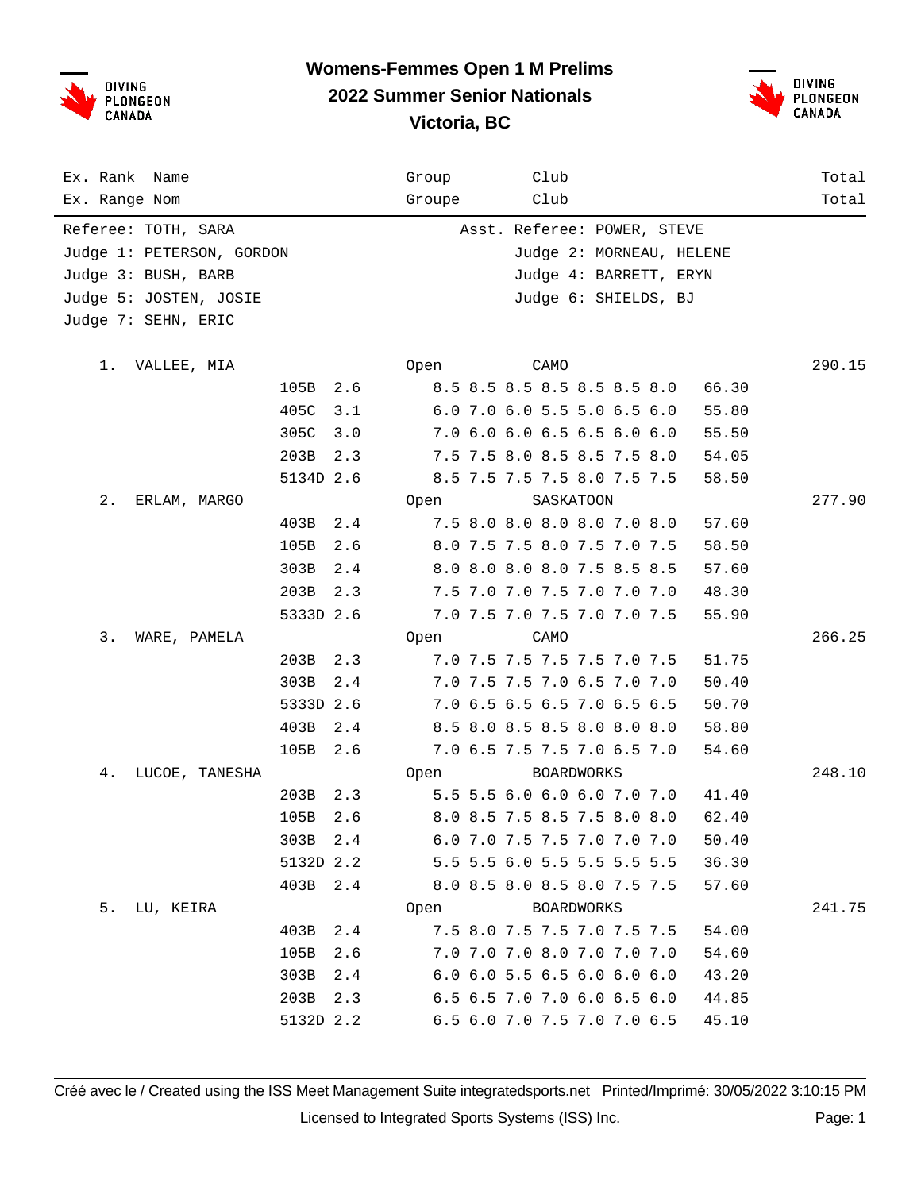# Womens-Femmes Open 1 M Prelims

## 2022 Summer Senior Nationals

## Victoria, BC

| Ex. Rank / Ex. Range | Name / Nom | Dive | DD | Group / Groupe | Club | Scores | Points | Total / Total |
|---|---|---|---|---|---|---|---|---|

Referee: TOTH, SARA
Asst. Referee: POWER, STEVE
Judge 1: PETERSON, GORDON
Judge 2: MORNEAU, HELENE
Judge 3: BUSH, BARB
Judge 4: BARRETT, ERYN
Judge 5: JOSTEN, JOSIE
Judge 6: SHIELDS, BJ
Judge 7: SEHN, ERIC

| Rank | Name | Dive | DD | Group | Club | Scores | Points | Total |
|---|---|---|---|---|---|---|---|---|
| 1. | VALLEE, MIA | | | Open | CAMO | | | 290.15 |
| | | 105B | 2.6 | | | 8.5 8.5 8.5 8.5 8.5 8.5 8.0 | 66.30 | |
| | | 405C | 3.1 | | | 6.0 7.0 6.0 5.5 5.0 6.5 6.0 | 55.80 | |
| | | 305C | 3.0 | | | 7.0 6.0 6.0 6.5 6.5 6.0 6.0 | 55.50 | |
| | | 203B | 2.3 | | | 7.5 7.5 8.0 8.5 8.5 7.5 8.0 | 54.05 | |
| | | 5134D | 2.6 | | | 8.5 7.5 7.5 7.5 8.0 7.5 7.5 | 58.50 | |
| 2. | ERLAM, MARGO | | | Open | SASKATOON | | | 277.90 |
| | | 403B | 2.4 | | | 7.5 8.0 8.0 8.0 8.0 7.0 8.0 | 57.60 | |
| | | 105B | 2.6 | | | 8.0 7.5 7.5 8.0 7.5 7.0 7.5 | 58.50 | |
| | | 303B | 2.4 | | | 8.0 8.0 8.0 8.0 7.5 8.5 8.5 | 57.60 | |
| | | 203B | 2.3 | | | 7.5 7.0 7.0 7.5 7.0 7.0 7.0 | 48.30 | |
| | | 5333D | 2.6 | | | 7.0 7.5 7.0 7.5 7.0 7.0 7.5 | 55.90 | |
| 3. | WARE, PAMELA | | | Open | CAMO | | | 266.25 |
| | | 203B | 2.3 | | | 7.0 7.5 7.5 7.5 7.5 7.0 7.5 | 51.75 | |
| | | 303B | 2.4 | | | 7.0 7.5 7.5 7.0 6.5 7.0 7.0 | 50.40 | |
| | | 5333D | 2.6 | | | 7.0 6.5 6.5 6.5 7.0 6.5 6.5 | 50.70 | |
| | | 403B | 2.4 | | | 8.5 8.0 8.5 8.5 8.0 8.0 8.0 | 58.80 | |
| | | 105B | 2.6 | | | 7.0 6.5 7.5 7.5 7.0 6.5 7.0 | 54.60 | |
| 4. | LUCOE, TANESHA | | | Open | BOARDWORKS | | | 248.10 |
| | | 203B | 2.3 | | | 5.5 5.5 6.0 6.0 6.0 7.0 7.0 | 41.40 | |
| | | 105B | 2.6 | | | 8.0 8.5 7.5 8.5 7.5 8.0 8.0 | 62.40 | |
| | | 303B | 2.4 | | | 6.0 7.0 7.5 7.5 7.0 7.0 7.0 | 50.40 | |
| | | 5132D | 2.2 | | | 5.5 5.5 6.0 5.5 5.5 5.5 5.5 | 36.30 | |
| | | 403B | 2.4 | | | 8.0 8.5 8.0 8.5 8.0 7.5 7.5 | 57.60 | |
| 5. | LU, KEIRA | | | Open | BOARDWORKS | | | 241.75 |
| | | 403B | 2.4 | | | 7.5 8.0 7.5 7.5 7.0 7.5 7.5 | 54.00 | |
| | | 105B | 2.6 | | | 7.0 7.0 7.0 8.0 7.0 7.0 7.0 | 54.60 | |
| | | 303B | 2.4 | | | 6.0 6.0 5.5 6.5 6.0 6.0 6.0 | 43.20 | |
| | | 203B | 2.3 | | | 6.5 6.5 7.0 7.0 6.0 6.5 6.0 | 44.85 | |
| | | 5132D | 2.2 | | | 6.5 6.0 7.0 7.5 7.0 7.0 6.5 | 45.10 | |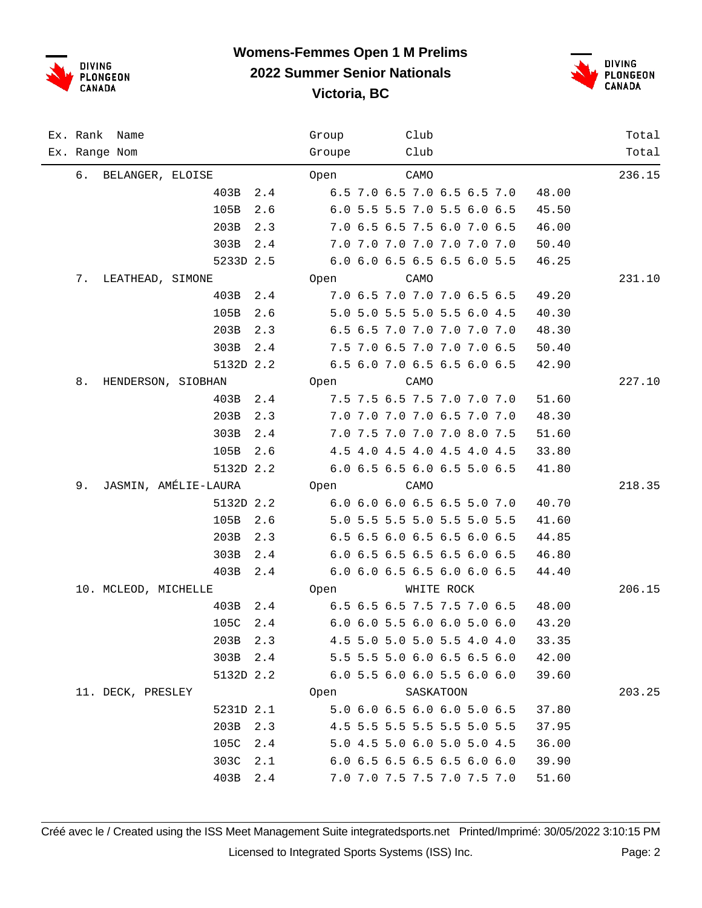# Womens-Femmes Open 1 M Prelims
## 2022 Summer Senior Nationals
## Victoria, BC

| Ex. Rank / Ex. Range | Name / Nom | Dive | DD | Group / Groupe | Club / Club | Scores | Points | Total / Total |
|---|---|---|---|---|---|---|---|---|
| 6. | BELANGER, ELOISE | | | Open | CAMO | | | 236.15 |
| | | 403B | 2.4 | | | 6.5 7.0 6.5 7.0 6.5 6.5 7.0 | 48.00 | |
| | | 105B | 2.6 | | | 6.0 5.5 5.5 7.0 5.5 6.0 6.5 | 45.50 | |
| | | 203B | 2.3 | | | 7.0 6.5 6.5 7.5 6.0 7.0 6.5 | 46.00 | |
| | | 303B | 2.4 | | | 7.0 7.0 7.0 7.0 7.0 7.0 7.0 | 50.40 | |
| | | 5233D | 2.5 | | | 6.0 6.0 6.5 6.5 6.5 6.0 5.5 | 46.25 | |
| 7. | LEATHEAD, SIMONE | | | Open | CAMO | | | 231.10 |
| | | 403B | 2.4 | | | 7.0 6.5 7.0 7.0 7.0 6.5 6.5 | 49.20 | |
| | | 105B | 2.6 | | | 5.0 5.0 5.5 5.0 5.5 6.0 4.5 | 40.30 | |
| | | 203B | 2.3 | | | 6.5 6.5 7.0 7.0 7.0 7.0 7.0 | 48.30 | |
| | | 303B | 2.4 | | | 7.5 7.0 6.5 7.0 7.0 7.0 6.5 | 50.40 | |
| | | 5132D | 2.2 | | | 6.5 6.0 7.0 6.5 6.5 6.0 6.5 | 42.90 | |
| 8. | HENDERSON, SIOBHAN | | | Open | CAMO | | | 227.10 |
| | | 403B | 2.4 | | | 7.5 7.5 6.5 7.5 7.0 7.0 7.0 | 51.60 | |
| | | 203B | 2.3 | | | 7.0 7.0 7.0 7.0 6.5 7.0 7.0 | 48.30 | |
| | | 303B | 2.4 | | | 7.0 7.5 7.0 7.0 7.0 8.0 7.5 | 51.60 | |
| | | 105B | 2.6 | | | 4.5 4.0 4.5 4.0 4.5 4.0 4.5 | 33.80 | |
| | | 5132D | 2.2 | | | 6.0 6.5 6.5 6.0 6.5 5.0 6.5 | 41.80 | |
| 9. | JASMIN, AMÉLIE-LAURA | | | Open | CAMO | | | 218.35 |
| | | 5132D | 2.2 | | | 6.0 6.0 6.0 6.5 6.5 5.0 7.0 | 40.70 | |
| | | 105B | 2.6 | | | 5.0 5.5 5.5 5.0 5.5 5.0 5.5 | 41.60 | |
| | | 203B | 2.3 | | | 6.5 6.5 6.0 6.5 6.5 6.0 6.5 | 44.85 | |
| | | 303B | 2.4 | | | 6.0 6.5 6.5 6.5 6.5 6.0 6.5 | 46.80 | |
| | | 403B | 2.4 | | | 6.0 6.0 6.5 6.5 6.0 6.0 6.5 | 44.40 | |
| 10. | MCLEOD, MICHELLE | | | Open | WHITE ROCK | | | 206.15 |
| | | 403B | 2.4 | | | 6.5 6.5 6.5 7.5 7.5 7.0 6.5 | 48.00 | |
| | | 105C | 2.4 | | | 6.0 6.0 5.5 6.0 6.0 5.0 6.0 | 43.20 | |
| | | 203B | 2.3 | | | 4.5 5.0 5.0 5.0 5.5 4.0 4.0 | 33.35 | |
| | | 303B | 2.4 | | | 5.5 5.5 5.0 6.0 6.5 6.5 6.0 | 42.00 | |
| | | 5132D | 2.2 | | | 6.0 5.5 6.0 6.0 5.5 6.0 6.0 | 39.60 | |
| 11. | DECK, PRESLEY | | | Open | SASKATOON | | | 203.25 |
| | | 5231D | 2.1 | | | 5.0 6.0 6.5 6.0 6.0 5.0 6.5 | 37.80 | |
| | | 203B | 2.3 | | | 4.5 5.5 5.5 5.5 5.5 5.0 5.5 | 37.95 | |
| | | 105C | 2.4 | | | 5.0 4.5 5.0 6.0 5.0 5.0 4.5 | 36.00 | |
| | | 303C | 2.1 | | | 6.0 6.5 6.5 6.5 6.5 6.0 6.0 | 39.90 | |
| | | 403B | 2.4 | | | 7.0 7.0 7.5 7.5 7.0 7.5 7.0 | 51.60 | |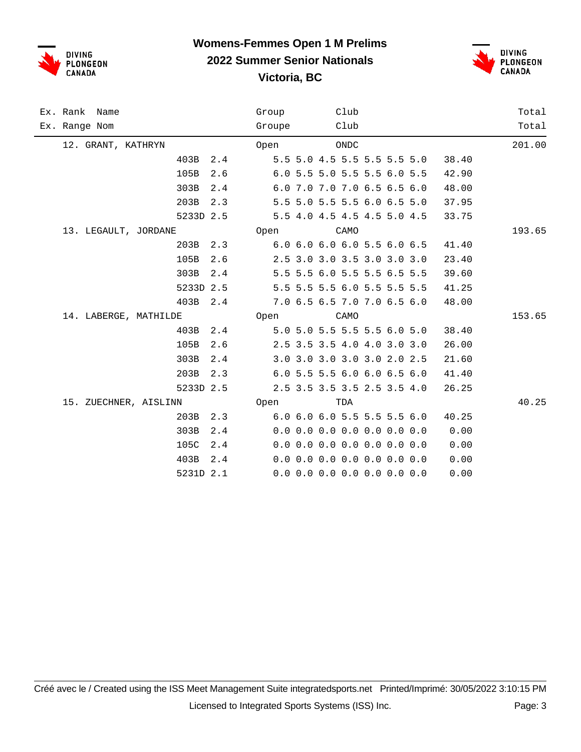# Womens-Femmes Open 1 M Prelims

## 2022 Summer Senior Nationals

## Victoria, BC

| Ex. Rank / Ex. Range | Name / Nom | Group / Groupe | Club / Club | | | Total / Total |
|---|---|---|---|---|---|---|
| 12. | GRANT, KATHRYN | Open | ONDC | | | 201.00 |
| | 403B | 2.4 | 5.5 5.0 4.5 5.5 5.5 5.5 5.0 | 38.40 | | |
| | 105B | 2.6 | 6.0 5.5 5.0 5.5 5.5 6.0 5.5 | 42.90 | | |
| | 303B | 2.4 | 6.0 7.0 7.0 7.0 6.5 6.5 6.0 | 48.00 | | |
| | 203B | 2.3 | 5.5 5.0 5.5 5.5 6.0 6.5 5.0 | 37.95 | | |
| | 5233D | 2.5 | 5.5 4.0 4.5 4.5 4.5 5.0 4.5 | 33.75 | | |
| 13. | LEGAULT, JORDANE | Open | CAMO | | | 193.65 |
| | 203B | 2.3 | 6.0 6.0 6.0 6.0 5.5 6.0 6.5 | 41.40 | | |
| | 105B | 2.6 | 2.5 3.0 3.0 3.5 3.0 3.0 3.0 | 23.40 | | |
| | 303B | 2.4 | 5.5 5.5 6.0 5.5 5.5 6.5 5.5 | 39.60 | | |
| | 5233D | 2.5 | 5.5 5.5 5.5 6.0 5.5 5.5 5.5 | 41.25 | | |
| | 403B | 2.4 | 7.0 6.5 6.5 7.0 7.0 6.5 6.0 | 48.00 | | |
| 14. | LABERGE, MATHILDE | Open | CAMO | | | 153.65 |
| | 403B | 2.4 | 5.0 5.0 5.5 5.5 5.5 6.0 5.0 | 38.40 | | |
| | 105B | 2.6 | 2.5 3.5 3.5 4.0 4.0 3.0 3.0 | 26.00 | | |
| | 303B | 2.4 | 3.0 3.0 3.0 3.0 3.0 2.0 2.5 | 21.60 | | |
| | 203B | 2.3 | 6.0 5.5 5.5 6.0 6.0 6.5 6.0 | 41.40 | | |
| | 5233D | 2.5 | 2.5 3.5 3.5 3.5 2.5 3.5 4.0 | 26.25 | | |
| 15. | ZUECHNER, AISLINN | Open | TDA | | | 40.25 |
| | 203B | 2.3 | 6.0 6.0 6.0 5.5 5.5 5.5 6.0 | 40.25 | | |
| | 303B | 2.4 | 0.0 0.0 0.0 0.0 0.0 0.0 0.0 | 0.00 | | |
| | 105C | 2.4 | 0.0 0.0 0.0 0.0 0.0 0.0 0.0 | 0.00 | | |
| | 403B | 2.4 | 0.0 0.0 0.0 0.0 0.0 0.0 0.0 | 0.00 | | |
| | 5231D | 2.1 | 0.0 0.0 0.0 0.0 0.0 0.0 0.0 | 0.00 | | |

Créé avec le / Created using the ISS Meet Management Suite integratedsports.net Printed/Imprimé: 30/05/2022 3:10:15 PM

Licensed to Integrated Sports Systems (ISS) Inc.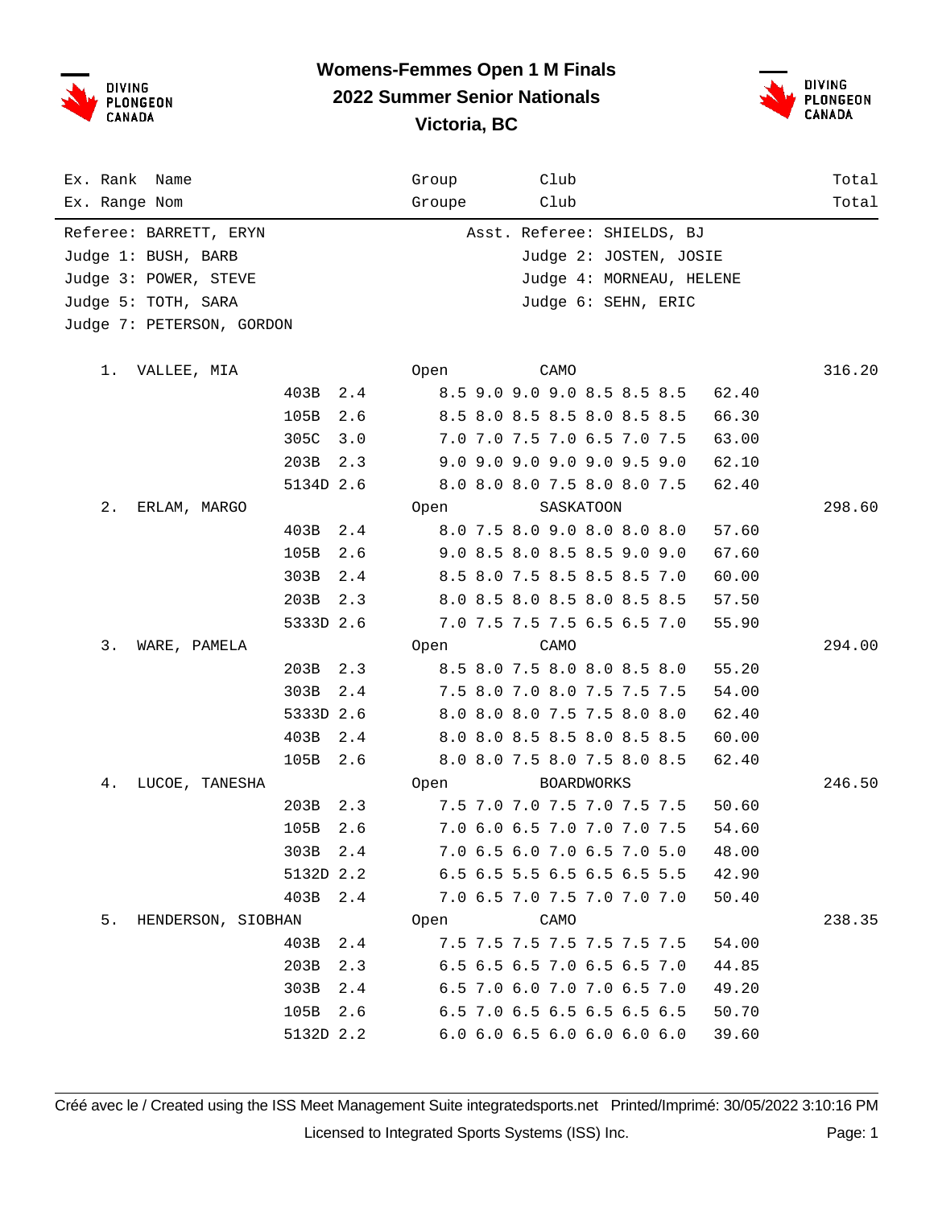# Womens-Femmes Open 1 M Finals
## 2022 Summer Senior Nationals
## Victoria, BC

| Ex. Rank | Name | | | Group | Club | | Total |
|---|---|---|---|---|---|---|---|
| Ex. Range | Nom | | | Groupe | Club | | Total |

Referee: BARRETT, ERYN — Asst. Referee: SHIELDS, BJ
Judge 1: BUSH, BARB — Judge 2: JOSTEN, JOSIE
Judge 3: POWER, STEVE — Judge 4: MORNEAU, HELENE
Judge 5: TOTH, SARA — Judge 6: SEHN, ERIC
Judge 7: PETERSON, GORDON

| Rank | Name | Dive | DD | Group / Scores | Club | Points | Total |
|---|---|---|---|---|---|---|---|
| 1. | VALLEE, MIA | | | Open | CAMO | | 316.20 |
| | | 403B | 2.4 | 8.5 9.0 9.0 9.0 8.5 8.5 8.5 | | 62.40 | |
| | | 105B | 2.6 | 8.5 8.0 8.5 8.5 8.0 8.5 8.5 | | 66.30 | |
| | | 305C | 3.0 | 7.0 7.0 7.5 7.0 6.5 7.0 7.5 | | 63.00 | |
| | | 203B | 2.3 | 9.0 9.0 9.0 9.0 9.0 9.5 9.0 | | 62.10 | |
| | | 5134D | 2.6 | 8.0 8.0 8.0 7.5 8.0 8.0 7.5 | | 62.40 | |
| 2. | ERLAM, MARGO | | | Open | SASKATOON | | 298.60 |
| | | 403B | 2.4 | 8.0 7.5 8.0 9.0 8.0 8.0 8.0 | | 57.60 | |
| | | 105B | 2.6 | 9.0 8.5 8.0 8.5 8.5 9.0 9.0 | | 67.60 | |
| | | 303B | 2.4 | 8.5 8.0 7.5 8.5 8.5 8.5 7.0 | | 60.00 | |
| | | 203B | 2.3 | 8.0 8.5 8.0 8.5 8.0 8.5 8.5 | | 57.50 | |
| | | 5333D | 2.6 | 7.0 7.5 7.5 7.5 6.5 6.5 7.0 | | 55.90 | |
| 3. | WARE, PAMELA | | | Open | CAMO | | 294.00 |
| | | 203B | 2.3 | 8.5 8.0 7.5 8.0 8.0 8.5 8.0 | | 55.20 | |
| | | 303B | 2.4 | 7.5 8.0 7.0 8.0 7.5 7.5 7.5 | | 54.00 | |
| | | 5333D | 2.6 | 8.0 8.0 8.0 7.5 7.5 8.0 8.0 | | 62.40 | |
| | | 403B | 2.4 | 8.0 8.0 8.5 8.5 8.0 8.5 8.5 | | 60.00 | |
| | | 105B | 2.6 | 8.0 8.0 7.5 8.0 7.5 8.0 8.5 | | 62.40 | |
| 4. | LUCOE, TANESHA | | | Open | BOARDWORKS | | 246.50 |
| | | 203B | 2.3 | 7.5 7.0 7.0 7.5 7.0 7.5 7.5 | | 50.60 | |
| | | 105B | 2.6 | 7.0 6.0 6.5 7.0 7.0 7.0 7.5 | | 54.60 | |
| | | 303B | 2.4 | 7.0 6.5 6.0 7.0 6.5 7.0 5.0 | | 48.00 | |
| | | 5132D | 2.2 | 6.5 6.5 5.5 6.5 6.5 6.5 5.5 | | 42.90 | |
| | | 403B | 2.4 | 7.0 6.5 7.0 7.5 7.0 7.0 7.0 | | 50.40 | |
| 5. | HENDERSON, SIOBHAN | | | Open | CAMO | | 238.35 |
| | | 403B | 2.4 | 7.5 7.5 7.5 7.5 7.5 7.5 7.5 | | 54.00 | |
| | | 203B | 2.3 | 6.5 6.5 6.5 7.0 6.5 6.5 7.0 | | 44.85 | |
| | | 303B | 2.4 | 6.5 7.0 6.0 7.0 7.0 6.5 7.0 | | 49.20 | |
| | | 105B | 2.6 | 6.5 7.0 6.5 6.5 6.5 6.5 6.5 | | 50.70 | |
| | | 5132D | 2.2 | 6.0 6.0 6.5 6.0 6.0 6.0 6.0 | | 39.60 | |

Créé avec le / Created using the ISS Meet Management Suite integratedsports.net Printed/Imprimé: 30/05/2022 3:10:16 PM
Licensed to Integrated Sports Systems (ISS) Inc.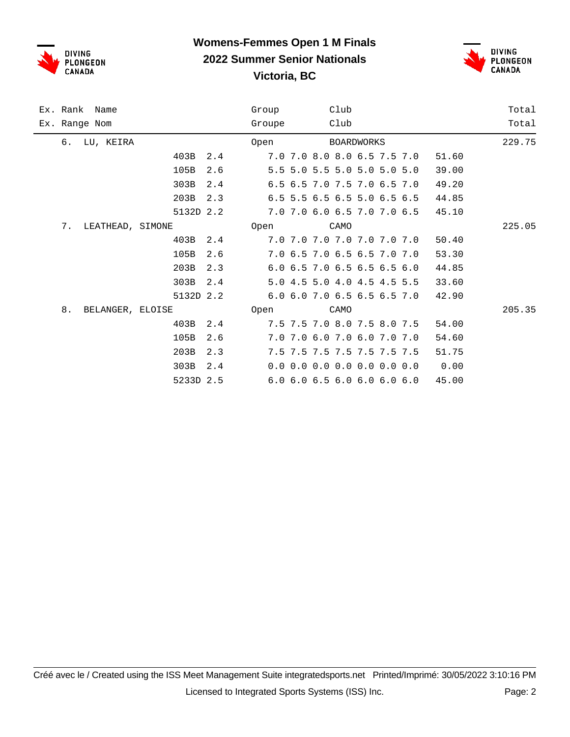# Womens-Femmes Open 1 M Finals
## 2022 Summer Senior Nationals
## Victoria, BC

| Ex. Rank / Ex. Range | Name / Nom | Dive | DD | Group / Groupe | Scores | Points | Club | Total |
|---|---|---|---|---|---|---|---|---|
| 6. | LU, KEIRA | | | Open | | | BOARDWORKS | 229.75 |
| | | 403B | 2.4 | | 7.0 7.0 8.0 8.0 6.5 7.5 7.0 | 51.60 | | |
| | | 105B | 2.6 | | 5.5 5.0 5.5 5.0 5.0 5.0 5.0 | 39.00 | | |
| | | 303B | 2.4 | | 6.5 6.5 7.0 7.5 7.0 6.5 7.0 | 49.20 | | |
| | | 203B | 2.3 | | 6.5 5.5 6.5 6.5 5.0 6.5 6.5 | 44.85 | | |
| | | 5132D | 2.2 | | 7.0 7.0 6.0 6.5 7.0 7.0 6.5 | 45.10 | | |
| 7. | LEATHEAD, SIMONE | | | Open | | | CAMO | 225.05 |
| | | 403B | 2.4 | | 7.0 7.0 7.0 7.0 7.0 7.0 7.0 | 50.40 | | |
| | | 105B | 2.6 | | 7.0 6.5 7.0 6.5 6.5 7.0 7.0 | 53.30 | | |
| | | 203B | 2.3 | | 6.0 6.5 7.0 6.5 6.5 6.5 6.0 | 44.85 | | |
| | | 303B | 2.4 | | 5.0 4.5 5.0 4.0 4.5 4.5 5.5 | 33.60 | | |
| | | 5132D | 2.2 | | 6.0 6.0 7.0 6.5 6.5 6.5 7.0 | 42.90 | | |
| 8. | BELANGER, ELOISE | | | Open | | | CAMO | 205.35 |
| | | 403B | 2.4 | | 7.5 7.5 7.0 8.0 7.5 8.0 7.5 | 54.00 | | |
| | | 105B | 2.6 | | 7.0 7.0 6.0 7.0 6.0 7.0 7.0 | 54.60 | | |
| | | 203B | 2.3 | | 7.5 7.5 7.5 7.5 7.5 7.5 7.5 | 51.75 | | |
| | | 303B | 2.4 | | 0.0 0.0 0.0 0.0 0.0 0.0 0.0 | 0.00 | | |
| | | 5233D | 2.5 | | 6.0 6.0 6.5 6.0 6.0 6.0 6.0 | 45.00 | | |

Créé avec le / Created using the ISS Meet Management Suite integratedsports.net Printed/Imprimé: 30/05/2022 3:10:16 PM

Licensed to Integrated Sports Systems (ISS) Inc.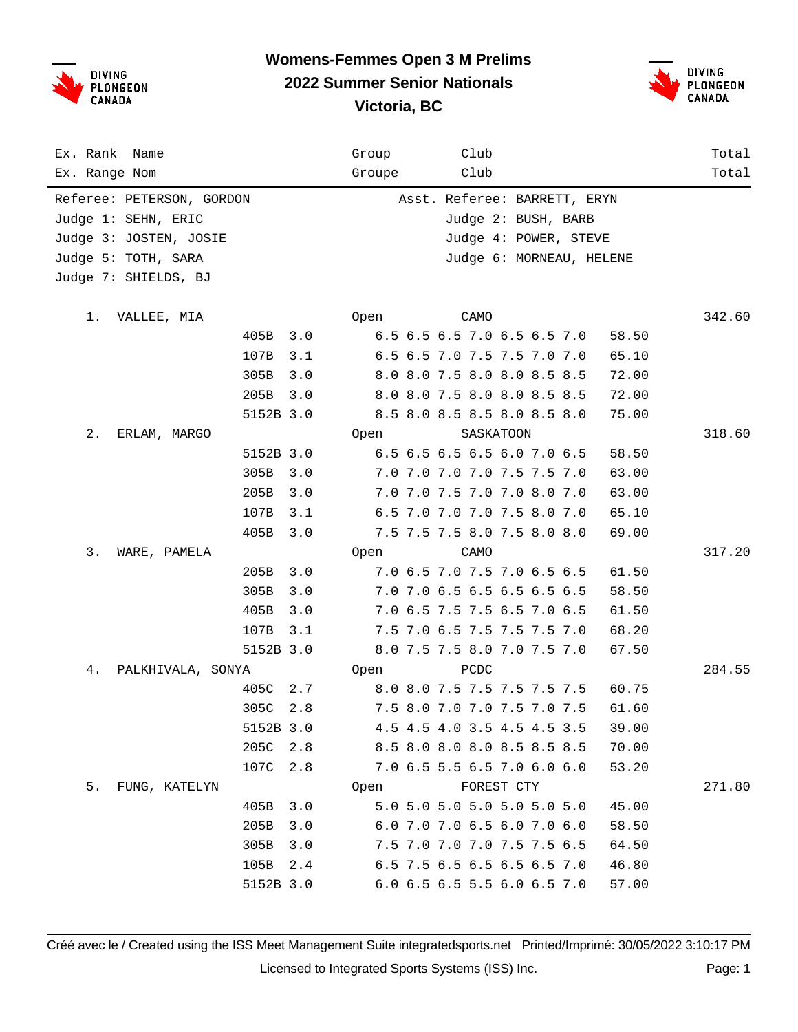# Womens-Femmes Open 3 M Prelims
## 2022 Summer Senior Nationals
## Victoria, BC

| Ex. Rank / Ex. Range | Name / Nom | Group / Groupe | Club / Club | Total / Total |
|---|---|---|---|---|

Referee: PETERSON, GORDON
Asst. Referee: BARRETT, ERYN
Judge 1: SEHN, ERIC
Judge 2: BUSH, BARB
Judge 3: JOSTEN, JOSIE
Judge 4: POWER, STEVE
Judge 5: TOTH, SARA
Judge 6: MORNEAU, HELENE
Judge 7: SHIELDS, BJ

| Rank | Name | Dive | DD | Group | Scores | Club | Points | Total |
|---|---|---|---|---|---|---|---|---|
| 1. | VALLEE, MIA | | | Open | | CAMO | | 342.60 |
| | | 405B | 3.0 | | 6.5 6.5 6.5 7.0 6.5 6.5 7.0 | | 58.50 | |
| | | 107B | 3.1 | | 6.5 6.5 7.0 7.5 7.5 7.0 7.0 | | 65.10 | |
| | | 305B | 3.0 | | 8.0 8.0 7.5 8.0 8.0 8.5 8.5 | | 72.00 | |
| | | 205B | 3.0 | | 8.0 8.0 7.5 8.0 8.0 8.5 8.5 | | 72.00 | |
| | | 5152B | 3.0 | | 8.5 8.0 8.5 8.5 8.0 8.5 8.0 | | 75.00 | |
| 2. | ERLAM, MARGO | | | Open | | SASKATOON | | 318.60 |
| | | 5152B | 3.0 | | 6.5 6.5 6.5 6.5 6.0 7.0 6.5 | | 58.50 | |
| | | 305B | 3.0 | | 7.0 7.0 7.0 7.0 7.5 7.5 7.0 | | 63.00 | |
| | | 205B | 3.0 | | 7.0 7.0 7.5 7.0 7.0 8.0 7.0 | | 63.00 | |
| | | 107B | 3.1 | | 6.5 7.0 7.0 7.0 7.5 8.0 7.0 | | 65.10 | |
| | | 405B | 3.0 | | 7.5 7.5 7.5 8.0 7.5 8.0 8.0 | | 69.00 | |
| 3. | WARE, PAMELA | | | Open | | CAMO | | 317.20 |
| | | 205B | 3.0 | | 7.0 6.5 7.0 7.5 7.0 6.5 6.5 | | 61.50 | |
| | | 305B | 3.0 | | 7.0 7.0 6.5 6.5 6.5 6.5 6.5 | | 58.50 | |
| | | 405B | 3.0 | | 7.0 6.5 7.5 7.5 6.5 7.0 6.5 | | 61.50 | |
| | | 107B | 3.1 | | 7.5 7.0 6.5 7.5 7.5 7.5 7.0 | | 68.20 | |
| | | 5152B | 3.0 | | 8.0 7.5 7.5 8.0 7.0 7.5 7.0 | | 67.50 | |
| 4. | PALKHIVALA, SONYA | | | Open | | PCDC | | 284.55 |
| | | 405C | 2.7 | | 8.0 8.0 7.5 7.5 7.5 7.5 7.5 | | 60.75 | |
| | | 305C | 2.8 | | 7.5 8.0 7.0 7.0 7.5 7.0 7.5 | | 61.60 | |
| | | 5152B | 3.0 | | 4.5 4.5 4.0 3.5 4.5 4.5 3.5 | | 39.00 | |
| | | 205C | 2.8 | | 8.5 8.0 8.0 8.0 8.5 8.5 8.5 | | 70.00 | |
| | | 107C | 2.8 | | 7.0 6.5 5.5 6.5 7.0 6.0 6.0 | | 53.20 | |
| 5. | FUNG, KATELYN | | | Open | | FOREST CTY | | 271.80 |
| | | 405B | 3.0 | | 5.0 5.0 5.0 5.0 5.0 5.0 5.0 | | 45.00 | |
| | | 205B | 3.0 | | 6.0 7.0 7.0 6.5 6.0 7.0 6.0 | | 58.50 | |
| | | 305B | 3.0 | | 7.5 7.0 7.0 7.0 7.5 7.5 6.5 | | 64.50 | |
| | | 105B | 2.4 | | 6.5 7.5 6.5 6.5 6.5 6.5 7.0 | | 46.80 | |
| | | 5152B | 3.0 | | 6.0 6.5 6.5 5.5 6.0 6.5 7.0 | | 57.00 | |

Créé avec le / Created using the ISS Meet Management Suite integratedsports.net Printed/Imprimé: 30/05/2022 3:10:17 PM

Licensed to Integrated Sports Systems (ISS) Inc.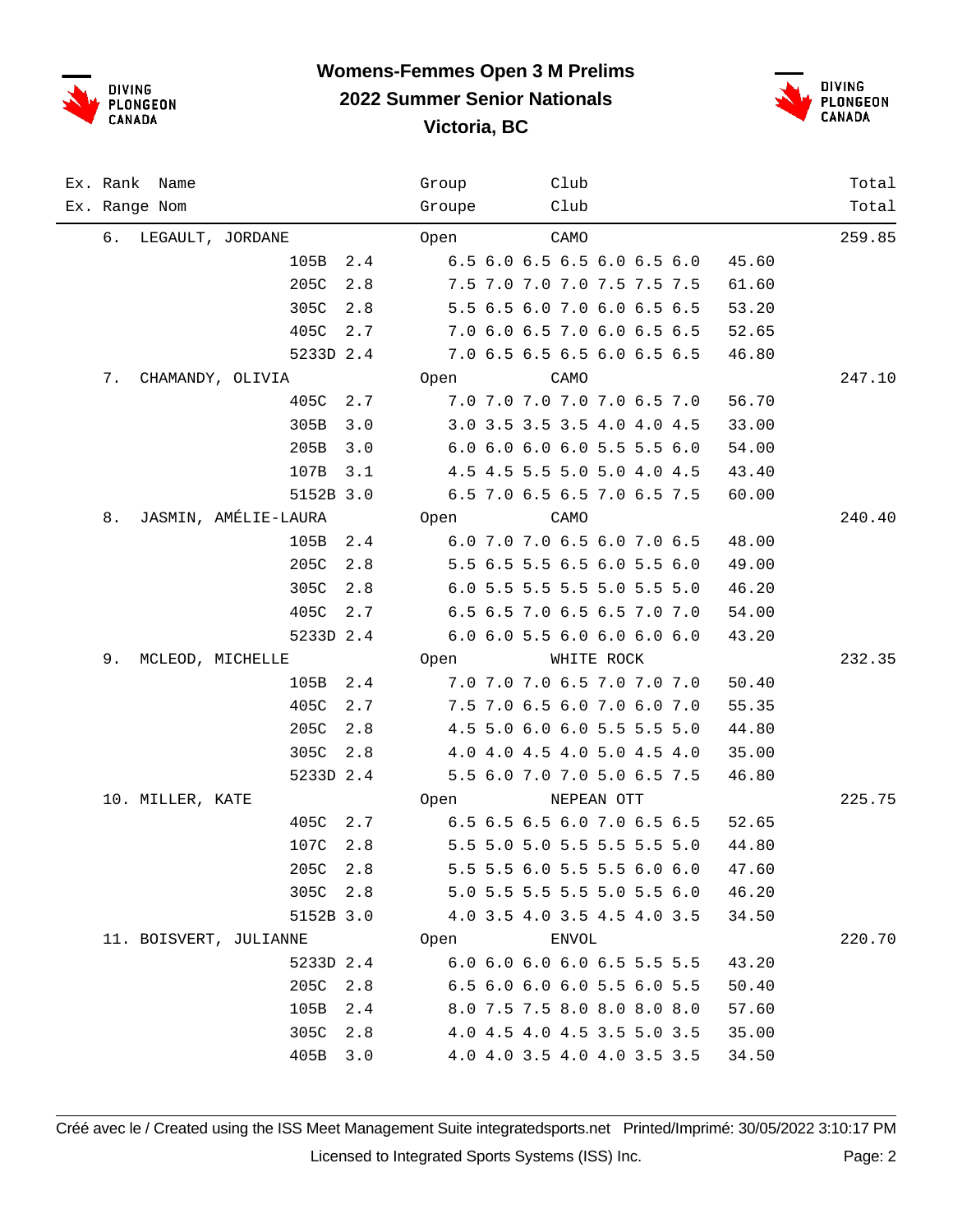# Womens-Femmes Open 3 M Prelims
## 2022 Summer Senior Nationals
## Victoria, BC

| Ex. Rank / Ex. Range | Name / Nom | Dive | DD | Group / Groupe | Club / Club | Scores | Points | Total / Total |
|---|---|---|---|---|---|---|---|---|
| 6. | LEGAULT, JORDANE | | | Open | CAMO | | | 259.85 |
| | | 105B | 2.4 | | | 6.5 6.0 6.5 6.5 6.0 6.5 6.0 | 45.60 | |
| | | 205C | 2.8 | | | 7.5 7.0 7.0 7.0 7.5 7.5 7.5 | 61.60 | |
| | | 305C | 2.8 | | | 5.5 6.5 6.0 7.0 6.0 6.5 6.5 | 53.20 | |
| | | 405C | 2.7 | | | 7.0 6.0 6.5 7.0 6.0 6.5 6.5 | 52.65 | |
| | | 5233D | 2.4 | | | 7.0 6.5 6.5 6.5 6.0 6.5 6.5 | 46.80 | |
| 7. | CHAMANDY, OLIVIA | | | Open | CAMO | | | 247.10 |
| | | 405C | 2.7 | | | 7.0 7.0 7.0 7.0 7.0 6.5 7.0 | 56.70 | |
| | | 305B | 3.0 | | | 3.0 3.5 3.5 3.5 4.0 4.0 4.5 | 33.00 | |
| | | 205B | 3.0 | | | 6.0 6.0 6.0 6.0 5.5 5.5 6.0 | 54.00 | |
| | | 107B | 3.1 | | | 4.5 4.5 5.5 5.0 5.0 4.0 4.5 | 43.40 | |
| | | 5152B | 3.0 | | | 6.5 7.0 6.5 6.5 7.0 6.5 7.5 | 60.00 | |
| 8. | JASMIN, AMÉLIE-LAURA | | | Open | CAMO | | | 240.40 |
| | | 105B | 2.4 | | | 6.0 7.0 7.0 6.5 6.0 7.0 6.5 | 48.00 | |
| | | 205C | 2.8 | | | 5.5 6.5 5.5 6.5 6.0 5.5 6.0 | 49.00 | |
| | | 305C | 2.8 | | | 6.0 5.5 5.5 5.5 5.0 5.5 5.0 | 46.20 | |
| | | 405C | 2.7 | | | 6.5 6.5 7.0 6.5 6.5 7.0 7.0 | 54.00 | |
| | | 5233D | 2.4 | | | 6.0 6.0 5.5 6.0 6.0 6.0 6.0 | 43.20 | |
| 9. | MCLEOD, MICHELLE | | | Open | WHITE ROCK | | | 232.35 |
| | | 105B | 2.4 | | | 7.0 7.0 7.0 6.5 7.0 7.0 7.0 | 50.40 | |
| | | 405C | 2.7 | | | 7.5 7.0 6.5 6.0 7.0 6.0 7.0 | 55.35 | |
| | | 205C | 2.8 | | | 4.5 5.0 6.0 6.0 5.5 5.5 5.0 | 44.80 | |
| | | 305C | 2.8 | | | 4.0 4.0 4.5 4.0 5.0 4.5 4.0 | 35.00 | |
| | | 5233D | 2.4 | | | 5.5 6.0 7.0 7.0 5.0 6.5 7.5 | 46.80 | |
| 10. | MILLER, KATE | | | Open | NEPEAN OTT | | | 225.75 |
| | | 405C | 2.7 | | | 6.5 6.5 6.5 6.0 7.0 6.5 6.5 | 52.65 | |
| | | 107C | 2.8 | | | 5.5 5.0 5.0 5.5 5.5 5.5 5.0 | 44.80 | |
| | | 205C | 2.8 | | | 5.5 5.5 6.0 5.5 5.5 6.0 6.0 | 47.60 | |
| | | 305C | 2.8 | | | 5.0 5.5 5.5 5.5 5.0 5.5 6.0 | 46.20 | |
| | | 5152B | 3.0 | | | 4.0 3.5 4.0 3.5 4.5 4.0 3.5 | 34.50 | |
| 11. | BOISVERT, JULIANNE | | | Open | ENVOL | | | 220.70 |
| | | 5233D | 2.4 | | | 6.0 6.0 6.0 6.0 6.5 5.5 5.5 | 43.20 | |
| | | 205C | 2.8 | | | 6.5 6.0 6.0 6.0 5.5 6.0 5.5 | 50.40 | |
| | | 105B | 2.4 | | | 8.0 7.5 7.5 8.0 8.0 8.0 8.0 | 57.60 | |
| | | 305C | 2.8 | | | 4.0 4.5 4.0 4.5 3.5 5.0 3.5 | 35.00 | |
| | | 405B | 3.0 | | | 4.0 4.0 3.5 4.0 4.0 3.5 3.5 | 34.50 | |

Créé avec le / Created using the ISS Meet Management Suite integratedsports.net Printed/Imprimé: 30/05/2022 3:10:17 PM

Licensed to Integrated Sports Systems (ISS) Inc.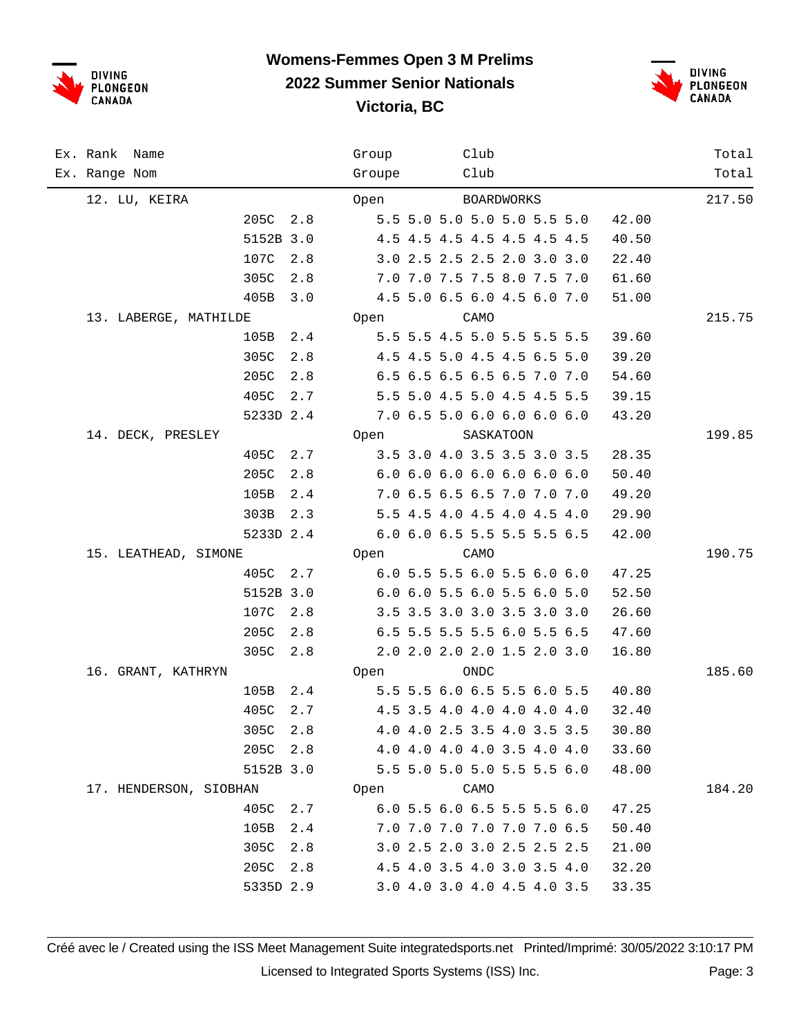# Womens-Femmes Open 3 M Prelims
## 2022 Summer Senior Nationals
## Victoria, BC

| Ex. Rank / Ex. Range | Name / Nom | Group / Groupe | Club / Club | | Total / Total |
|---|---|---|---|---|---|
| 12. | LU, KEIRA | Open | BOARDWORKS | | 217.50 |
| | 205C 2.8 | 5.5 5.0 5.0 5.0 5.0 5.5 5.0 | | 42.00 | |
| | 5152B 3.0 | 4.5 4.5 4.5 4.5 4.5 4.5 4.5 | | 40.50 | |
| | 107C 2.8 | 3.0 2.5 2.5 2.5 2.0 3.0 3.0 | | 22.40 | |
| | 305C 2.8 | 7.0 7.0 7.5 7.5 8.0 7.5 7.0 | | 61.60 | |
| | 405B 3.0 | 4.5 5.0 6.5 6.0 4.5 6.0 7.0 | | 51.00 | |
| 13. | LABERGE, MATHILDE | Open | CAMO | | 215.75 |
| | 105B 2.4 | 5.5 5.5 4.5 5.0 5.5 5.5 5.5 | | 39.60 | |
| | 305C 2.8 | 4.5 4.5 5.0 4.5 4.5 6.5 5.0 | | 39.20 | |
| | 205C 2.8 | 6.5 6.5 6.5 6.5 6.5 7.0 7.0 | | 54.60 | |
| | 405C 2.7 | 5.5 5.0 4.5 5.0 4.5 4.5 5.5 | | 39.15 | |
| | 5233D 2.4 | 7.0 6.5 5.0 6.0 6.0 6.0 6.0 | | 43.20 | |
| 14. | DECK, PRESLEY | Open | SASKATOON | | 199.85 |
| | 405C 2.7 | 3.5 3.0 4.0 3.5 3.5 3.0 3.5 | | 28.35 | |
| | 205C 2.8 | 6.0 6.0 6.0 6.0 6.0 6.0 6.0 | | 50.40 | |
| | 105B 2.4 | 7.0 6.5 6.5 6.5 7.0 7.0 7.0 | | 49.20 | |
| | 303B 2.3 | 5.5 4.5 4.0 4.5 4.0 4.5 4.0 | | 29.90 | |
| | 5233D 2.4 | 6.0 6.0 6.5 5.5 5.5 5.5 6.5 | | 42.00 | |
| 15. | LEATHEAD, SIMONE | Open | CAMO | | 190.75 |
| | 405C 2.7 | 6.0 5.5 5.5 6.0 5.5 6.0 6.0 | | 47.25 | |
| | 5152B 3.0 | 6.0 6.0 5.5 6.0 5.5 6.0 5.0 | | 52.50 | |
| | 107C 2.8 | 3.5 3.5 3.0 3.0 3.5 3.0 3.0 | | 26.60 | |
| | 205C 2.8 | 6.5 5.5 5.5 5.5 6.0 5.5 6.5 | | 47.60 | |
| | 305C 2.8 | 2.0 2.0 2.0 2.0 1.5 2.0 3.0 | | 16.80 | |
| 16. | GRANT, KATHRYN | Open | ONDC | | 185.60 |
| | 105B 2.4 | 5.5 5.5 6.0 6.5 5.5 6.0 5.5 | | 40.80 | |
| | 405C 2.7 | 4.5 3.5 4.0 4.0 4.0 4.0 4.0 | | 32.40 | |
| | 305C 2.8 | 4.0 4.0 2.5 3.5 4.0 3.5 3.5 | | 30.80 | |
| | 205C 2.8 | 4.0 4.0 4.0 4.0 3.5 4.0 4.0 | | 33.60 | |
| | 5152B 3.0 | 5.5 5.0 5.0 5.0 5.5 5.5 6.0 | | 48.00 | |
| 17. | HENDERSON, SIOBHAN | Open | CAMO | | 184.20 |
| | 405C 2.7 | 6.0 5.5 6.0 6.5 5.5 5.5 6.0 | | 47.25 | |
| | 105B 2.4 | 7.0 7.0 7.0 7.0 7.0 7.0 6.5 | | 50.40 | |
| | 305C 2.8 | 3.0 2.5 2.0 3.0 2.5 2.5 2.5 | | 21.00 | |
| | 205C 2.8 | 4.5 4.0 3.5 4.0 3.0 3.5 4.0 | | 32.20 | |
| | 5335D 2.9 | 3.0 4.0 3.0 4.0 4.5 4.0 3.5 | | 33.35 | |

Créé avec le / Created using the ISS Meet Management Suite integratedsports.net Printed/Imprimé: 30/05/2022 3:10:17 PM

Licensed to Integrated Sports Systems (ISS) Inc.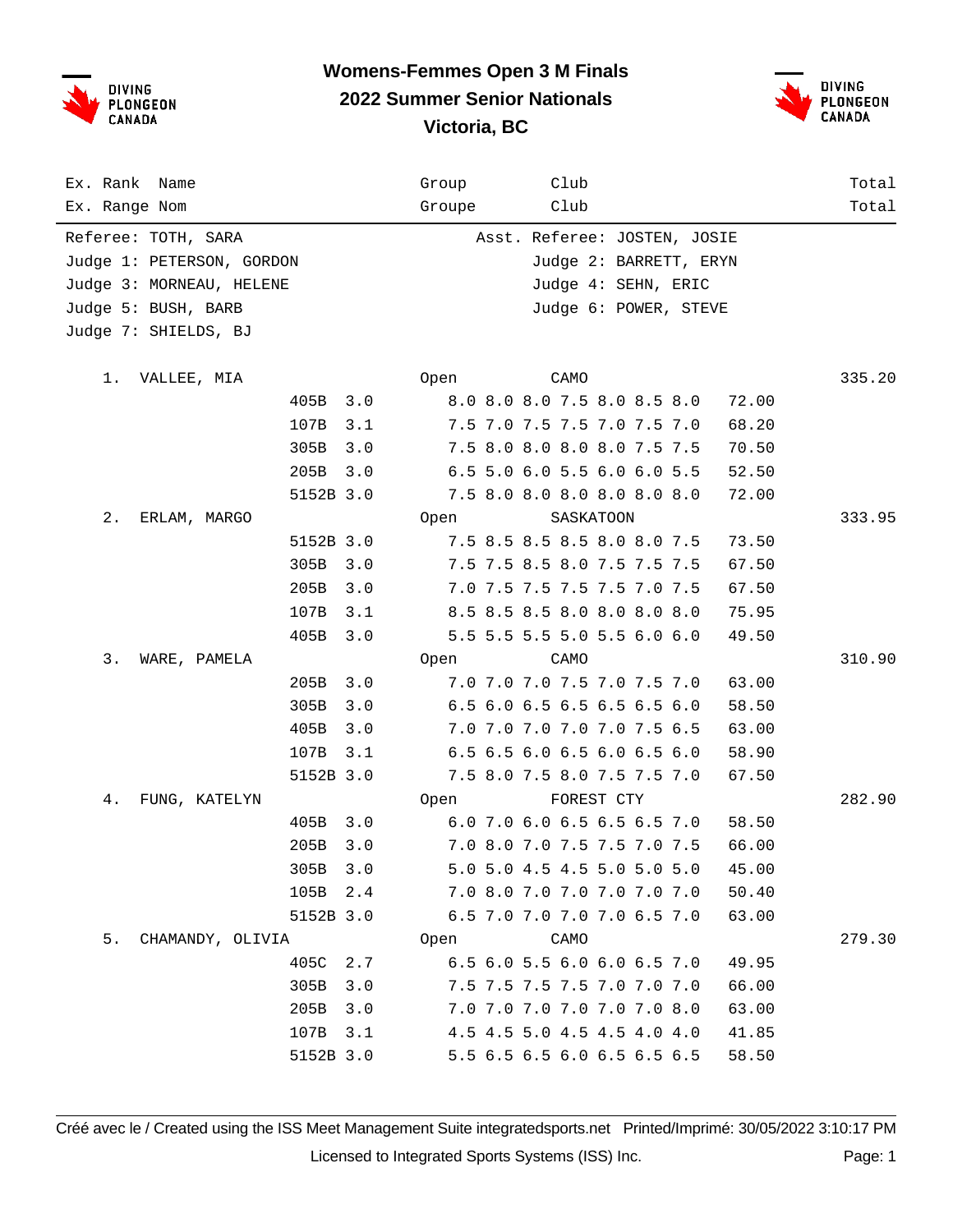# Womens-Femmes Open 3 M Finals
## 2022 Summer Senior Nationals
## Victoria, BC

| Ex. Rank | Name | Group | Club | Total |
|---|---|---|---|---|
| Ex. Range | Nom | Groupe | Club | Total |

Referee: TOTH, SARA — Asst. Referee: JOSTEN, JOSIE
Judge 1: PETERSON, GORDON — Judge 2: BARRETT, ERYN
Judge 3: MORNEAU, HELENE — Judge 4: SEHN, ERIC
Judge 5: BUSH, BARB — Judge 6: POWER, STEVE
Judge 7: SHIELDS, BJ

| Rank | Name / Dive | DD | Group / Scores | Club | Points | Total |
|---|---|---|---|---|---|---|
| 1. | VALLEE, MIA | | Open | CAMO | | 335.20 |
| | 405B | 3.0 | 8.0 8.0 8.0 7.5 8.0 8.5 8.0 | | 72.00 | |
| | 107B | 3.1 | 7.5 7.0 7.5 7.5 7.0 7.5 7.0 | | 68.20 | |
| | 305B | 3.0 | 7.5 8.0 8.0 8.0 8.0 7.5 7.5 | | 70.50 | |
| | 205B | 3.0 | 6.5 5.0 6.0 5.5 6.0 6.0 5.5 | | 52.50 | |
| | 5152B | 3.0 | 7.5 8.0 8.0 8.0 8.0 8.0 8.0 | | 72.00 | |
| 2. | ERLAM, MARGO | | Open | SASKATOON | | 333.95 |
| | 5152B | 3.0 | 7.5 8.5 8.5 8.5 8.0 8.0 7.5 | | 73.50 | |
| | 305B | 3.0 | 7.5 7.5 8.5 8.0 7.5 7.5 7.5 | | 67.50 | |
| | 205B | 3.0 | 7.0 7.5 7.5 7.5 7.5 7.0 7.5 | | 67.50 | |
| | 107B | 3.1 | 8.5 8.5 8.5 8.0 8.0 8.0 8.0 | | 75.95 | |
| | 405B | 3.0 | 5.5 5.5 5.5 5.0 5.5 6.0 6.0 | | 49.50 | |
| 3. | WARE, PAMELA | | Open | CAMO | | 310.90 |
| | 205B | 3.0 | 7.0 7.0 7.0 7.5 7.0 7.5 7.0 | | 63.00 | |
| | 305B | 3.0 | 6.5 6.0 6.5 6.5 6.5 6.5 6.0 | | 58.50 | |
| | 405B | 3.0 | 7.0 7.0 7.0 7.0 7.0 7.5 6.5 | | 63.00 | |
| | 107B | 3.1 | 6.5 6.5 6.0 6.5 6.0 6.5 6.0 | | 58.90 | |
| | 5152B | 3.0 | 7.5 8.0 7.5 8.0 7.5 7.5 7.0 | | 67.50 | |
| 4. | FUNG, KATELYN | | Open | FOREST CTY | | 282.90 |
| | 405B | 3.0 | 6.0 7.0 6.0 6.5 6.5 6.5 7.0 | | 58.50 | |
| | 205B | 3.0 | 7.0 8.0 7.0 7.5 7.5 7.0 7.5 | | 66.00 | |
| | 305B | 3.0 | 5.0 5.0 4.5 4.5 5.0 5.0 5.0 | | 45.00 | |
| | 105B | 2.4 | 7.0 8.0 7.0 7.0 7.0 7.0 7.0 | | 50.40 | |
| | 5152B | 3.0 | 6.5 7.0 7.0 7.0 7.0 6.5 7.0 | | 63.00 | |
| 5. | CHAMANDY, OLIVIA | | Open | CAMO | | 279.30 |
| | 405C | 2.7 | 6.5 6.0 5.5 6.0 6.0 6.5 7.0 | | 49.95 | |
| | 305B | 3.0 | 7.5 7.5 7.5 7.5 7.0 7.0 7.0 | | 66.00 | |
| | 205B | 3.0 | 7.0 7.0 7.0 7.0 7.0 7.0 8.0 | | 63.00 | |
| | 107B | 3.1 | 4.5 4.5 5.0 4.5 4.5 4.0 4.0 | | 41.85 | |
| | 5152B | 3.0 | 5.5 6.5 6.5 6.0 6.5 6.5 6.5 | | 58.50 | |

Créé avec le / Created using the ISS Meet Management Suite integratedsports.net Printed/Imprimé: 30/05/2022 3:10:17 PM

Licensed to Integrated Sports Systems (ISS) Inc.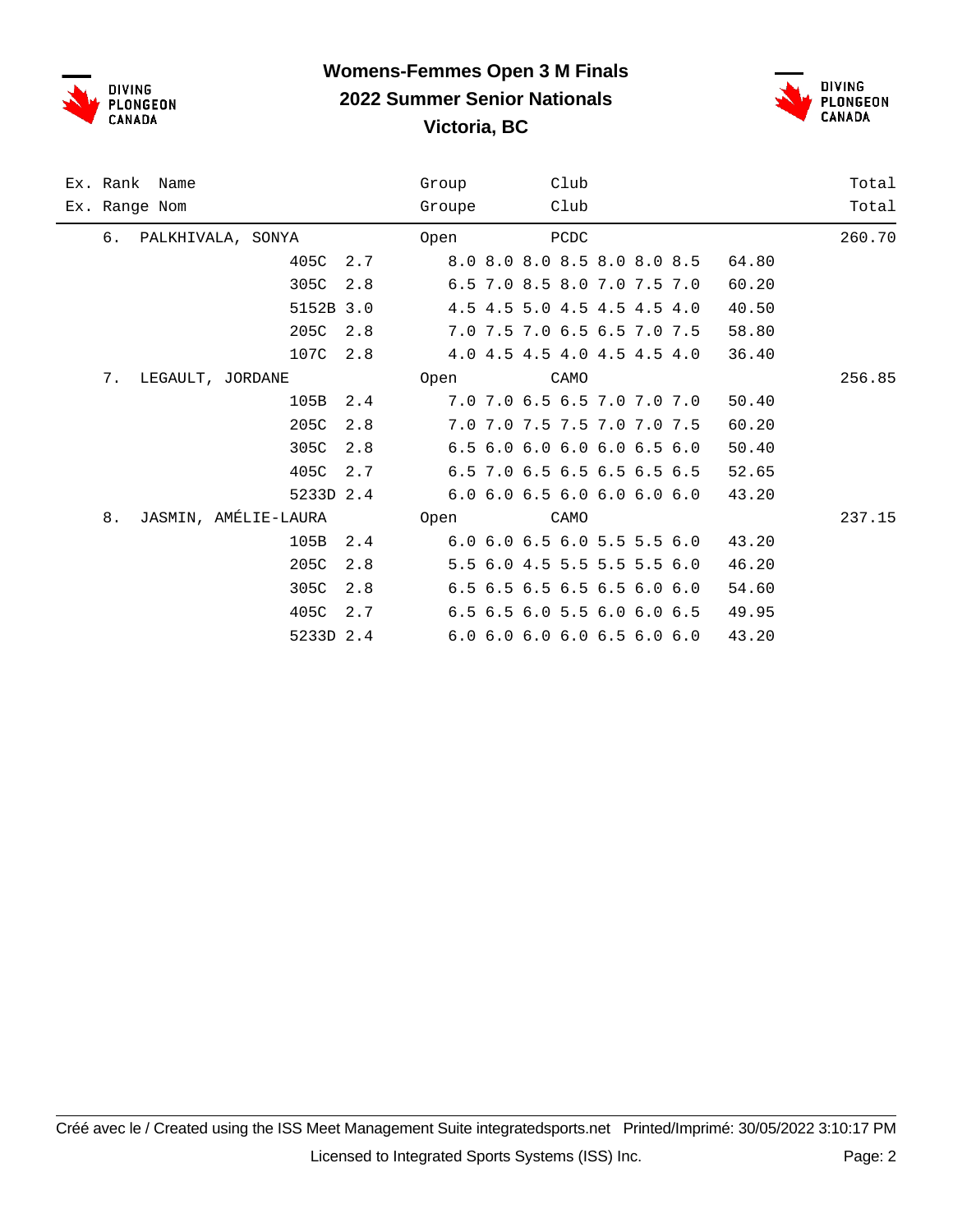# Womens-Femmes Open 3 M Finals
## 2022 Summer Senior Nationals
## Victoria, BC

| Ex. Rank<br>Ex. Range | Name<br>Nom | | Group<br>Groupe | Club<br>Club | | Total<br>Total |
|---|---|---|---|---|---|---|
| 6. | PALKHIVALA, SONYA | | Open | PCDC | | 260.70 |
| | 405C | 2.7 | 8.0 8.0 8.0 8.5 8.0 8.0 8.5 | | 64.80 | |
| | 305C | 2.8 | 6.5 7.0 8.5 8.0 7.0 7.5 7.0 | | 60.20 | |
| | 5152B | 3.0 | 4.5 4.5 5.0 4.5 4.5 4.5 4.0 | | 40.50 | |
| | 205C | 2.8 | 7.0 7.5 7.0 6.5 6.5 7.0 7.5 | | 58.80 | |
| | 107C | 2.8 | 4.0 4.5 4.5 4.0 4.5 4.5 4.0 | | 36.40 | |
| 7. | LEGAULT, JORDANE | | Open | CAMO | | 256.85 |
| | 105B | 2.4 | 7.0 7.0 6.5 6.5 7.0 7.0 7.0 | | 50.40 | |
| | 205C | 2.8 | 7.0 7.0 7.5 7.5 7.0 7.0 7.5 | | 60.20 | |
| | 305C | 2.8 | 6.5 6.0 6.0 6.0 6.0 6.5 6.0 | | 50.40 | |
| | 405C | 2.7 | 6.5 7.0 6.5 6.5 6.5 6.5 6.5 | | 52.65 | |
| | 5233D | 2.4 | 6.0 6.0 6.5 6.0 6.0 6.0 6.0 | | 43.20 | |
| 8. | JASMIN, AMÉLIE-LAURA | | Open | CAMO | | 237.15 |
| | 105B | 2.4 | 6.0 6.0 6.5 6.0 5.5 5.5 6.0 | | 43.20 | |
| | 205C | 2.8 | 5.5 6.0 4.5 5.5 5.5 5.5 6.0 | | 46.20 | |
| | 305C | 2.8 | 6.5 6.5 6.5 6.5 6.5 6.0 6.0 | | 54.60 | |
| | 405C | 2.7 | 6.5 6.5 6.0 5.5 6.0 6.0 6.5 | | 49.95 | |
| | 5233D | 2.4 | 6.0 6.0 6.0 6.0 6.5 6.0 6.0 | | 43.20 | |

Créé avec le / Created using the ISS Meet Management Suite integratedsports.net Printed/Imprimé: 30/05/2022 3:10:17 PM

Licensed to Integrated Sports Systems (ISS) Inc.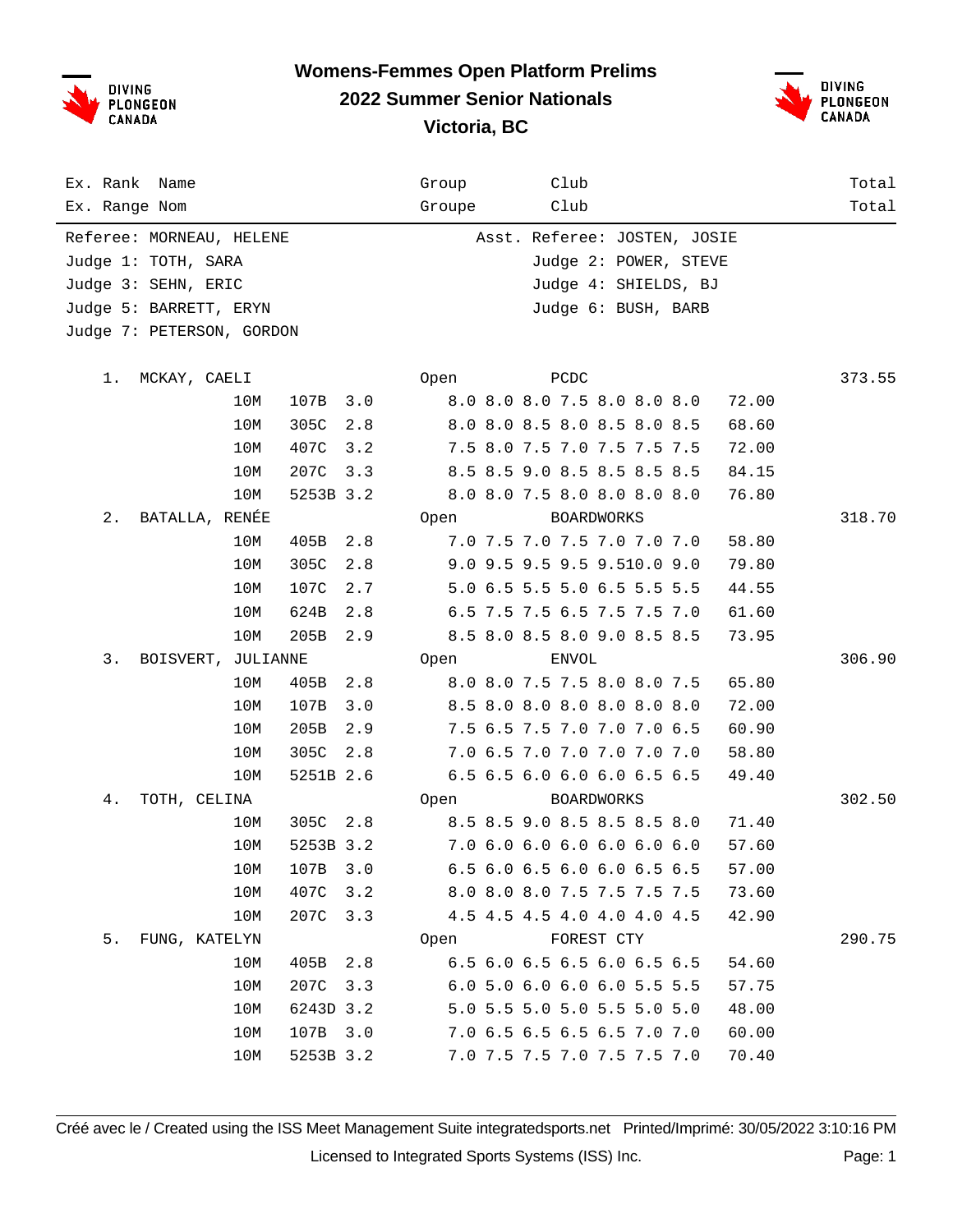# Womens-Femmes Open Platform Prelims
## 2022 Summer Senior Nationals
## Victoria, BC

| Ex. Rank / Ex. Range | Name / Nom | | | Group / Groupe | Club / Club | | Total / Total |
|---|---|---|---|---|---|---|---|

Referee: MORNEAU, HELENE — Asst. Referee: JOSTEN, JOSIE
Judge 1: TOTH, SARA — Judge 2: POWER, STEVE
Judge 3: SEHN, ERIC — Judge 4: SHIELDS, BJ
Judge 5: BARRETT, ERYN — Judge 6: BUSH, BARB
Judge 7: PETERSON, GORDON

| Rank | Name | Height | Dive | DD | Scores | Points | Group | Club | Total |
|---|---|---|---|---|---|---|---|---|---|
| 1. | MCKAY, CAELI | | | | | | Open | PCDC | 373.55 |
| | | 10M | 107B | 3.0 | 8.0 8.0 8.0 7.5 8.0 8.0 8.0 | 72.00 | | | |
| | | 10M | 305C | 2.8 | 8.0 8.0 8.5 8.0 8.5 8.0 8.5 | 68.60 | | | |
| | | 10M | 407C | 3.2 | 7.5 8.0 7.5 7.0 7.5 7.5 7.5 | 72.00 | | | |
| | | 10M | 207C | 3.3 | 8.5 8.5 9.0 8.5 8.5 8.5 8.5 | 84.15 | | | |
| | | 10M | 5253B | 3.2 | 8.0 8.0 7.5 8.0 8.0 8.0 8.0 | 76.80 | | | |
| 2. | BATALLA, RENÉE | | | | | | Open | BOARDWORKS | 318.70 |
| | | 10M | 405B | 2.8 | 7.0 7.5 7.0 7.5 7.0 7.0 7.0 | 58.80 | | | |
| | | 10M | 305C | 2.8 | 9.0 9.5 9.5 9.5 9.5 10.0 9.0 | 79.80 | | | |
| | | 10M | 107C | 2.7 | 5.0 6.5 5.5 5.0 6.5 5.5 5.5 | 44.55 | | | |
| | | 10M | 624B | 2.8 | 6.5 7.5 7.5 6.5 7.5 7.5 7.0 | 61.60 | | | |
| | | 10M | 205B | 2.9 | 8.5 8.0 8.5 8.0 9.0 8.5 8.5 | 73.95 | | | |
| 3. | BOISVERT, JULIANNE | | | | | | Open | ENVOL | 306.90 |
| | | 10M | 405B | 2.8 | 8.0 8.0 7.5 7.5 8.0 8.0 7.5 | 65.80 | | | |
| | | 10M | 107B | 3.0 | 8.5 8.0 8.0 8.0 8.0 8.0 8.0 | 72.00 | | | |
| | | 10M | 205B | 2.9 | 7.5 6.5 7.5 7.0 7.0 7.0 6.5 | 60.90 | | | |
| | | 10M | 305C | 2.8 | 7.0 6.5 7.0 7.0 7.0 7.0 7.0 | 58.80 | | | |
| | | 10M | 5251B | 2.6 | 6.5 6.5 6.0 6.0 6.0 6.5 6.5 | 49.40 | | | |
| 4. | TOTH, CELINA | | | | | | Open | BOARDWORKS | 302.50 |
| | | 10M | 305C | 2.8 | 8.5 8.5 9.0 8.5 8.5 8.5 8.0 | 71.40 | | | |
| | | 10M | 5253B | 3.2 | 7.0 6.0 6.0 6.0 6.0 6.0 6.0 | 57.60 | | | |
| | | 10M | 107B | 3.0 | 6.5 6.0 6.5 6.0 6.0 6.5 6.5 | 57.00 | | | |
| | | 10M | 407C | 3.2 | 8.0 8.0 8.0 7.5 7.5 7.5 7.5 | 73.60 | | | |
| | | 10M | 207C | 3.3 | 4.5 4.5 4.5 4.0 4.0 4.0 4.5 | 42.90 | | | |
| 5. | FUNG, KATELYN | | | | | | Open | FOREST CTY | 290.75 |
| | | 10M | 405B | 2.8 | 6.5 6.0 6.5 6.5 6.0 6.5 6.5 | 54.60 | | | |
| | | 10M | 207C | 3.3 | 6.0 5.0 6.0 6.0 6.0 5.5 5.5 | 57.75 | | | |
| | | 10M | 6243D | 3.2 | 5.0 5.5 5.0 5.0 5.5 5.0 5.0 | 48.00 | | | |
| | | 10M | 107B | 3.0 | 7.0 6.5 6.5 6.5 6.5 7.0 7.0 | 60.00 | | | |
| | | 10M | 5253B | 3.2 | 7.0 7.5 7.5 7.0 7.5 7.5 7.0 | 70.40 | | | |

Créé avec le / Created using the ISS Meet Management Suite integratedsports.net Printed/Imprimé: 30/05/2022 3:10:16 PM
Licensed to Integrated Sports Systems (ISS) Inc.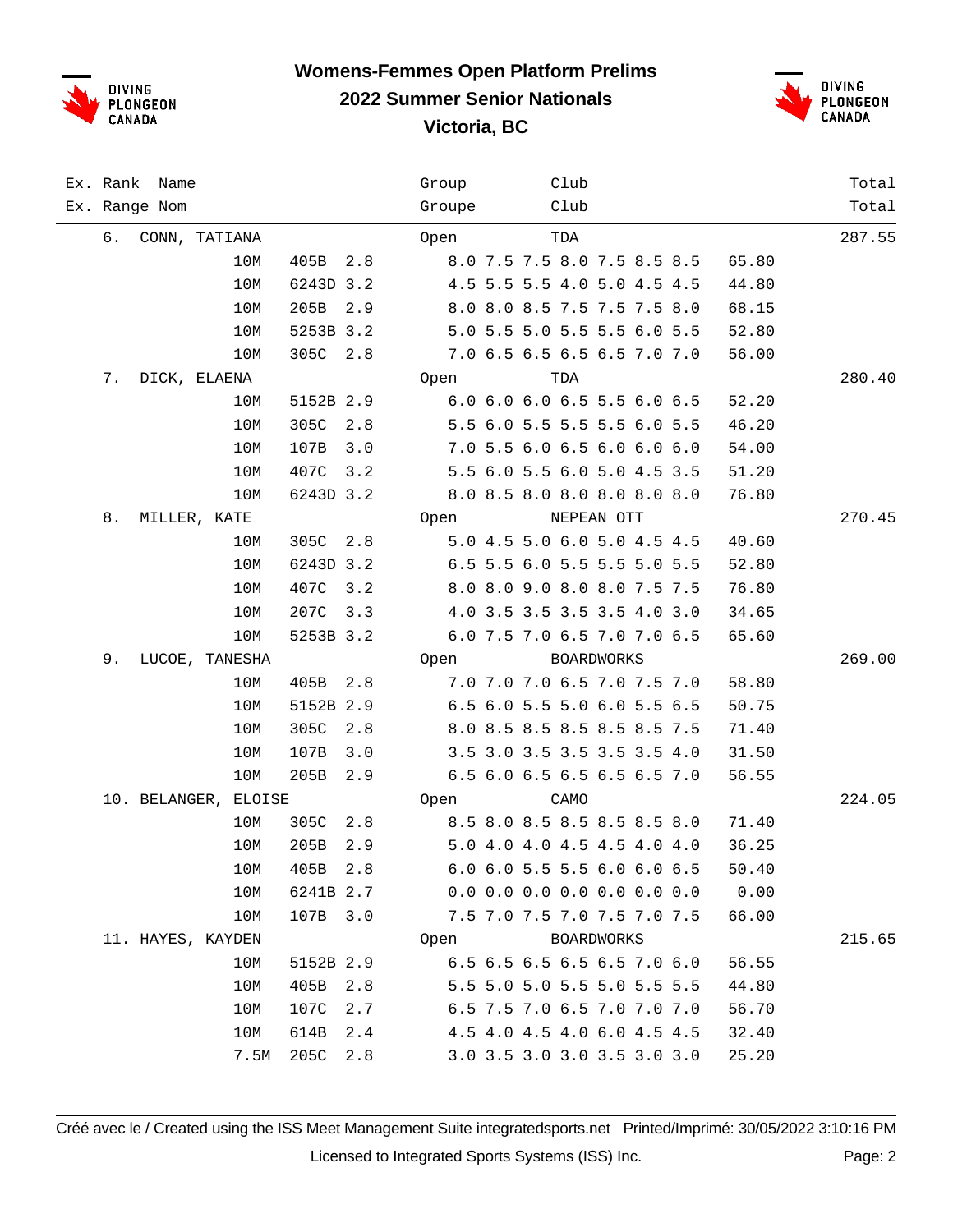# Womens-Femmes Open Platform Prelims

## 2022 Summer Senior Nationals

## Victoria, BC

| Ex. Rank | Name | | | | Group | Club | | Total |
|---|---|---|---|---|---|---|---|---|
| Ex. Range | Nom | | | | Groupe | Club | | Total |
| 6. | CONN, TATIANA | | | | Open | TDA | | 287.55 |
| | | 10M | 405B | 2.8 | 8.0 7.5 7.5 8.0 7.5 8.5 8.5 | | 65.80 | |
| | | 10M | 6243D | 3.2 | 4.5 5.5 5.5 4.0 5.0 4.5 4.5 | | 44.80 | |
| | | 10M | 205B | 2.9 | 8.0 8.0 8.5 7.5 7.5 7.5 8.0 | | 68.15 | |
| | | 10M | 5253B | 3.2 | 5.0 5.5 5.0 5.5 5.5 6.0 5.5 | | 52.80 | |
| | | 10M | 305C | 2.8 | 7.0 6.5 6.5 6.5 6.5 7.0 7.0 | | 56.00 | |
| 7. | DICK, ELAENA | | | | Open | TDA | | 280.40 |
| | | 10M | 5152B | 2.9 | 6.0 6.0 6.0 6.5 5.5 6.0 6.5 | | 52.20 | |
| | | 10M | 305C | 2.8 | 5.5 6.0 5.5 5.5 5.5 6.0 5.5 | | 46.20 | |
| | | 10M | 107B | 3.0 | 7.0 5.5 6.0 6.5 6.0 6.0 6.0 | | 54.00 | |
| | | 10M | 407C | 3.2 | 5.5 6.0 5.5 6.0 5.0 4.5 3.5 | | 51.20 | |
| | | 10M | 6243D | 3.2 | 8.0 8.5 8.0 8.0 8.0 8.0 8.0 | | 76.80 | |
| 8. | MILLER, KATE | | | | Open | NEPEAN OTT | | 270.45 |
| | | 10M | 305C | 2.8 | 5.0 4.5 5.0 6.0 5.0 4.5 4.5 | | 40.60 | |
| | | 10M | 6243D | 3.2 | 6.5 5.5 6.0 5.5 5.5 5.0 5.5 | | 52.80 | |
| | | 10M | 407C | 3.2 | 8.0 8.0 9.0 8.0 8.0 7.5 7.5 | | 76.80 | |
| | | 10M | 207C | 3.3 | 4.0 3.5 3.5 3.5 3.5 4.0 3.0 | | 34.65 | |
| | | 10M | 5253B | 3.2 | 6.0 7.5 7.0 6.5 7.0 7.0 6.5 | | 65.60 | |
| 9. | LUCOE, TANESHA | | | | Open | BOARDWORKS | | 269.00 |
| | | 10M | 405B | 2.8 | 7.0 7.0 7.0 6.5 7.0 7.5 7.0 | | 58.80 | |
| | | 10M | 5152B | 2.9 | 6.5 6.0 5.5 5.0 6.0 5.5 6.5 | | 50.75 | |
| | | 10M | 305C | 2.8 | 8.0 8.5 8.5 8.5 8.5 8.5 7.5 | | 71.40 | |
| | | 10M | 107B | 3.0 | 3.5 3.0 3.5 3.5 3.5 3.5 4.0 | | 31.50 | |
| | | 10M | 205B | 2.9 | 6.5 6.0 6.5 6.5 6.5 6.5 7.0 | | 56.55 | |
| 10. | BELANGER, ELOISE | | | | Open | CAMO | | 224.05 |
| | | 10M | 305C | 2.8 | 8.5 8.0 8.5 8.5 8.5 8.5 8.0 | | 71.40 | |
| | | 10M | 205B | 2.9 | 5.0 4.0 4.0 4.5 4.5 4.0 4.0 | | 36.25 | |
| | | 10M | 405B | 2.8 | 6.0 6.0 5.5 5.5 6.0 6.0 6.5 | | 50.40 | |
| | | 10M | 6241B | 2.7 | 0.0 0.0 0.0 0.0 0.0 0.0 0.0 | | 0.00 | |
| | | 10M | 107B | 3.0 | 7.5 7.0 7.5 7.0 7.5 7.0 7.5 | | 66.00 | |
| 11. | HAYES, KAYDEN | | | | Open | BOARDWORKS | | 215.65 |
| | | 10M | 5152B | 2.9 | 6.5 6.5 6.5 6.5 6.5 7.0 6.0 | | 56.55 | |
| | | 10M | 405B | 2.8 | 5.5 5.0 5.0 5.5 5.0 5.5 5.5 | | 44.80 | |
| | | 10M | 107C | 2.7 | 6.5 7.5 7.0 6.5 7.0 7.0 7.0 | | 56.70 | |
| | | 10M | 614B | 2.4 | 4.5 4.0 4.5 4.0 6.0 4.5 4.5 | | 32.40 | |
| | | 7.5M | 205C | 2.8 | 3.0 3.5 3.0 3.0 3.5 3.0 3.0 | | 25.20 | |

Créé avec le / Created using the ISS Meet Management Suite integratedsports.net Printed/Imprimé: 30/05/2022 3:10:16 PM

Licensed to Integrated Sports Systems (ISS) Inc.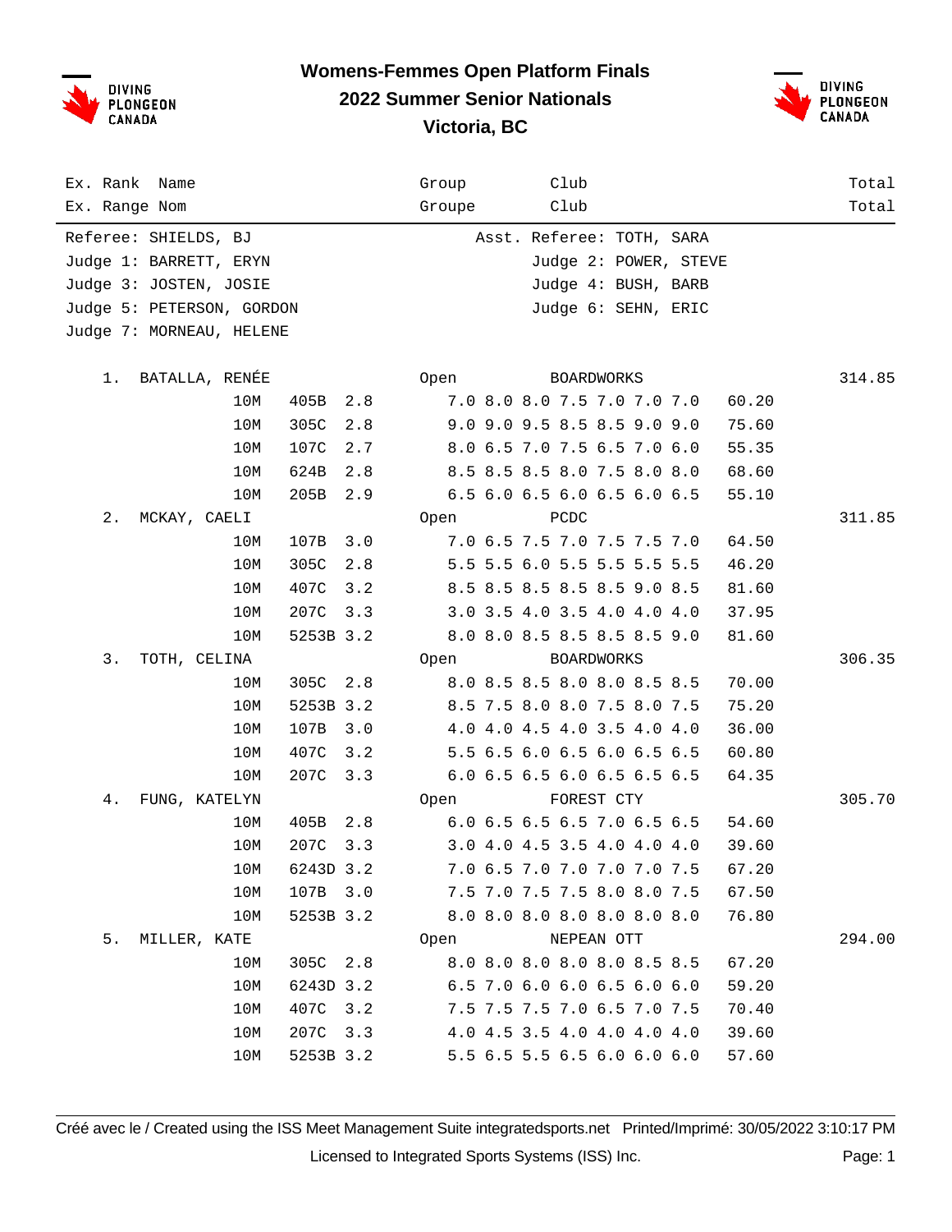# Womens-Femmes Open Platform Finals

## 2022 Summer Senior Nationals

## Victoria, BC

| Ex. Rank / Ex. Range | Name / Nom | | | | Group / Groupe | Club / Club | | Total / Total |
|---|---|---|---|---|---|---|---|---|

Referee: SHIELDS, BJ — Asst. Referee: TOTH, SARA
Judge 1: BARRETT, ERYN — Judge 2: POWER, STEVE
Judge 3: JOSTEN, JOSIE — Judge 4: BUSH, BARB
Judge 5: PETERSON, GORDON — Judge 6: SEHN, ERIC
Judge 7: MORNEAU, HELENE

| Rank | Name | Height | Dive | DD | Group / Scores | Club | Points | Total |
|---|---|---|---|---|---|---|---|---|
| 1. | BATALLA, RENÉE | | | | Open | BOARDWORKS | | 314.85 |
| | | 10M | 405B | 2.8 | 7.0 8.0 8.0 7.5 7.0 7.0 7.0 | | 60.20 | |
| | | 10M | 305C | 2.8 | 9.0 9.0 9.5 8.5 8.5 9.0 9.0 | | 75.60 | |
| | | 10M | 107C | 2.7 | 8.0 6.5 7.0 7.5 6.5 7.0 6.0 | | 55.35 | |
| | | 10M | 624B | 2.8 | 8.5 8.5 8.5 8.0 7.5 8.0 8.0 | | 68.60 | |
| | | 10M | 205B | 2.9 | 6.5 6.0 6.5 6.0 6.5 6.0 6.5 | | 55.10 | |
| 2. | MCKAY, CAELI | | | | Open | PCDC | | 311.85 |
| | | 10M | 107B | 3.0 | 7.0 6.5 7.5 7.0 7.5 7.5 7.0 | | 64.50 | |
| | | 10M | 305C | 2.8 | 5.5 5.5 6.0 5.5 5.5 5.5 5.5 | | 46.20 | |
| | | 10M | 407C | 3.2 | 8.5 8.5 8.5 8.5 8.5 9.0 8.5 | | 81.60 | |
| | | 10M | 207C | 3.3 | 3.0 3.5 4.0 3.5 4.0 4.0 4.0 | | 37.95 | |
| | | 10M | 5253B | 3.2 | 8.0 8.0 8.5 8.5 8.5 8.5 9.0 | | 81.60 | |
| 3. | TOTH, CELINA | | | | Open | BOARDWORKS | | 306.35 |
| | | 10M | 305C | 2.8 | 8.0 8.5 8.5 8.0 8.0 8.5 8.5 | | 70.00 | |
| | | 10M | 5253B | 3.2 | 8.5 7.5 8.0 8.0 7.5 8.0 7.5 | | 75.20 | |
| | | 10M | 107B | 3.0 | 4.0 4.0 4.5 4.0 3.5 4.0 4.0 | | 36.00 | |
| | | 10M | 407C | 3.2 | 5.5 6.5 6.0 6.5 6.0 6.5 6.5 | | 60.80 | |
| | | 10M | 207C | 3.3 | 6.0 6.5 6.5 6.0 6.5 6.5 6.5 | | 64.35 | |
| 4. | FUNG, KATELYN | | | | Open | FOREST CTY | | 305.70 |
| | | 10M | 405B | 2.8 | 6.0 6.5 6.5 6.5 7.0 6.5 6.5 | | 54.60 | |
| | | 10M | 207C | 3.3 | 3.0 4.0 4.5 3.5 4.0 4.0 4.0 | | 39.60 | |
| | | 10M | 6243D | 3.2 | 7.0 6.5 7.0 7.0 7.0 7.0 7.5 | | 67.20 | |
| | | 10M | 107B | 3.0 | 7.5 7.0 7.5 7.5 8.0 8.0 7.5 | | 67.50 | |
| | | 10M | 5253B | 3.2 | 8.0 8.0 8.0 8.0 8.0 8.0 8.0 | | 76.80 | |
| 5. | MILLER, KATE | | | | Open | NEPEAN OTT | | 294.00 |
| | | 10M | 305C | 2.8 | 8.0 8.0 8.0 8.0 8.0 8.5 8.5 | | 67.20 | |
| | | 10M | 6243D | 3.2 | 6.5 7.0 6.0 6.0 6.5 6.0 6.0 | | 59.20 | |
| | | 10M | 407C | 3.2 | 7.5 7.5 7.5 7.0 6.5 7.0 7.5 | | 70.40 | |
| | | 10M | 207C | 3.3 | 4.0 4.5 3.5 4.0 4.0 4.0 4.0 | | 39.60 | |
| | | 10M | 5253B | 3.2 | 5.5 6.5 5.5 6.5 6.0 6.0 6.0 | | 57.60 | |

Créé avec le / Created using the ISS Meet Management Suite integratedsports.net Printed/Imprimé: 30/05/2022 3:10:17 PM
Licensed to Integrated Sports Systems (ISS) Inc.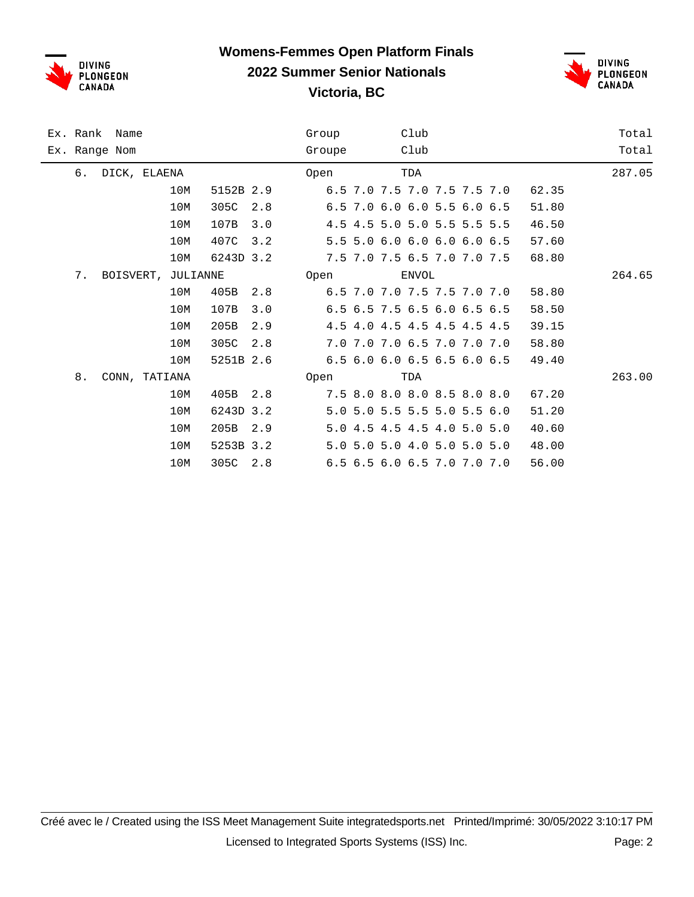# Womens-Femmes Open Platform Finals

## 2022 Summer Senior Nationals

## Victoria, BC

| Ex. Rank / Ex. Range | Name / Nom | | | | Group / Groupe | Club / Club | Scores | Points | Total / Total |
|---|---|---|---|---|---|---|---|---|---|
| 6. | DICK, ELAENA | | | | Open | TDA | | | 287.05 |
| | | 10M | 5152B | 2.9 | | | 6.5 7.0 7.5 7.0 7.5 7.5 7.0 | 62.35 | |
| | | 10M | 305C | 2.8 | | | 6.5 7.0 6.0 6.0 5.5 6.0 6.5 | 51.80 | |
| | | 10M | 107B | 3.0 | | | 4.5 4.5 5.0 5.0 5.5 5.5 5.5 | 46.50 | |
| | | 10M | 407C | 3.2 | | | 5.5 5.0 6.0 6.0 6.0 6.0 6.5 | 57.60 | |
| | | 10M | 6243D | 3.2 | | | 7.5 7.0 7.5 6.5 7.0 7.0 7.5 | 68.80 | |
| 7. | BOISVERT, JULIANNE | | | | Open | ENVOL | | | 264.65 |
| | | 10M | 405B | 2.8 | | | 6.5 7.0 7.0 7.5 7.5 7.0 7.0 | 58.80 | |
| | | 10M | 107B | 3.0 | | | 6.5 6.5 7.5 6.5 6.0 6.5 6.5 | 58.50 | |
| | | 10M | 205B | 2.9 | | | 4.5 4.0 4.5 4.5 4.5 4.5 4.5 | 39.15 | |
| | | 10M | 305C | 2.8 | | | 7.0 7.0 7.0 6.5 7.0 7.0 7.0 | 58.80 | |
| | | 10M | 5251B | 2.6 | | | 6.5 6.0 6.0 6.5 6.5 6.0 6.5 | 49.40 | |
| 8. | CONN, TATIANA | | | | Open | TDA | | | 263.00 |
| | | 10M | 405B | 2.8 | | | 7.5 8.0 8.0 8.0 8.5 8.0 8.0 | 67.20 | |
| | | 10M | 6243D | 3.2 | | | 5.0 5.0 5.5 5.5 5.0 5.5 6.0 | 51.20 | |
| | | 10M | 205B | 2.9 | | | 5.0 4.5 4.5 4.5 4.0 5.0 5.0 | 40.60 | |
| | | 10M | 5253B | 3.2 | | | 5.0 5.0 5.0 4.0 5.0 5.0 5.0 | 48.00 | |
| | | 10M | 305C | 2.8 | | | 6.5 6.5 6.0 6.5 7.0 7.0 7.0 | 56.00 | |

Créé avec le / Created using the ISS Meet Management Suite integratedsports.net Printed/Imprimé: 30/05/2022 3:10:17 PM

Licensed to Integrated Sports Systems (ISS) Inc.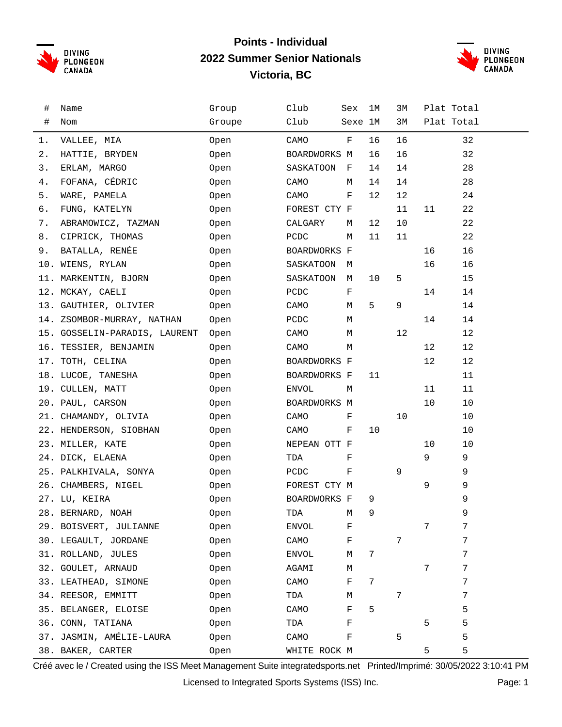# Points - Individual

## 2022 Summer Senior Nationals

## Victoria, BC

| # / # | Name / Nom | Group / Groupe | Club / Club | Sex / Sexe | 1M / 1M | 3M / 3M | Plat / Plat | Total / Total |
|---|---|---|---|---|---|---|---|---|
| 1. | VALLEE, MIA | Open | CAMO | F | 16 | 16 | | 32 |
| 2. | HATTIE, BRYDEN | Open | BOARDWORKS | M | 16 | 16 | | 32 |
| 3. | ERLAM, MARGO | Open | SASKATOON | F | 14 | 14 | | 28 |
| 4. | FOFANA, CÉDRIC | Open | CAMO | M | 14 | 14 | | 28 |
| 5. | WARE, PAMELA | Open | CAMO | F | 12 | 12 | | 24 |
| 6. | FUNG, KATELYN | Open | FOREST CTY | F | | 11 | 11 | 22 |
| 7. | ABRAMOWICZ, TAZMAN | Open | CALGARY | M | 12 | 10 | | 22 |
| 8. | CIPRICK, THOMAS | Open | PCDC | M | 11 | 11 | | 22 |
| 9. | BATALLA, RENÉE | Open | BOARDWORKS | F | | | 16 | 16 |
| 10. | WIENS, RYLAN | Open | SASKATOON | M | | | 16 | 16 |
| 11. | MARKENTIN, BJORN | Open | SASKATOON | M | 10 | 5 | | 15 |
| 12. | MCKAY, CAELI | Open | PCDC | F | | | 14 | 14 |
| 13. | GAUTHIER, OLIVIER | Open | CAMO | M | 5 | 9 | | 14 |
| 14. | ZSOMBOR-MURRAY, NATHAN | Open | PCDC | M | | | 14 | 14 |
| 15. | GOSSELIN-PARADIS, LAURENT | Open | CAMO | M | | 12 | | 12 |
| 16. | TESSIER, BENJAMIN | Open | CAMO | M | | | 12 | 12 |
| 17. | TOTH, CELINA | Open | BOARDWORKS | F | | | 12 | 12 |
| 18. | LUCOE, TANESHA | Open | BOARDWORKS | F | 11 | | | 11 |
| 19. | CULLEN, MATT | Open | ENVOL | M | | | 11 | 11 |
| 20. | PAUL, CARSON | Open | BOARDWORKS | M | | | 10 | 10 |
| 21. | CHAMANDY, OLIVIA | Open | CAMO | F | | 10 | | 10 |
| 22. | HENDERSON, SIOBHAN | Open | CAMO | F | 10 | | | 10 |
| 23. | MILLER, KATE | Open | NEPEAN OTT | F | | | 10 | 10 |
| 24. | DICK, ELAENA | Open | TDA | F | | | 9 | 9 |
| 25. | PALKHIVALA, SONYA | Open | PCDC | F | | 9 | | 9 |
| 26. | CHAMBERS, NIGEL | Open | FOREST CTY | M | | | 9 | 9 |
| 27. | LU, KEIRA | Open | BOARDWORKS | F | 9 | | | 9 |
| 28. | BERNARD, NOAH | Open | TDA | M | 9 | | | 9 |
| 29. | BOISVERT, JULIANNE | Open | ENVOL | F | | | 7 | 7 |
| 30. | LEGAULT, JORDANE | Open | CAMO | F | | 7 | | 7 |
| 31. | ROLLAND, JULES | Open | ENVOL | M | 7 | | | 7 |
| 32. | GOULET, ARNAUD | Open | AGAMI | M | | | 7 | 7 |
| 33. | LEATHEAD, SIMONE | Open | CAMO | F | 7 | | | 7 |
| 34. | REESOR, EMMITT | Open | TDA | M | | 7 | | 7 |
| 35. | BELANGER, ELOISE | Open | CAMO | F | 5 | | | 5 |
| 36. | CONN, TATIANA | Open | TDA | F | | | 5 | 5 |
| 37. | JASMIN, AMÉLIE-LAURA | Open | CAMO | F | | 5 | | 5 |
| 38. | BAKER, CARTER | Open | WHITE ROCK | M | | | 5 | 5 |

Créé avec le / Created using the ISS Meet Management Suite integratedsports.net Printed/Imprimé: 30/05/2022 3:10:41 PM

Licensed to Integrated Sports Systems (ISS) Inc.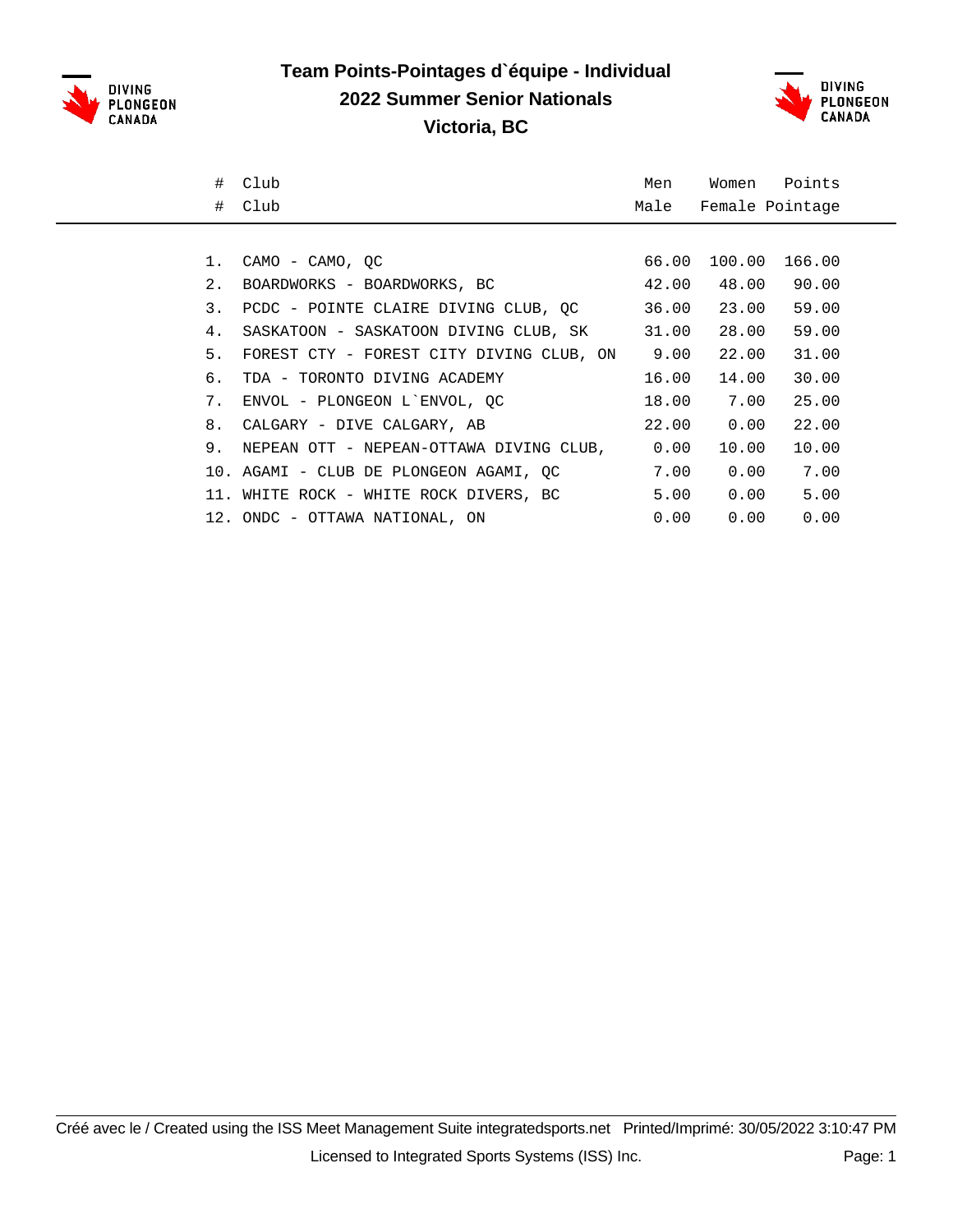# Team Points-Pointages d`équipe - Individual

## 2022 Summer Senior Nationals

## Victoria, BC

| # | Club | Men | Women | Points |
|---|---|---|---|---|
| # | Club | Male | Female | Pointage |
| 1. | CAMO - CAMO, QC | 66.00 | 100.00 | 166.00 |
| 2. | BOARDWORKS - BOARDWORKS, BC | 42.00 | 48.00 | 90.00 |
| 3. | PCDC - POINTE CLAIRE DIVING CLUB, QC | 36.00 | 23.00 | 59.00 |
| 4. | SASKATOON - SASKATOON DIVING CLUB, SK | 31.00 | 28.00 | 59.00 |
| 5. | FOREST CTY - FOREST CITY DIVING CLUB, ON | 9.00 | 22.00 | 31.00 |
| 6. | TDA - TORONTO DIVING ACADEMY | 16.00 | 14.00 | 30.00 |
| 7. | ENVOL - PLONGEON L`ENVOL, QC | 18.00 | 7.00 | 25.00 |
| 8. | CALGARY - DIVE CALGARY, AB | 22.00 | 0.00 | 22.00 |
| 9. | NEPEAN OTT - NEPEAN-OTTAWA DIVING CLUB, | 0.00 | 10.00 | 10.00 |
| 10. | AGAMI - CLUB DE PLONGEON AGAMI, QC | 7.00 | 0.00 | 7.00 |
| 11. | WHITE ROCK - WHITE ROCK DIVERS, BC | 5.00 | 0.00 | 5.00 |
| 12. | ONDC - OTTAWA NATIONAL, ON | 0.00 | 0.00 | 0.00 |

Créé avec le / Created using the ISS Meet Management Suite integratedsports.net Printed/Imprimé: 30/05/2022 3:10:47 PM

Licensed to Integrated Sports Systems (ISS) Inc.